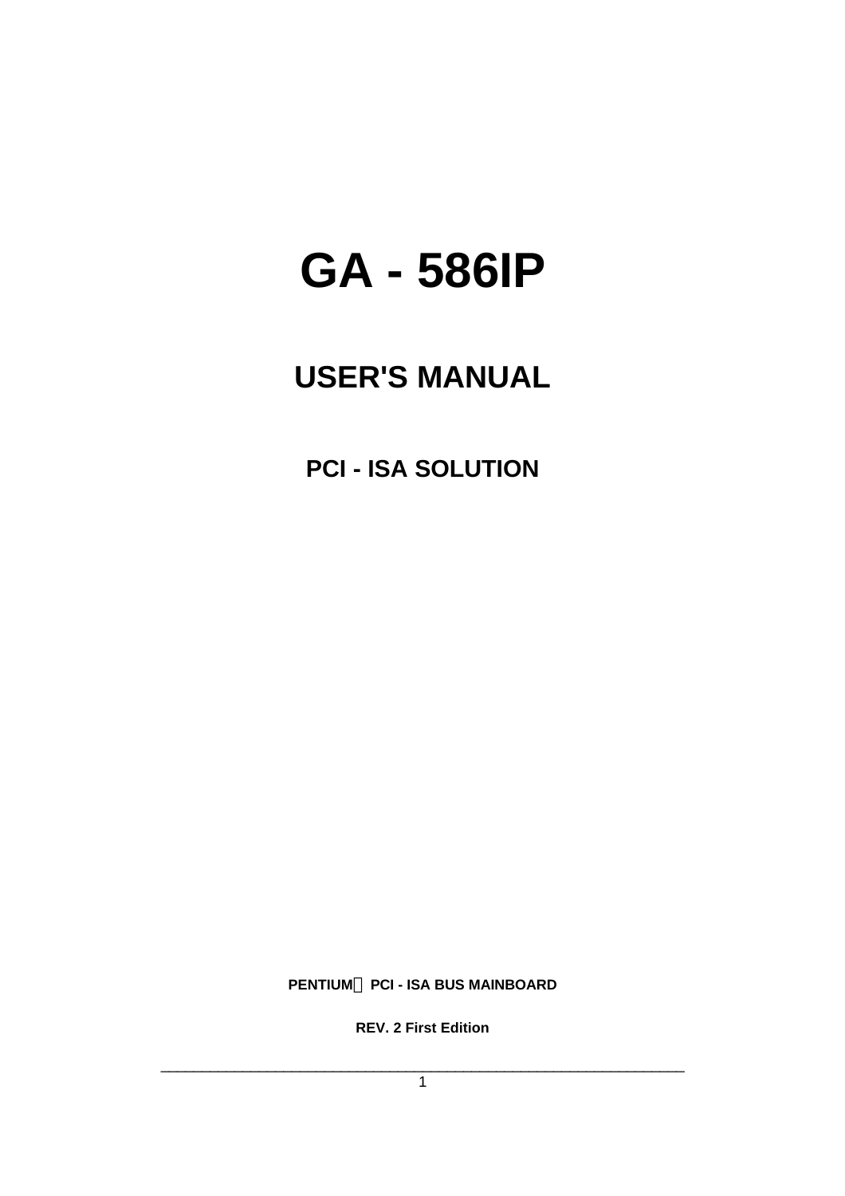# GA - 586IP

## USER'S MANUAL

### PCI - ISA SOLUTION

**PENTIUM PCI - ISA BUS MAINBOARD**

**REV. 2 First Edition**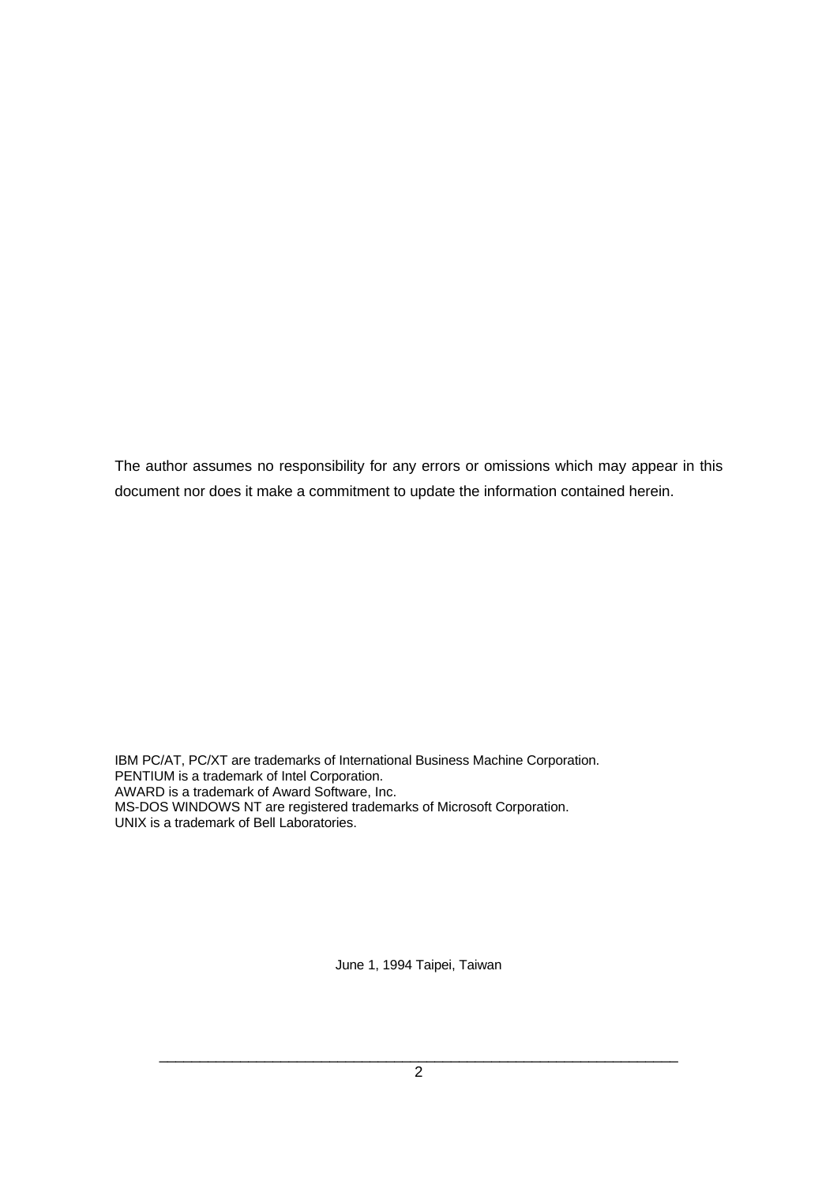The author assumes no responsibility for any errors or omissions which may appear in this document nor does it make a commitment to update the information contained herein.

IBM PC/AT, PC/XT are trademarks of International Business Machine Corporation.
PENTIUM is a trademark of Intel Corporation.
AWARD is a trademark of Award Software, Inc.
MS-DOS WINDOWS NT are registered trademarks of Microsoft Corporation.
UNIX is a trademark of Bell Laboratories.

June 1, 1994 Taipei, Taiwan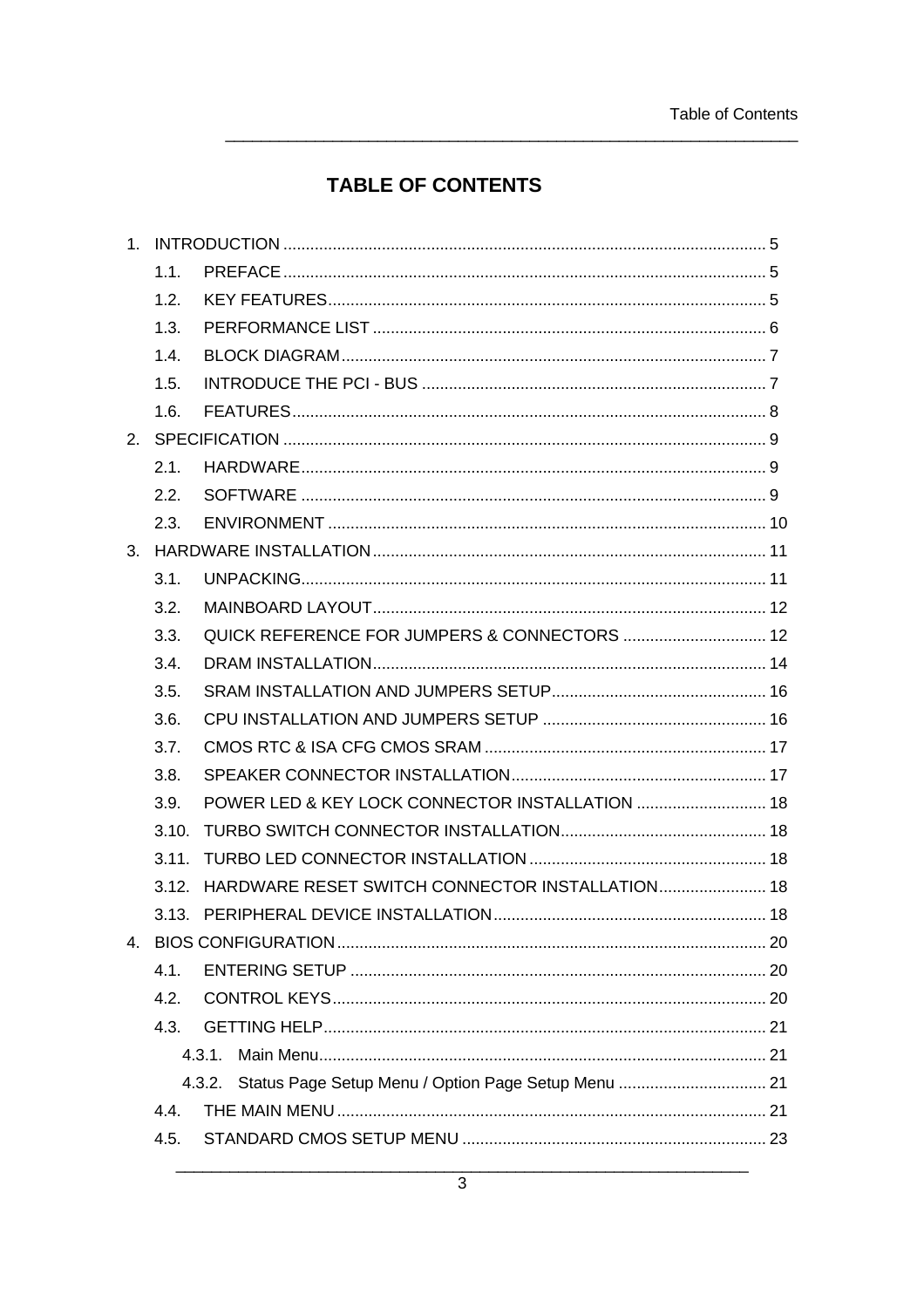# TABLE OF CONTENTS

1. INTRODUCTION ........................................................................................................ 5
    - 1.1. PREFACE ........................................................................................................ 5
    - 1.2. KEY FEATURES .............................................................................................. 5
    - 1.3. PERFORMANCE LIST .................................................................................... 6
    - 1.4. BLOCK DIAGRAM ........................................................................................... 7
    - 1.5. INTRODUCE THE PCI - BUS .......................................................................... 7
    - 1.6. FEATURES ...................................................................................................... 8
2. SPECIFICATION ........................................................................................................ 9
    - 2.1. HARDWARE .................................................................................................... 9
    - 2.2. SOFTWARE .................................................................................................... 9
    - 2.3. ENVIRONMENT .............................................................................................. 10
3. HARDWARE INSTALLATION .................................................................................... 11
    - 3.1. UNPACKING .................................................................................................... 11
    - 3.2. MAINBOARD LAYOUT .................................................................................... 12
    - 3.3. QUICK REFERENCE FOR JUMPERS & CONNECTORS ................................ 12
    - 3.4. DRAM INSTALLATION .................................................................................... 14
    - 3.5. SRAM INSTALLATION AND JUMPERS SETUP ............................................... 16
    - 3.6. CPU INSTALLATION AND JUMPERS SETUP ................................................. 16
    - 3.7. CMOS RTC & ISA CFG CMOS SRAM .............................................................. 17
    - 3.8. SPEAKER CONNECTOR INSTALLATION ........................................................ 17
    - 3.9. POWER LED & KEY LOCK CONNECTOR INSTALLATION ............................ 18
    - 3.10. TURBO SWITCH CONNECTOR INSTALLATION ............................................. 18
    - 3.11. TURBO LED CONNECTOR INSTALLATION .................................................... 18
    - 3.12. HARDWARE RESET SWITCH CONNECTOR INSTALLATION ........................ 18
    - 3.13. PERIPHERAL DEVICE INSTALLATION ............................................................ 18
4. BIOS CONFIGURATION ............................................................................................. 20
    - 4.1. ENTERING SETUP ........................................................................................... 20
    - 4.2. CONTROL KEYS ............................................................................................... 20
    - 4.3. GETTING HELP ................................................................................................. 21
        - 4.3.1. Main Menu .................................................................................................. 21
        - 4.3.2. Status Page Setup Menu / Option Page Setup Menu ................................. 21
    - 4.4. THE MAIN MENU .............................................................................................. 21
    - 4.5. STANDARD CMOS SETUP MENU ................................................................... 23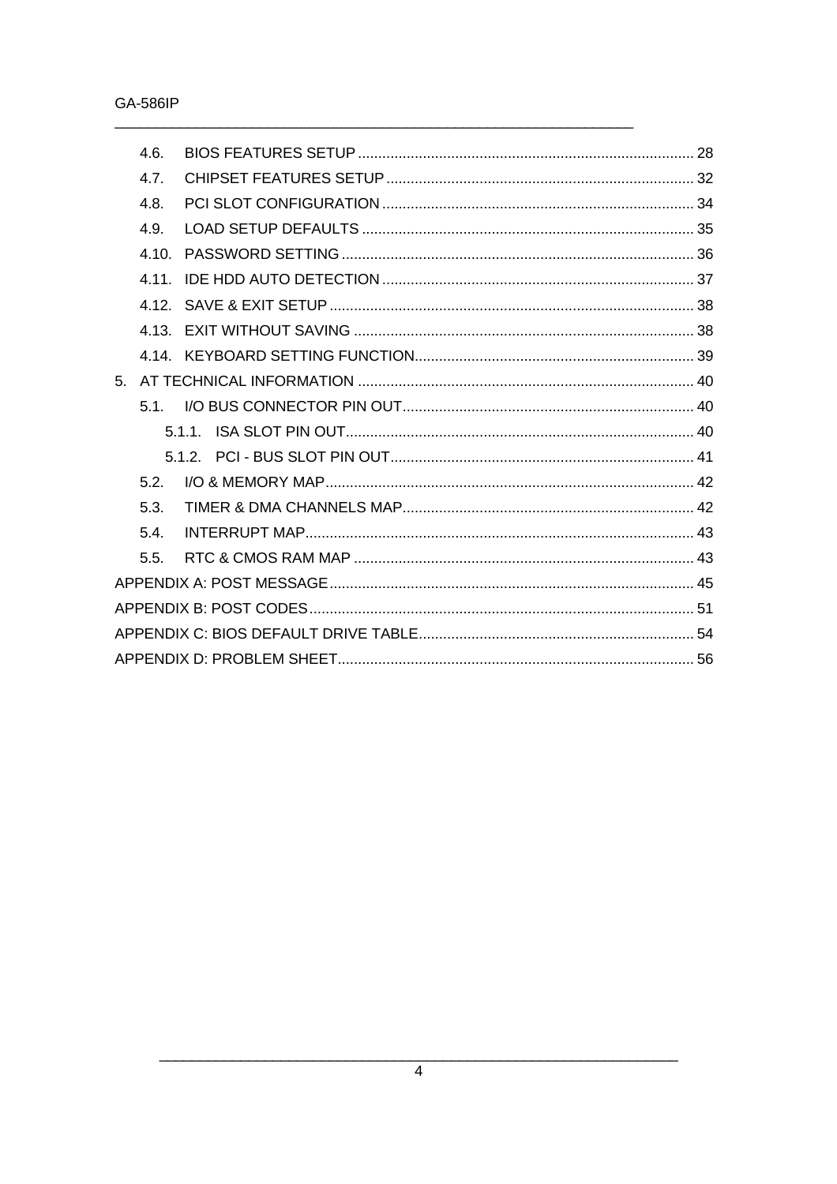4.6. BIOS FEATURES SETUP .................................................................................. 28

4.7. CHIPSET FEATURES SETUP ........................................................................... 32

4.8. PCI SLOT CONFIGURATION ............................................................................ 34

4.9. LOAD SETUP DEFAULTS ................................................................................. 35

4.10. PASSWORD SETTING ...................................................................................... 36

4.11. IDE HDD AUTO DETECTION ............................................................................ 37

4.12. SAVE & EXIT SETUP ......................................................................................... 38

4.13. EXIT WITHOUT SAVING ................................................................................... 38

4.14. KEYBOARD SETTING FUNCTION.................................................................... 39

5. AT TECHNICAL INFORMATION .................................................................................. 40

5.1. I/O BUS CONNECTOR PIN OUT....................................................................... 40

5.1.1. ISA SLOT PIN OUT..................................................................................... 40

5.1.2. PCI - BUS SLOT PIN OUT.......................................................................... 41

5.2. I/O & MEMORY MAP.......................................................................................... 42

5.3. TIMER & DMA CHANNELS MAP....................................................................... 42

5.4. INTERRUPT MAP............................................................................................... 43

5.5. RTC & CMOS RAM MAP ................................................................................... 43

APPENDIX A: POST MESSAGE......................................................................................... 45

APPENDIX B: POST CODES.............................................................................................. 51

APPENDIX C: BIOS DEFAULT DRIVE TABLE.................................................................... 54

APPENDIX D: PROBLEM SHEET........................................................................................ 56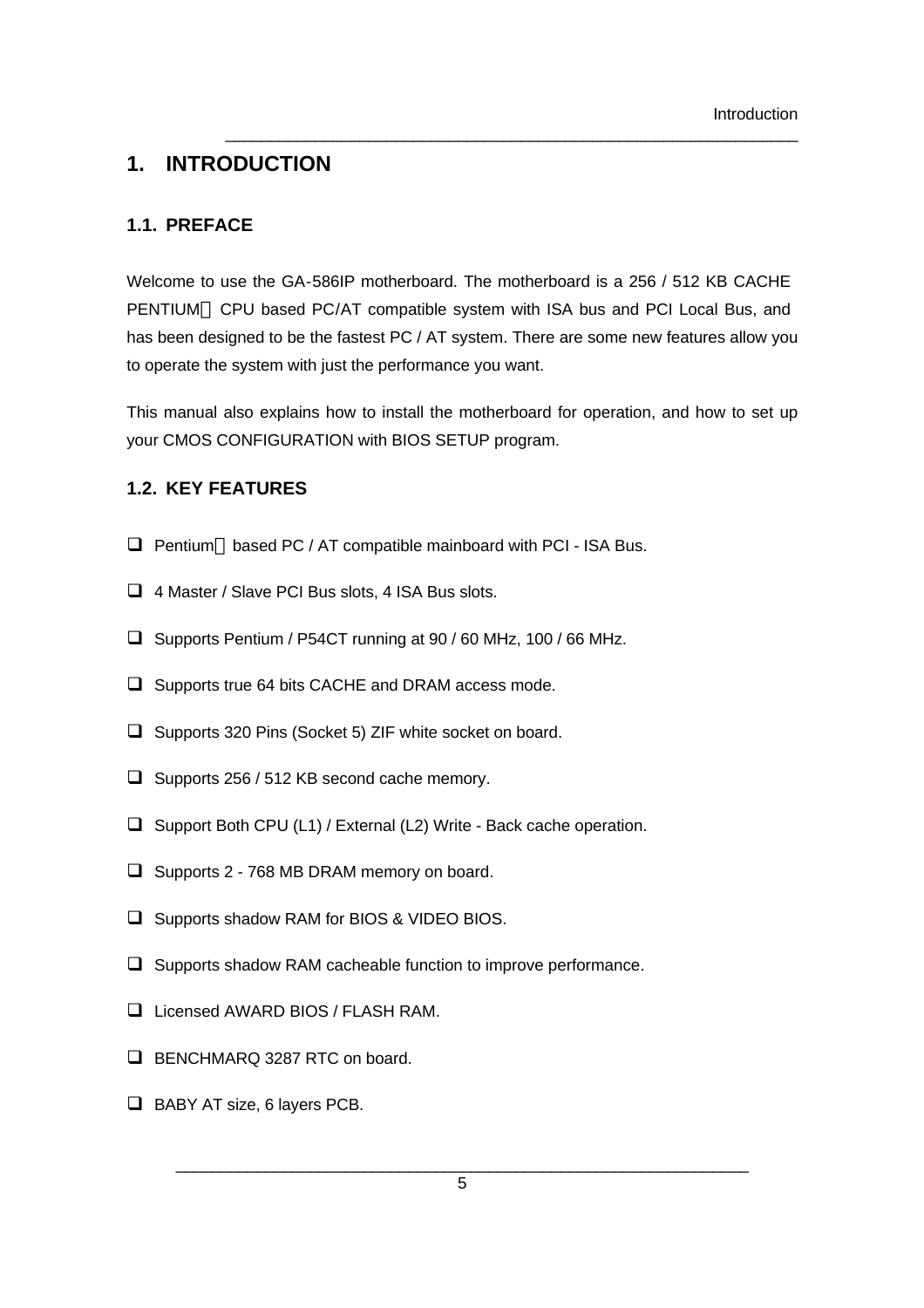# 1. INTRODUCTION

## 1.1. PREFACE

Welcome to use the GA-586IP motherboard. The motherboard is a 256 / 512 KB CACHE PENTIUM™ CPU based PC/AT compatible system with ISA bus and PCI Local Bus, and has been designed to be the fastest PC / AT system. There are some new features allow you to operate the system with just the performance you want.

This manual also explains how to install the motherboard for operation, and how to set up your CMOS CONFIGURATION with BIOS SETUP program.

## 1.2. KEY FEATURES

- Pentium™ based PC / AT compatible mainboard with PCI - ISA Bus.
- 4 Master / Slave PCI Bus slots, 4 ISA Bus slots.
- Supports Pentium / P54CT running at 90 / 60 MHz, 100 / 66 MHz.
- Supports true 64 bits CACHE and DRAM access mode.
- Supports 320 Pins (Socket 5) ZIF white socket on board.
- Supports 256 / 512 KB second cache memory.
- Support Both CPU (L1) / External (L2) Write - Back cache operation.
- Supports 2 - 768 MB DRAM memory on board.
- Supports shadow RAM for BIOS & VIDEO BIOS.
- Supports shadow RAM cacheable function to improve performance.
- Licensed AWARD BIOS / FLASH RAM.
- BENCHMARQ 3287 RTC on board.
- BABY AT size, 6 layers PCB.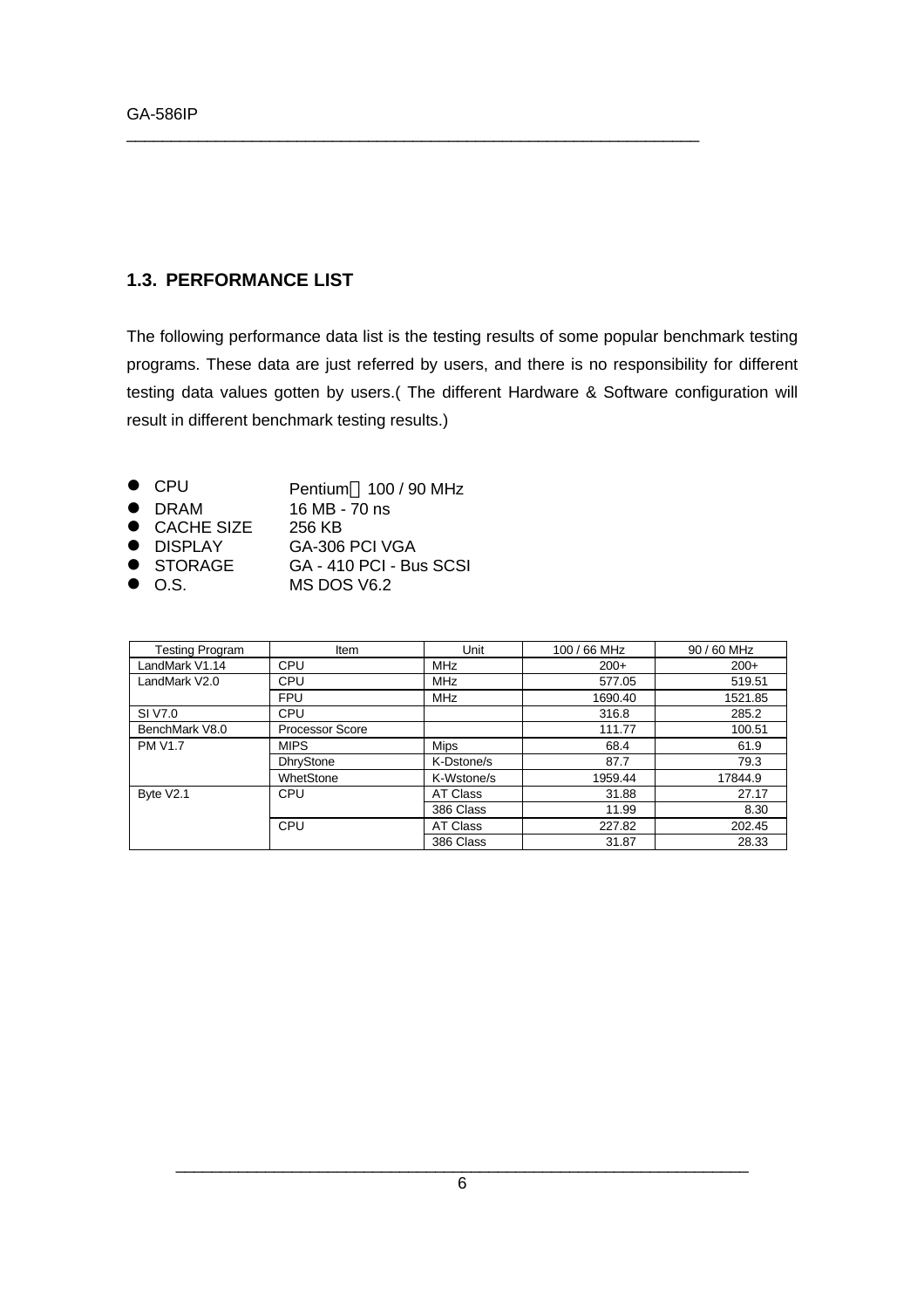## 1.3. PERFORMANCE LIST

The following performance data list is the testing results of some popular benchmark testing programs. These data are just referred by users, and there is no responsibility for different testing data values gotten by users.( The different Hardware & Software configuration will result in different benchmark testing results.)

- CPU Pentium 100 / 90 MHz
- DRAM 16 MB - 70 ns
- CACHE SIZE 256 KB
- DISPLAY GA-306 PCI VGA
- STORAGE GA - 410 PCI - Bus SCSI
- O.S. MS DOS V6.2

| Testing Program | Item | Unit | 100 / 66 MHz | 90 / 60 MHz |
|---|---|---|---|---|
| LandMark V1.14 | CPU | MHz | 200+ | 200+ |
| LandMark V2.0 | CPU | MHz | 577.05 | 519.51 |
| | FPU | MHz | 1690.40 | 1521.85 |
| SI V7.0 | CPU | | 316.8 | 285.2 |
| BenchMark V8.0 | Processor Score | | 111.77 | 100.51 |
| PM V1.7 | MIPS | Mips | 68.4 | 61.9 |
| | DhryStone | K-Dstone/s | 87.7 | 79.3 |
| | WhetStone | K-Wstone/s | 1959.44 | 17844.9 |
| Byte V2.1 | CPU | AT Class | 31.88 | 27.17 |
| | | 386 Class | 11.99 | 8.30 |
| | CPU | AT Class | 227.82 | 202.45 |
| | | 386 Class | 31.87 | 28.33 |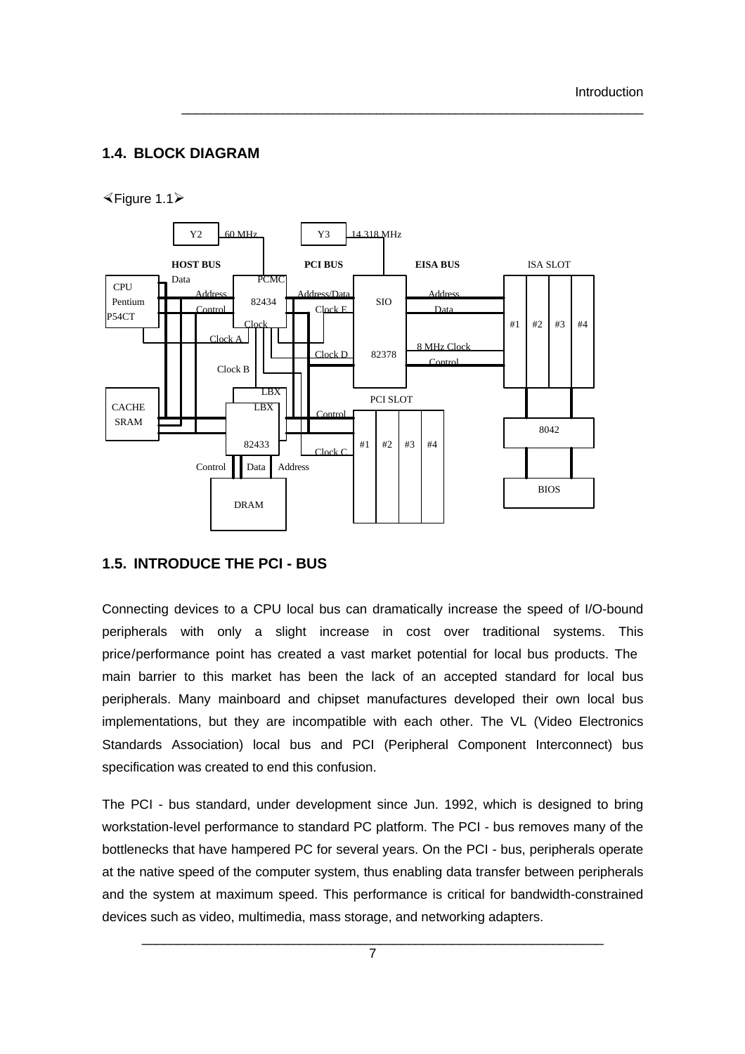## 1.4. BLOCK DIAGRAM

⮜Figure 1.1⮞

Y2 60 MHz

Y3 14.318 MHz

HOST BUS

PCI BUS

EISA BUS

ISA SLOT

CPU Pentium P54CT

Data

Address

Control

PCMC 82434

Clock

Address/Data

Clock E

SIO 82378

Address

Data

8 MHz Clock

Control

#1 #2 #3 #4

Clock A

Clock D

Clock B

LBX

LBX

PCI SLOT

CACHE SRAM

82433

Control

Clock C

#1 #2 #3 #4

8042

Control Data Address

DRAM

BIOS

## 1.5. INTRODUCE THE PCI - BUS

Connecting devices to a CPU local bus can dramatically increase the speed of I/O-bound peripherals with only a slight increase in cost over traditional systems. This price/performance point has created a vast market potential for local bus products. The main barrier to this market has been the lack of an accepted standard for local bus peripherals. Many mainboard and chipset manufactures developed their own local bus implementations, but they are incompatible with each other. The VL (Video Electronics Standards Association) local bus and PCI (Peripheral Component Interconnect) bus specification was created to end this confusion.

The PCI - bus standard, under development since Jun. 1992, which is designed to bring workstation-level performance to standard PC platform. The PCI - bus removes many of the bottlenecks that have hampered PC for several years. On the PCI - bus, peripherals operate at the native speed of the computer system, thus enabling data transfer between peripherals and the system at maximum speed. This performance is critical for bandwidth-constrained devices such as video, multimedia, mass storage, and networking adapters.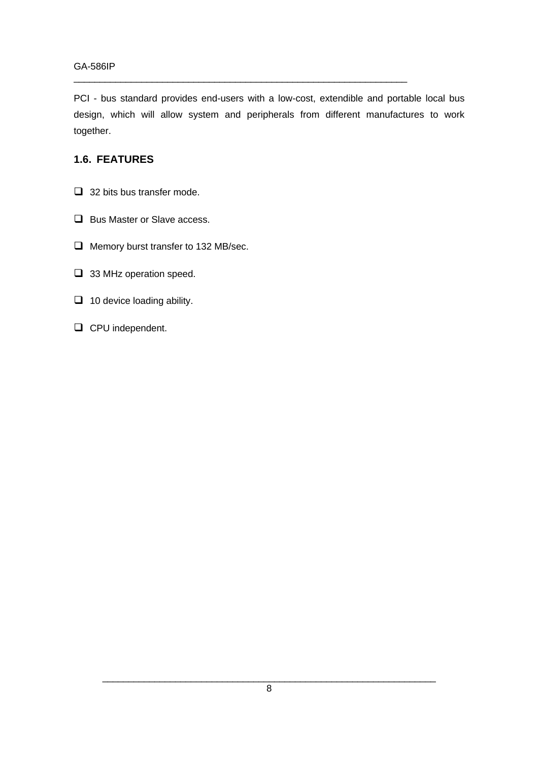PCI - bus standard provides end-users with a low-cost, extendible and portable local bus design, which will allow system and peripherals from different manufactures to work together.

## 1.6. FEATURES

- 32 bits bus transfer mode.
- Bus Master or Slave access.
- Memory burst transfer to 132 MB/sec.
- 33 MHz operation speed.
- 10 device loading ability.
- CPU independent.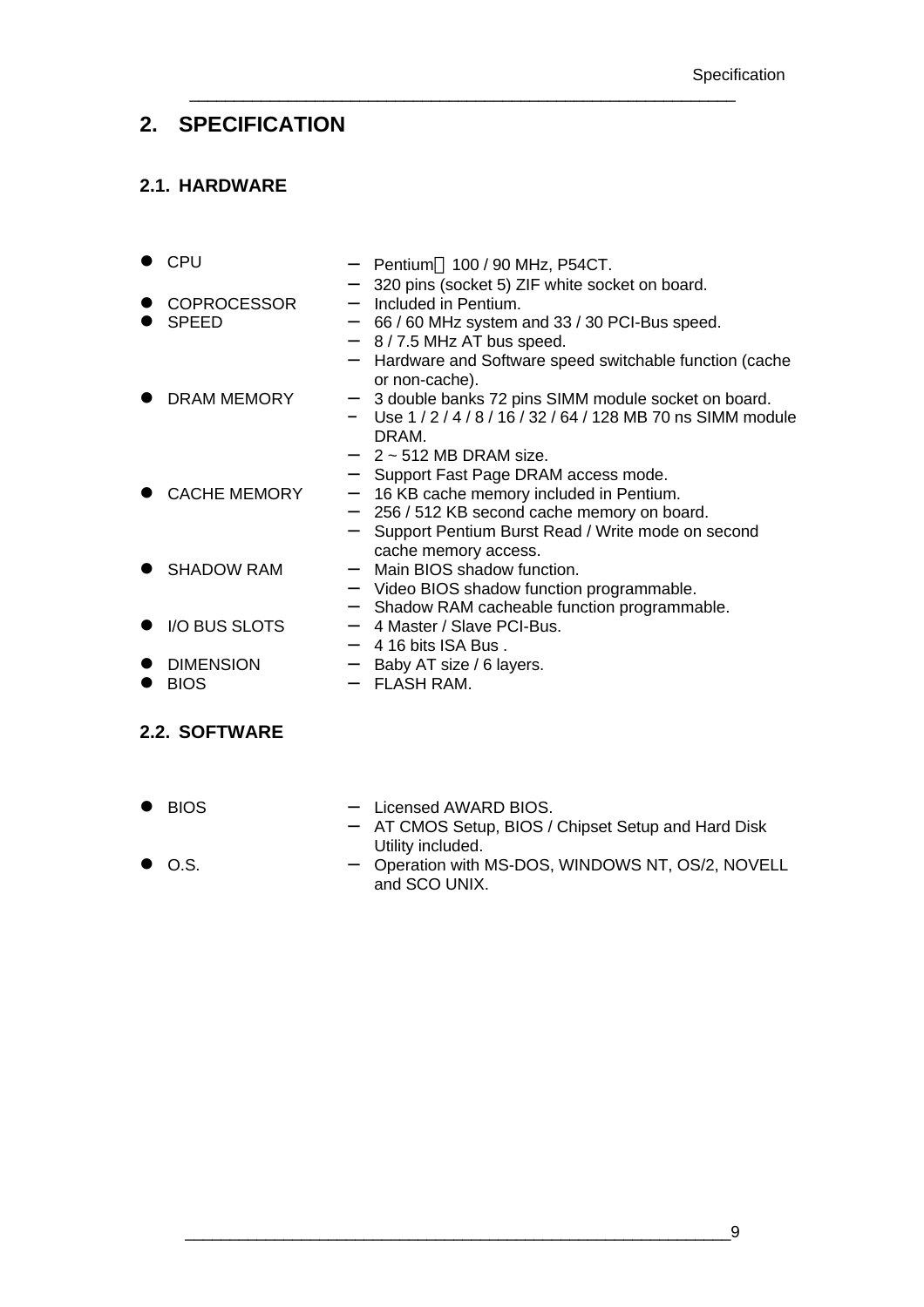# 2. SPECIFICATION

## 2.1. HARDWARE

- CPU
  - Pentium 100 / 90 MHz, P54CT.
  - 320 pins (socket 5) ZIF white socket on board.
- COPROCESSOR
  - Included in Pentium.
- SPEED
  - 66 / 60 MHz system and 33 / 30 PCI-Bus speed.
  - 8 / 7.5 MHz AT bus speed.
  - Hardware and Software speed switchable function (cache or non-cache).
- DRAM MEMORY
  - 3 double banks 72 pins SIMM module socket on board.
  - Use 1 / 2 / 4 / 8 / 16 / 32 / 64 / 128 MB 70 ns SIMM module DRAM.
  - 2 ~ 512 MB DRAM size.
  - Support Fast Page DRAM access mode.
- CACHE MEMORY
  - 16 KB cache memory included in Pentium.
  - 256 / 512 KB second cache memory on board.
  - Support Pentium Burst Read / Write mode on second cache memory access.
- SHADOW RAM
  - Main BIOS shadow function.
  - Video BIOS shadow function programmable.
  - Shadow RAM cacheable function programmable.
- I/O BUS SLOTS
  - 4 Master / Slave PCI-Bus.
  - 4 16 bits ISA Bus .
- DIMENSION
  - Baby AT size / 6 layers.
- BIOS
  - FLASH RAM.

## 2.2. SOFTWARE

- BIOS
  - Licensed AWARD BIOS.
  - AT CMOS Setup, BIOS / Chipset Setup and Hard Disk Utility included.
- O.S.
  - Operation with MS-DOS, WINDOWS NT, OS/2, NOVELL and SCO UNIX.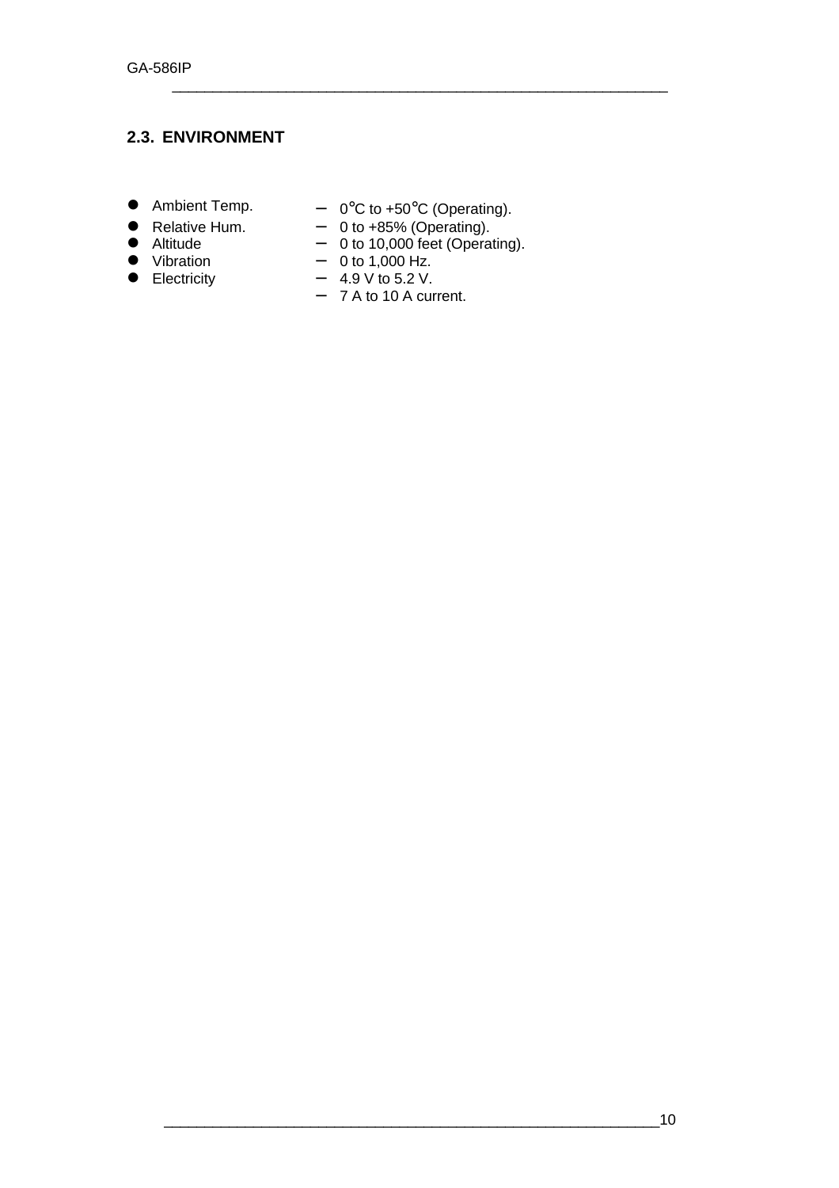## 2.3. ENVIRONMENT

- Ambient Temp. – 0°C to +50°C (Operating).
- Relative Hum. – 0 to +85% (Operating).
- Altitude – 0 to 10,000 feet (Operating).
- Vibration – 0 to 1,000 Hz.
- Electricity – 4.9 V to 5.2 V.
  – 7 A to 10 A current.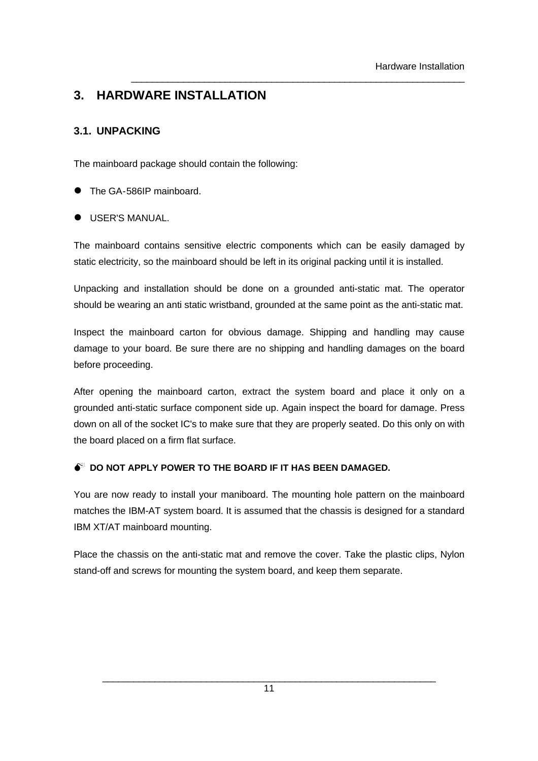# 3. HARDWARE INSTALLATION

## 3.1. UNPACKING

The mainboard package should contain the following:

- The GA-586IP mainboard.
- USER'S MANUAL.

The mainboard contains sensitive electric components which can be easily damaged by static electricity, so the mainboard should be left in its original packing until it is installed.

Unpacking and installation should be done on a grounded anti-static mat. The operator should be wearing an anti static wristband, grounded at the same point as the anti-static mat.

Inspect the mainboard carton for obvious damage. Shipping and handling may cause damage to your board. Be sure there are no shipping and handling damages on the board before proceeding.

After opening the mainboard carton, extract the system board and place it only on a grounded anti-static surface component side up. Again inspect the board for damage. Press down on all of the socket IC's to make sure that they are properly seated. Do this only on with the board placed on a firm flat surface.

**DO NOT APPLY POWER TO THE BOARD IF IT HAS BEEN DAMAGED.**

You are now ready to install your maniboard. The mounting hole pattern on the mainboard matches the IBM-AT system board. It is assumed that the chassis is designed for a standard IBM XT/AT mainboard mounting.

Place the chassis on the anti-static mat and remove the cover. Take the plastic clips, Nylon stand-off and screws for mounting the system board, and keep them separate.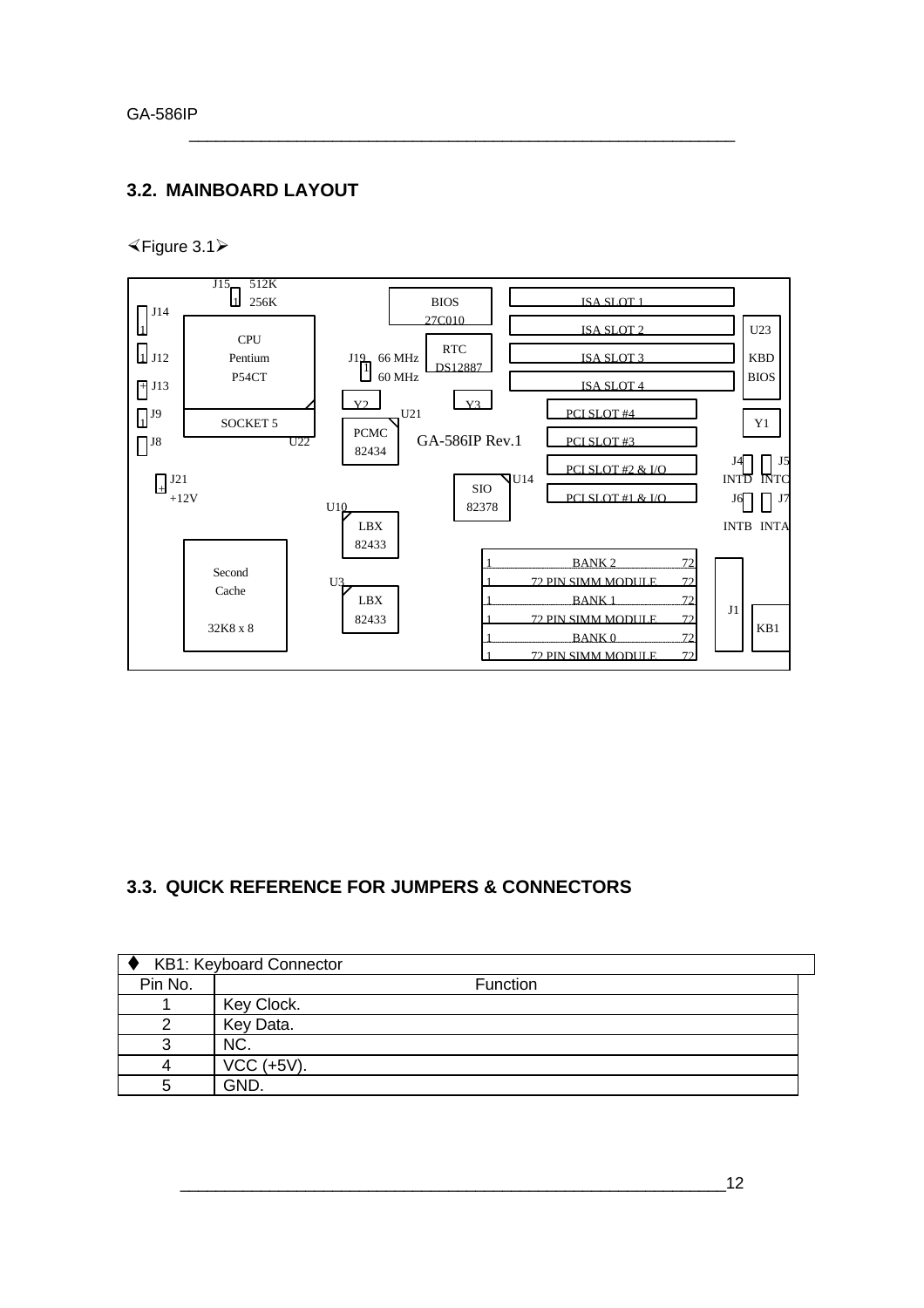## 3.2. MAINBOARD LAYOUT

⮜Figure 3.1⮞

J15 512K
1 256K
J14
1
CPU
Pentium
P54CT
1 J12
J13
J9
1
SOCKET 5
J8
U22
J21
+12V
BIOS
27C010
RTC
DS12887
J19 66 MHz
1 60 MHz
Y2
U21
Y3
PCMC
82434
GA-586IP Rev.1
SIO
82378
U14
U10
LBX
82433
U3
LBX
82433
Second
Cache
32K8 x 8
ISA SLOT 1
ISA SLOT 2
ISA SLOT 3
ISA SLOT 4
PCI SLOT #4
PCI SLOT #3
PCI SLOT #2 & I/O
PCI SLOT #1 & I/O
U23
KBD
BIOS
Y1
J4 J5
INTD INTC
J6 J7
INTB INTA
1 BANK 2 72
1 72 PIN SIMM MODULE 72
1 BANK 1 72
1 72 PIN SIMM MODULE 72
1 BANK 0 72
1 72 PIN SIMM MODULE 72
J1
KB1

## 3.3. QUICK REFERENCE FOR JUMPERS & CONNECTORS

| ♦ KB1: Keyboard Connector | |
|---|---|
| Pin No. | Function |
| 1 | Key Clock. |
| 2 | Key Data. |
| 3 | NC. |
| 4 | VCC (+5V). |
| 5 | GND. |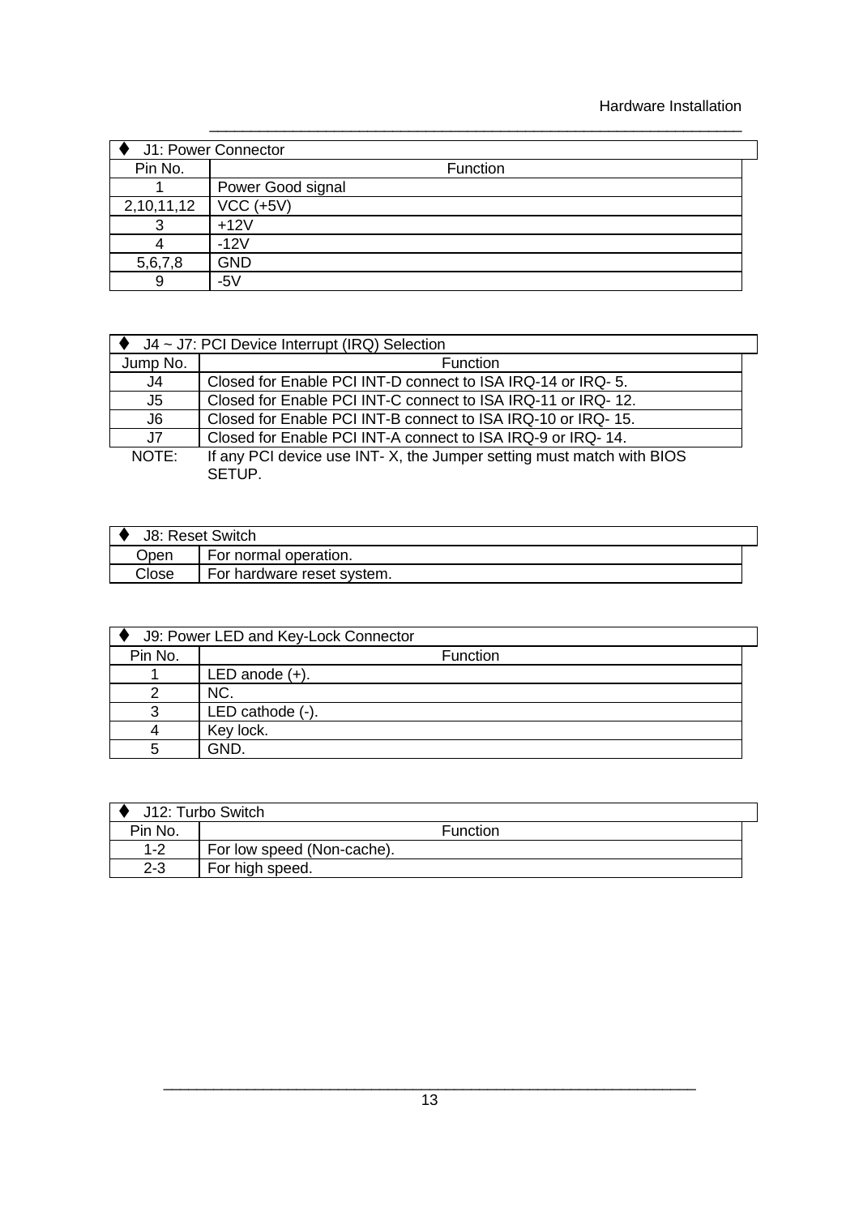| ♦ J1: Power Connector | |
|---|---|
| Pin No. | Function |
| 1 | Power Good signal |
| 2,10,11,12 | VCC (+5V) |
| 3 | +12V |
| 4 | -12V |
| 5,6,7,8 | GND |
| 9 | -5V |

| ♦ J4 ~ J7: PCI Device Interrupt (IRQ) Selection | |
|---|---|
| Jump No. | Function |
| J4 | Closed for Enable PCI INT-D connect to ISA IRQ-14 or IRQ- 5. |
| J5 | Closed for Enable PCI INT-C connect to ISA IRQ-11 or IRQ- 12. |
| J6 | Closed for Enable PCI INT-B connect to ISA IRQ-10 or IRQ- 15. |
| J7 | Closed for Enable PCI INT-A connect to ISA IRQ-9 or IRQ- 14. |
| NOTE: | If any PCI device use INT- X, the Jumper setting must match with BIOS SETUP. |

| ♦ J8: Reset Switch | |
|---|---|
| Open | For normal operation. |
| Close | For hardware reset system. |

| ♦ J9: Power LED and Key-Lock Connector | |
|---|---|
| Pin No. | Function |
| 1 | LED anode (+). |
| 2 | NC. |
| 3 | LED cathode (-). |
| 4 | Key lock. |
| 5 | GND. |

| ♦ J12: Turbo Switch | |
|---|---|
| Pin No. | Function |
| 1-2 | For low speed (Non-cache). |
| 2-3 | For high speed. |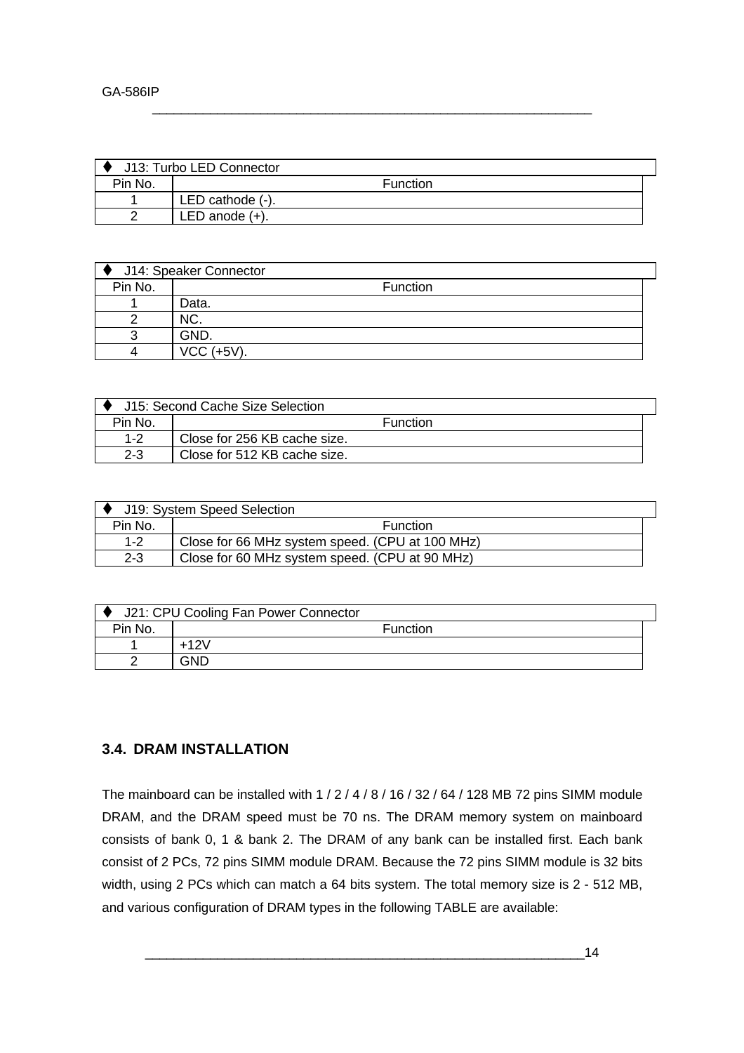♦ J13: Turbo LED Connector

| Pin No. | Function |
| --- | --- |
| 1 | LED cathode (-). |
| 2 | LED anode (+). |

♦ J14: Speaker Connector

| Pin No. | Function |
| --- | --- |
| 1 | Data. |
| 2 | NC. |
| 3 | GND. |
| 4 | VCC (+5V). |

♦ J15: Second Cache Size Selection

| Pin No. | Function |
| --- | --- |
| 1-2 | Close for 256 KB cache size. |
| 2-3 | Close for 512 KB cache size. |

♦ J19: System Speed Selection

| Pin No. | Function |
| --- | --- |
| 1-2 | Close for 66 MHz system speed. (CPU at 100 MHz) |
| 2-3 | Close for 60 MHz system speed. (CPU at 90 MHz) |

♦ J21: CPU Cooling Fan Power Connector

| Pin No. | Function |
| --- | --- |
| 1 | +12V |
| 2 | GND |

## 3.4. DRAM INSTALLATION

The mainboard can be installed with 1 / 2 / 4 / 8 / 16 / 32 / 64 / 128 MB 72 pins SIMM module DRAM, and the DRAM speed must be 70 ns. The DRAM memory system on mainboard consists of bank 0, 1 & bank 2. The DRAM of any bank can be installed first. Each bank consist of 2 PCs, 72 pins SIMM module DRAM. Because the 72 pins SIMM module is 32 bits width, using 2 PCs which can match a 64 bits system. The total memory size is 2 - 512 MB, and various configuration of DRAM types in the following TABLE are available: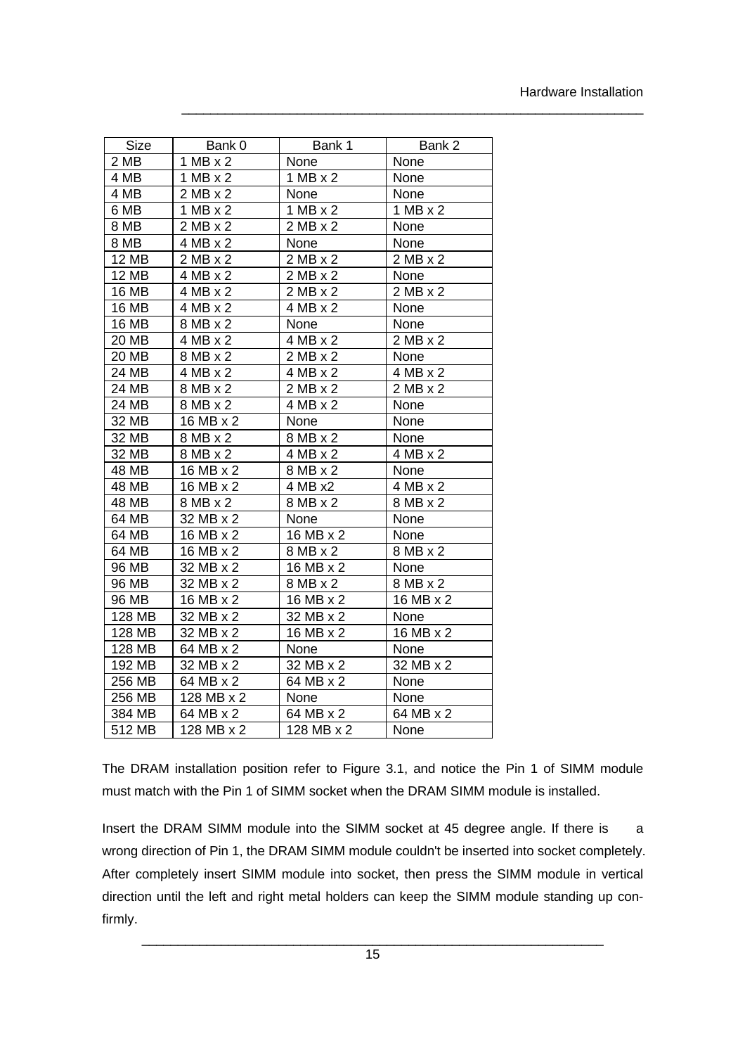| Size | Bank 0 | Bank 1 | Bank 2 |
|---|---|---|---|
| 2 MB | 1 MB x 2 | None | None |
| 4 MB | 1 MB x 2 | 1 MB x 2 | None |
| 4 MB | 2 MB x 2 | None | None |
| 6 MB | 1 MB x 2 | 1 MB x 2 | 1 MB x 2 |
| 8 MB | 2 MB x 2 | 2 MB x 2 | None |
| 8 MB | 4 MB x 2 | None | None |
| 12 MB | 2 MB x 2 | 2 MB x 2 | 2 MB x 2 |
| 12 MB | 4 MB x 2 | 2 MB x 2 | None |
| 16 MB | 4 MB x 2 | 2 MB x 2 | 2 MB x 2 |
| 16 MB | 4 MB x 2 | 4 MB x 2 | None |
| 16 MB | 8 MB x 2 | None | None |
| 20 MB | 4 MB x 2 | 4 MB x 2 | 2 MB x 2 |
| 20 MB | 8 MB x 2 | 2 MB x 2 | None |
| 24 MB | 4 MB x 2 | 4 MB x 2 | 4 MB x 2 |
| 24 MB | 8 MB x 2 | 2 MB x 2 | 2 MB x 2 |
| 24 MB | 8 MB x 2 | 4 MB x 2 | None |
| 32 MB | 16 MB x 2 | None | None |
| 32 MB | 8 MB x 2 | 8 MB x 2 | None |
| 32 MB | 8 MB x 2 | 4 MB x 2 | 4 MB x 2 |
| 48 MB | 16 MB x 2 | 8 MB x 2 | None |
| 48 MB | 16 MB x 2 | 4 MB x2 | 4 MB x 2 |
| 48 MB | 8 MB x 2 | 8 MB x 2 | 8 MB x 2 |
| 64 MB | 32 MB x 2 | None | None |
| 64 MB | 16 MB x 2 | 16 MB x 2 | None |
| 64 MB | 16 MB x 2 | 8 MB x 2 | 8 MB x 2 |
| 96 MB | 32 MB x 2 | 16 MB x 2 | None |
| 96 MB | 32 MB x 2 | 8 MB x 2 | 8 MB x 2 |
| 96 MB | 16 MB x 2 | 16 MB x 2 | 16 MB x 2 |
| 128 MB | 32 MB x 2 | 32 MB x 2 | None |
| 128 MB | 32 MB x 2 | 16 MB x 2 | 16 MB x 2 |
| 128 MB | 64 MB x 2 | None | None |
| 192 MB | 32 MB x 2 | 32 MB x 2 | 32 MB x 2 |
| 256 MB | 64 MB x 2 | 64 MB x 2 | None |
| 256 MB | 128 MB x 2 | None | None |
| 384 MB | 64 MB x 2 | 64 MB x 2 | 64 MB x 2 |
| 512 MB | 128 MB x 2 | 128 MB x 2 | None |

The DRAM installation position refer to Figure 3.1, and notice the Pin 1 of SIMM module must match with the Pin 1 of SIMM socket when the DRAM SIMM module is installed.

Insert the DRAM SIMM module into the SIMM socket at 45 degree angle. If there is a wrong direction of Pin 1, the DRAM SIMM module couldn't be inserted into socket completely. After completely insert SIMM module into socket, then press the SIMM module in vertical direction until the left and right metal holders can keep the SIMM module standing up confirmly.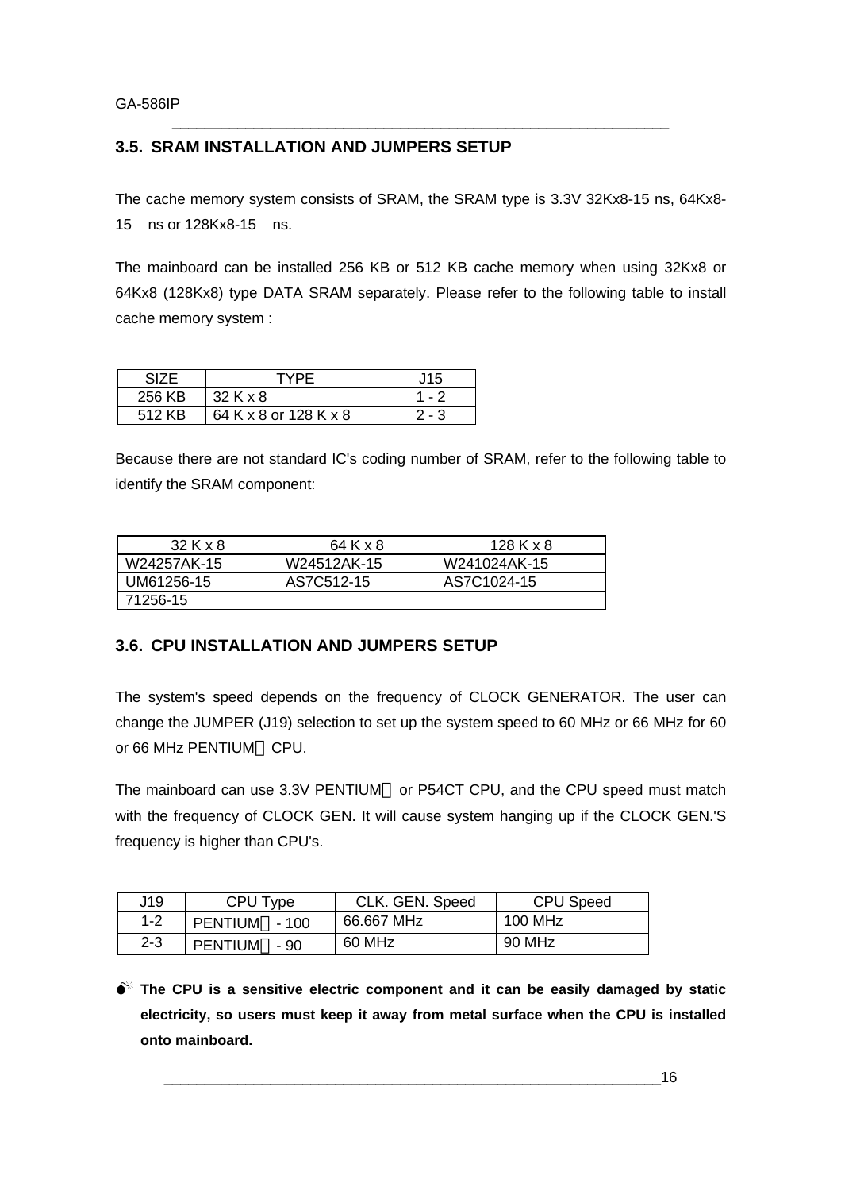## 3.5. SRAM INSTALLATION AND JUMPERS SETUP

The cache memory system consists of SRAM, the SRAM type is 3.3V 32Kx8-15 ns, 64Kx8-15 ns or 128Kx8-15 ns.

The mainboard can be installed 256 KB or 512 KB cache memory when using 32Kx8 or 64Kx8 (128Kx8) type DATA SRAM separately. Please refer to the following table to install cache memory system :

| SIZE | TYPE | J15 |
|---|---|---|
| 256 KB | 32 K x 8 | 1 - 2 |
| 512 KB | 64 K x 8 or 128 K x 8 | 2 - 3 |

Because there are not standard IC's coding number of SRAM, refer to the following table to identify the SRAM component:

| 32 K x 8 | 64 K x 8 | 128 K x 8 |
|---|---|---|
| W24257AK-15 | W24512AK-15 | W241024AK-15 |
| UM61256-15 | AS7C512-15 | AS7C1024-15 |
| 71256-15 | | |

## 3.6. CPU INSTALLATION AND JUMPERS SETUP

The system's speed depends on the frequency of CLOCK GENERATOR. The user can change the JUMPER (J19) selection to set up the system speed to 60 MHz or 66 MHz for 60 or 66 MHz PENTIUM CPU.

The mainboard can use 3.3V PENTIUM or P54CT CPU, and the CPU speed must match with the frequency of CLOCK GEN. It will cause system hanging up if the CLOCK GEN.'S frequency is higher than CPU's.

| J19 | CPU Type | CLK. GEN. Speed | CPU Speed |
|---|---|---|---|
| 1-2 | PENTIUM - 100 | 66.667 MHz | 100 MHz |
| 2-3 | PENTIUM - 90 | 60 MHz | 90 MHz |

- **The CPU is a sensitive electric component and it can be easily damaged by static electricity, so users must keep it away from metal surface when the CPU is installed onto mainboard.**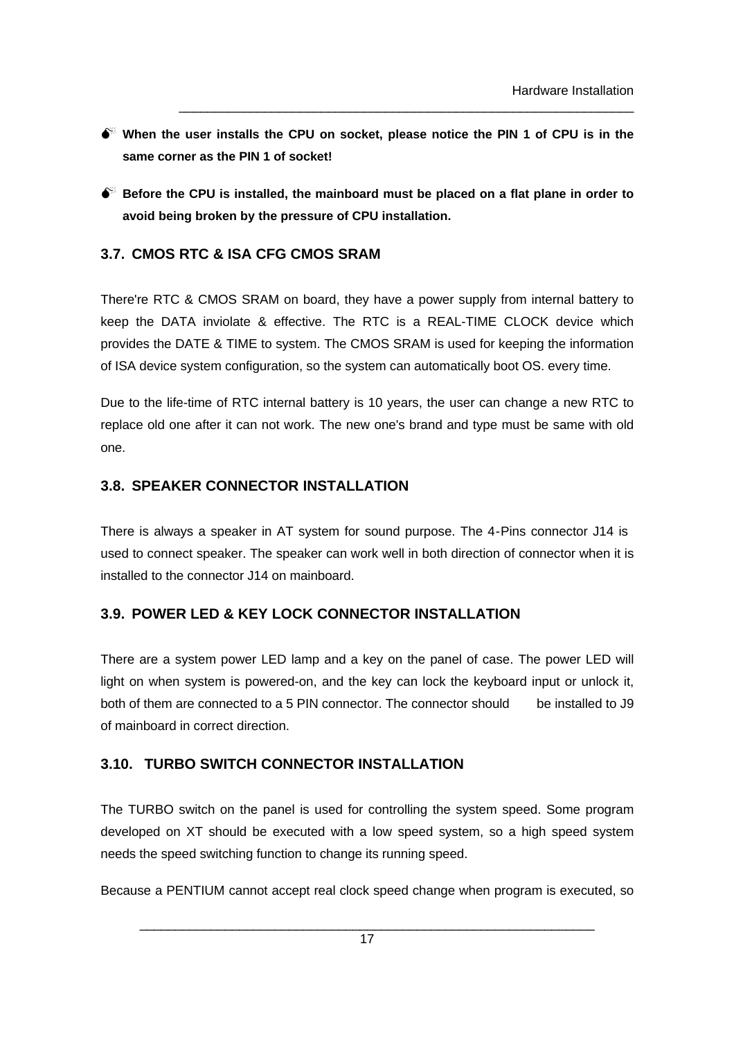- **When the user installs the CPU on socket, please notice the PIN 1 of CPU is in the same corner as the PIN 1 of socket!**

- **Before the CPU is installed, the mainboard must be placed on a flat plane in order to avoid being broken by the pressure of CPU installation.**

### 3.7. CMOS RTC & ISA CFG CMOS SRAM

There're RTC & CMOS SRAM on board, they have a power supply from internal battery to keep the DATA inviolate & effective. The RTC is a REAL-TIME CLOCK device which provides the DATE & TIME to system. The CMOS SRAM is used for keeping the information of ISA device system configuration, so the system can automatically boot OS. every time.

Due to the life-time of RTC internal battery is 10 years, the user can change a new RTC to replace old one after it can not work. The new one's brand and type must be same with old one.

### 3.8. SPEAKER CONNECTOR INSTALLATION

There is always a speaker in AT system for sound purpose. The 4-Pins connector J14 is used to connect speaker. The speaker can work well in both direction of connector when it is installed to the connector J14 on mainboard.

### 3.9. POWER LED & KEY LOCK CONNECTOR INSTALLATION

There are a system power LED lamp and a key on the panel of case. The power LED will light on when system is powered-on, and the key can lock the keyboard input or unlock it, both of them are connected to a 5 PIN connector. The connector should be installed to J9 of mainboard in correct direction.

### 3.10. TURBO SWITCH CONNECTOR INSTALLATION

The TURBO switch on the panel is used for controlling the system speed. Some program developed on XT should be executed with a low speed system, so a high speed system needs the speed switching function to change its running speed.

Because a PENTIUM cannot accept real clock speed change when program is executed, so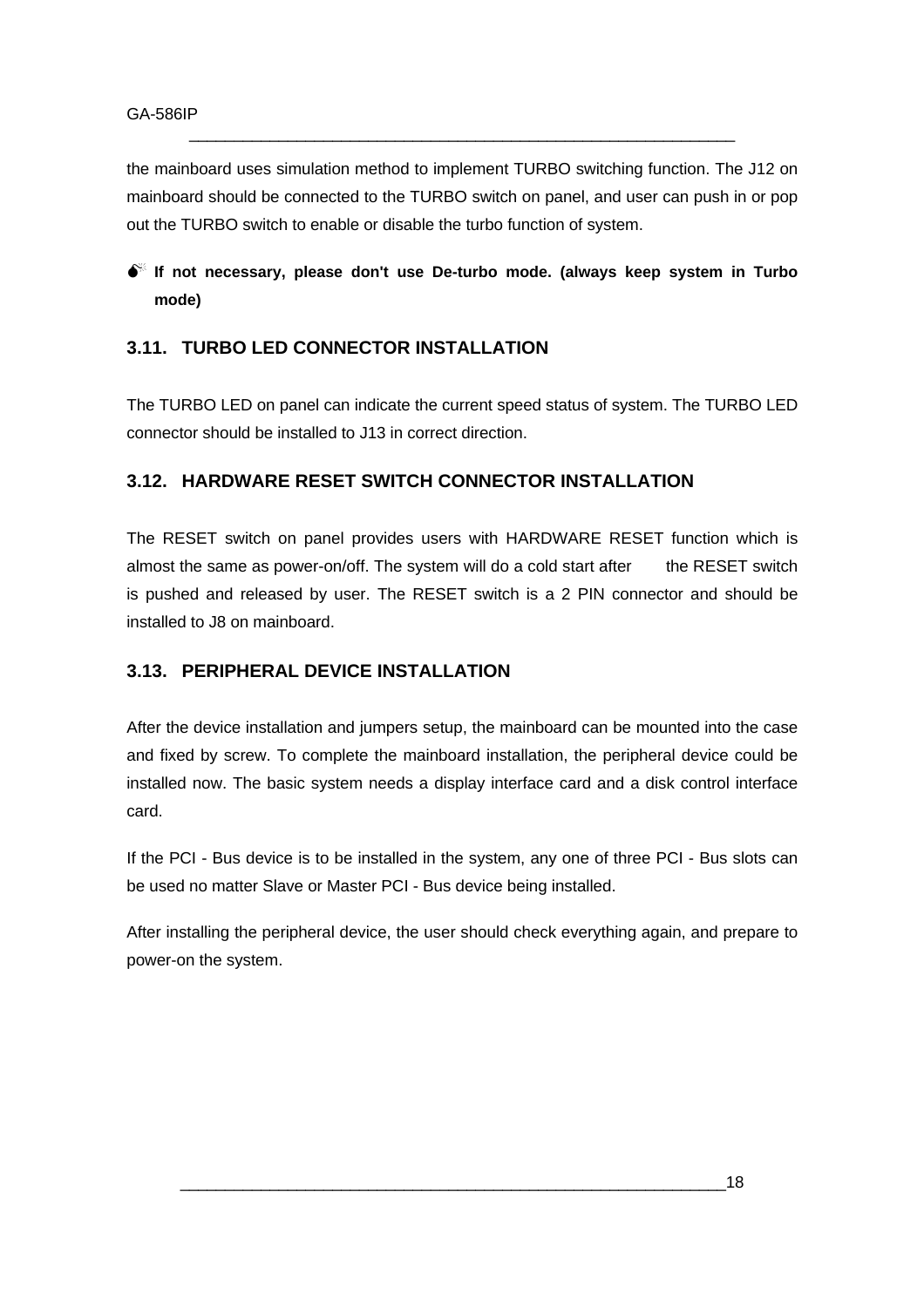the mainboard uses simulation method to implement TURBO switching function. The J12 on mainboard should be connected to the TURBO switch on panel, and user can push in or pop out the TURBO switch to enable or disable the turbo function of system.

**If not necessary, please don't use De-turbo mode. (always keep system in Turbo mode)**

### 3.11. TURBO LED CONNECTOR INSTALLATION

The TURBO LED on panel can indicate the current speed status of system. The TURBO LED connector should be installed to J13 in correct direction.

### 3.12. HARDWARE RESET SWITCH CONNECTOR INSTALLATION

The RESET switch on panel provides users with HARDWARE RESET function which is almost the same as power-on/off. The system will do a cold start after the RESET switch is pushed and released by user. The RESET switch is a 2 PIN connector and should be installed to J8 on mainboard.

### 3.13. PERIPHERAL DEVICE INSTALLATION

After the device installation and jumpers setup, the mainboard can be mounted into the case and fixed by screw. To complete the mainboard installation, the peripheral device could be installed now. The basic system needs a display interface card and a disk control interface card.

If the PCI - Bus device is to be installed in the system, any one of three PCI - Bus slots can be used no matter Slave or Master PCI - Bus device being installed.

After installing the peripheral device, the user should check everything again, and prepare to power-on the system.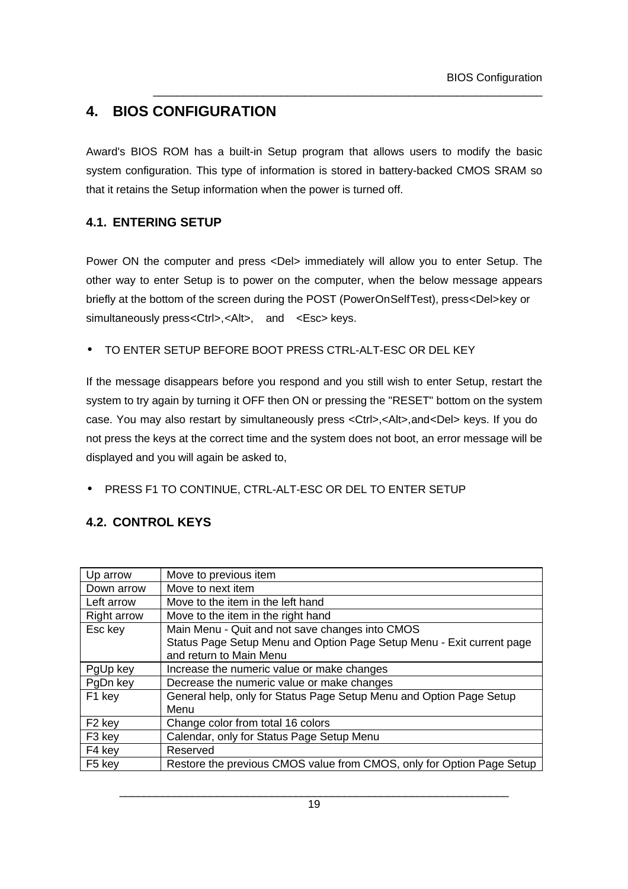# 4. BIOS CONFIGURATION

Award's BIOS ROM has a built-in Setup program that allows users to modify the basic system configuration. This type of information is stored in battery-backed CMOS SRAM so that it retains the Setup information when the power is turned off.

## 4.1. ENTERING SETUP

Power ON the computer and press <Del> immediately will allow you to enter Setup. The other way to enter Setup is to power on the computer, when the below message appears briefly at the bottom of the screen during the POST (PowerOnSelfTest), press<Del>key or simultaneously press<Ctrl>,<Alt>, and <Esc> keys.

- TO ENTER SETUP BEFORE BOOT PRESS CTRL-ALT-ESC OR DEL KEY

If the message disappears before you respond and you still wish to enter Setup, restart the system to try again by turning it OFF then ON or pressing the "RESET" bottom on the system case. You may also restart by simultaneously press <Ctrl>,<Alt>,and<Del> keys. If you do not press the keys at the correct time and the system does not boot, an error message will be displayed and you will again be asked to,

- PRESS F1 TO CONTINUE, CTRL-ALT-ESC OR DEL TO ENTER SETUP

## 4.2. CONTROL KEYS

| | |
|---|---|
| Up arrow | Move to previous item |
| Down arrow | Move to next item |
| Left arrow | Move to the item in the left hand |
| Right arrow | Move to the item in the right hand |
| Esc key | Main Menu - Quit and not save changes into CMOS<br>Status Page Setup Menu and Option Page Setup Menu - Exit current page and return to Main Menu |
| PgUp key | Increase the numeric value or make changes |
| PgDn key | Decrease the numeric value or make changes |
| F1 key | General help, only for Status Page Setup Menu and Option Page Setup Menu |
| F2 key | Change color from total 16 colors |
| F3 key | Calendar, only for Status Page Setup Menu |
| F4 key | Reserved |
| F5 key | Restore the previous CMOS value from CMOS, only for Option Page Setup |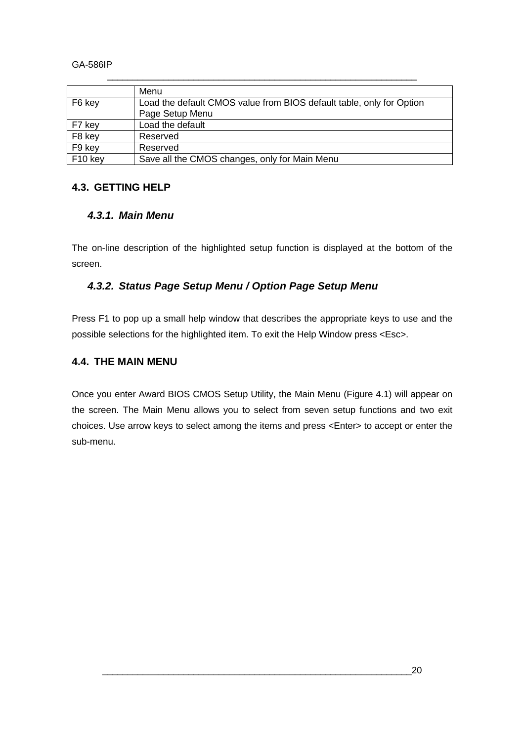| | |
|---|---|
| | Menu |
| F6 key | Load the default CMOS value from BIOS default table, only for Option Page Setup Menu |
| F7 key | Load the default |
| F8 key | Reserved |
| F9 key | Reserved |
| F10 key | Save all the CMOS changes, only for Main Menu |

## 4.3. GETTING HELP

### *4.3.1. Main Menu*

The on-line description of the highlighted setup function is displayed at the bottom of the screen.

### *4.3.2. Status Page Setup Menu / Option Page Setup Menu*

Press F1 to pop up a small help window that describes the appropriate keys to use and the possible selections for the highlighted item. To exit the Help Window press <Esc>.

## 4.4. THE MAIN MENU

Once you enter Award BIOS CMOS Setup Utility, the Main Menu (Figure 4.1) will appear on the screen. The Main Menu allows you to select from seven setup functions and two exit choices. Use arrow keys to select among the items and press <Enter> to accept or enter the sub-menu.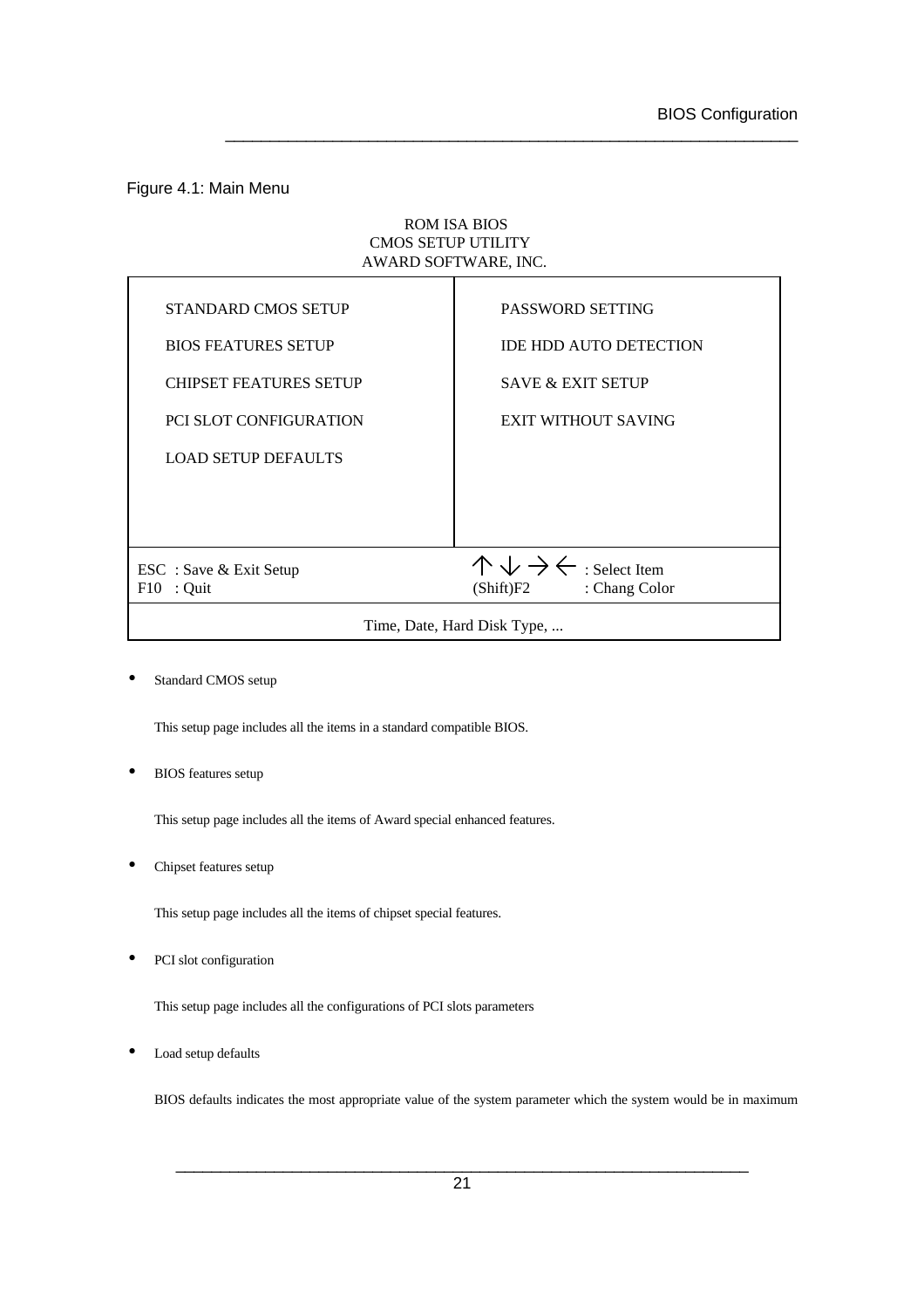Figure 4.1: Main Menu

ROM ISA BIOS
CMOS SETUP UTILITY
AWARD SOFTWARE, INC.

| | |
|---|---|
| STANDARD CMOS SETUP | PASSWORD SETTING |
| BIOS FEATURES SETUP | IDE HDD AUTO DETECTION |
| CHIPSET FEATURES SETUP | SAVE & EXIT SETUP |
| PCI SLOT CONFIGURATION | EXIT WITHOUT SAVING |
| LOAD SETUP DEFAULTS | |
| ESC : Save & Exit Setup<br>F10 : Quit | ↑ ↓ → ← : Select Item<br>(Shift)F2 : Chang Color |
| Time, Date, Hard Disk Type, ... | |

- Standard CMOS setup

  This setup page includes all the items in a standard compatible BIOS.

- BIOS features setup

  This setup page includes all the items of Award special enhanced features.

- Chipset features setup

  This setup page includes all the items of chipset special features.

- PCI slot configuration

  This setup page includes all the configurations of PCI slots parameters

- Load setup defaults

  BIOS defaults indicates the most appropriate value of the system parameter which the system would be in maximum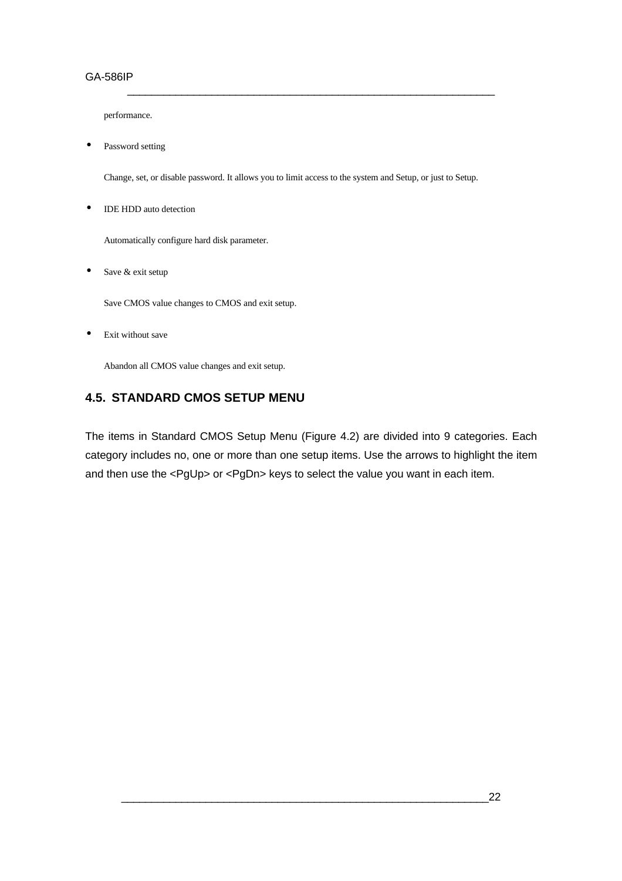performance.

- Password setting

  Change, set, or disable password. It allows you to limit access to the system and Setup, or just to Setup.

- IDE HDD auto detection

  Automatically configure hard disk parameter.

- Save & exit setup

  Save CMOS value changes to CMOS and exit setup.

- Exit without save

  Abandon all CMOS value changes and exit setup.

## 4.5. STANDARD CMOS SETUP MENU

The items in Standard CMOS Setup Menu (Figure 4.2) are divided into 9 categories. Each category includes no, one or more than one setup items. Use the arrows to highlight the item and then use the <PgUp> or <PgDn> keys to select the value you want in each item.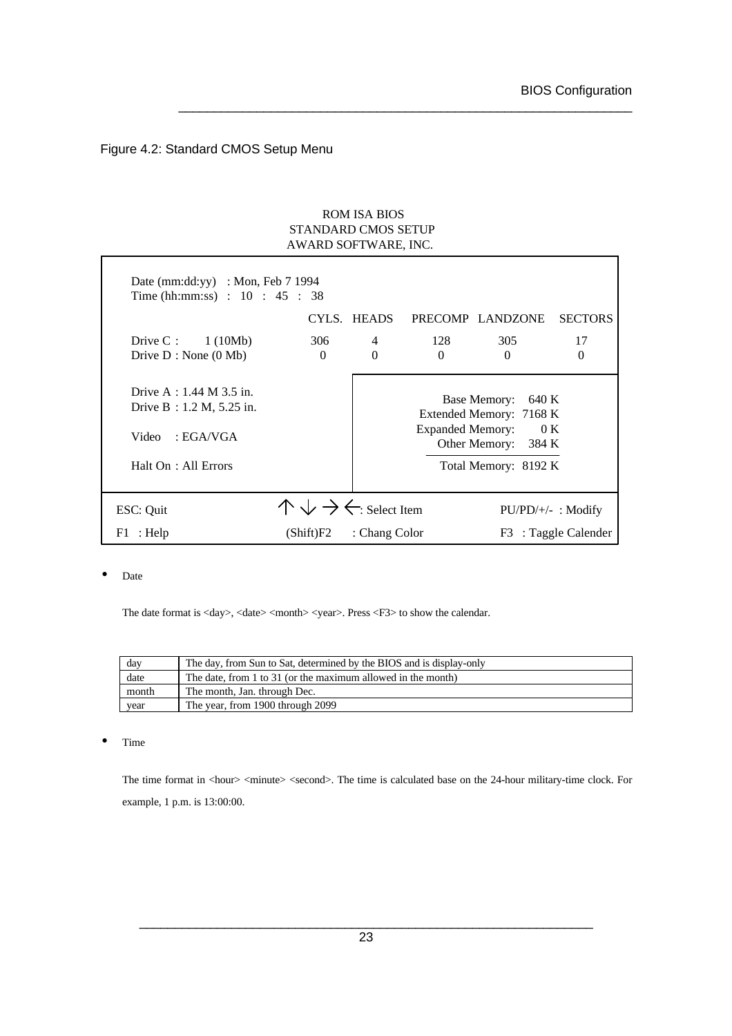Figure 4.2: Standard CMOS Setup Menu

```
                         ROM ISA BIOS
                      STANDARD CMOS SETUP
                     AWARD SOFTWARE, INC.

 Date (mm:dd:yy)   : Mon, Feb 7 1994
 Time (hh:mm:ss)  :  10  :  45  :  38

                              CYLS.  HEADS   PRECOMP  LANDZONE   SECTORS
 Drive C :      1 (10Mb)       306     4       128       305        17
 Drive D : None (0 Mb)           0     0         0         0         0

 Drive A : 1.44 M 3.5 in.
 Drive B : 1.2 M, 5.25 in.           Base Memory:    640 K
                                 Extended Memory:  7168 K
 Video    : EGA/VGA              Expanded Memory:     0 K
                                    Other Memory:   384 K
 Halt On : All Errors
                                    Total Memory:  8192 K

 ESC: Quit          ↑ ↓ → ← : Select Item          PU/PD/+/-  : Modify
 F1  : Help         (Shift)F2    : Chang Color     F3  : Taggle Calender
```

- Date

The date format is <day>, <date> <month> <year>. Press <F3> to show the calendar.

| | |
|---|---|
| day | The day, from Sun to Sat, determined by the BIOS and is display-only |
| date | The date, from 1 to 31 (or the maximum allowed in the month) |
| month | The month, Jan. through Dec. |
| year | The year, from 1900 through 2099 |

- Time

The time format in <hour> <minute> <second>. The time is calculated base on the 24-hour military-time clock. For example, 1 p.m. is 13:00:00.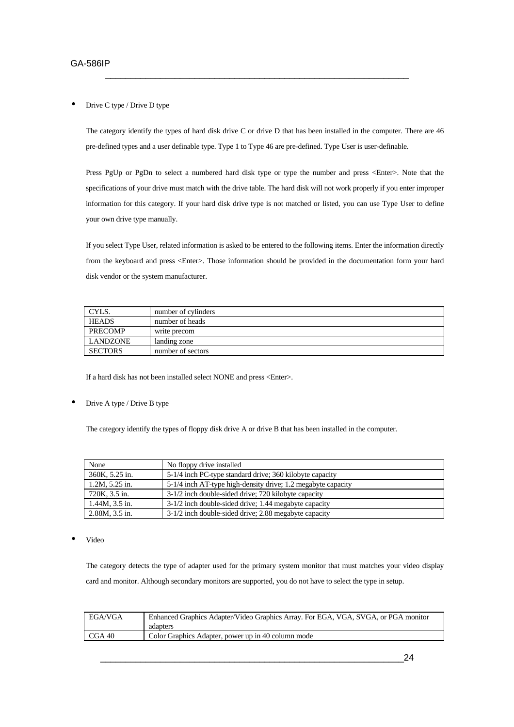- Drive C type / Drive D type

  The category identify the types of hard disk drive C or drive D that has been installed in the computer. There are 46 pre-defined types and a user definable type. Type 1 to Type 46 are pre-defined. Type User is user-definable.

  Press PgUp or PgDn to select a numbered hard disk type or type the number and press <Enter>. Note that the specifications of your drive must match with the drive table. The hard disk will not work properly if you enter improper information for this category. If your hard disk drive type is not matched or listed, you can use Type User to define your own drive type manually.

  If you select Type User, related information is asked to be entered to the following items. Enter the information directly from the keyboard and press <Enter>. Those information should be provided in the documentation form your hard disk vendor or the system manufacturer.

| | |
|---|---|
| CYLS. | number of cylinders |
| HEADS | number of heads |
| PRECOMP | write precom |
| LANDZONE | landing zone |
| SECTORS | number of sectors |

  If a hard disk has not been installed select NONE and press <Enter>.

- Drive A type / Drive B type

  The category identify the types of floppy disk drive A or drive B that has been installed in the computer.

| | |
|---|---|
| None | No floppy drive installed |
| 360K, 5.25 in. | 5-1/4 inch PC-type standard drive; 360 kilobyte capacity |
| 1.2M, 5.25 in. | 5-1/4 inch AT-type high-density drive; 1.2 megabyte capacity |
| 720K, 3.5 in. | 3-1/2 inch double-sided drive; 720 kilobyte capacity |
| 1.44M, 3.5 in. | 3-1/2 inch double-sided drive; 1.44 megabyte capacity |
| 2.88M, 3.5 in. | 3-1/2 inch double-sided drive; 2.88 megabyte capacity |

- Video

  The category detects the type of adapter used for the primary system monitor that must matches your video display card and monitor. Although secondary monitors are supported, you do not have to select the type in setup.

| | |
|---|---|
| EGA/VGA | Enhanced Graphics Adapter/Video Graphics Array. For EGA, VGA, SVGA, or PGA monitor adapters |
| CGA 40 | Color Graphics Adapter, power up in 40 column mode |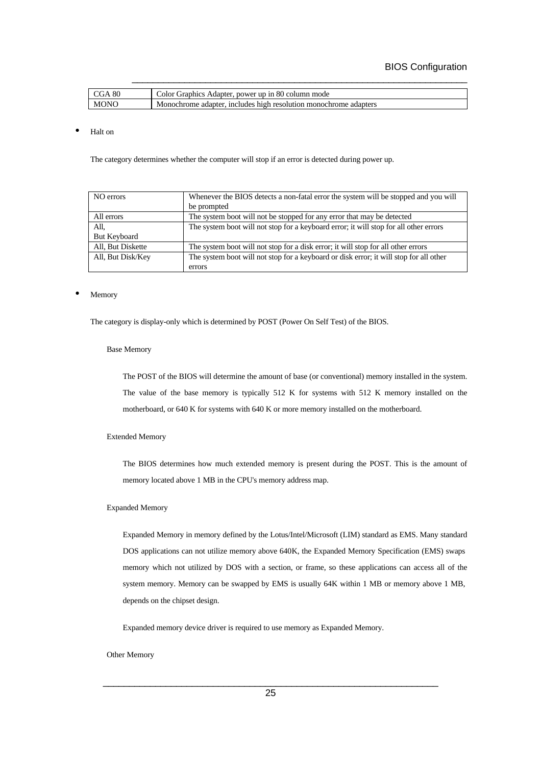| | |
|---|---|
| CGA 80 | Color Graphics Adapter, power up in 80 column mode |
| MONO | Monochrome adapter, includes high resolution monochrome adapters |

- Halt on

The category determines whether the computer will stop if an error is detected during power up.

| | |
|---|---|
| NO errors | Whenever the BIOS detects a non-fatal error the system will be stopped and you will be prompted |
| All errors | The system boot will not be stopped for any error that may be detected |
| All, But Keyboard | The system boot will not stop for a keyboard error; it will stop for all other errors |
| All, But Diskette | The system boot will not stop for a disk error; it will stop for all other errors |
| All, But Disk/Key | The system boot will not stop for a keyboard or disk error; it will stop for all other errors |

- Memory

The category is display-only which is determined by POST (Power On Self Test) of the BIOS.

Base Memory

The POST of the BIOS will determine the amount of base (or conventional) memory installed in the system. The value of the base memory is typically 512 K for systems with 512 K memory installed on the motherboard, or 640 K for systems with 640 K or more memory installed on the motherboard.

Extended Memory

The BIOS determines how much extended memory is present during the POST. This is the amount of memory located above 1 MB in the CPU's memory address map.

Expanded Memory

Expanded Memory in memory defined by the Lotus/Intel/Microsoft (LIM) standard as EMS. Many standard DOS applications can not utilize memory above 640K, the Expanded Memory Specification (EMS) swaps memory which not utilized by DOS with a section, or frame, so these applications can access all of the system memory. Memory can be swapped by EMS is usually 64K within 1 MB or memory above 1 MB, depends on the chipset design.

Expanded memory device driver is required to use memory as Expanded Memory.

Other Memory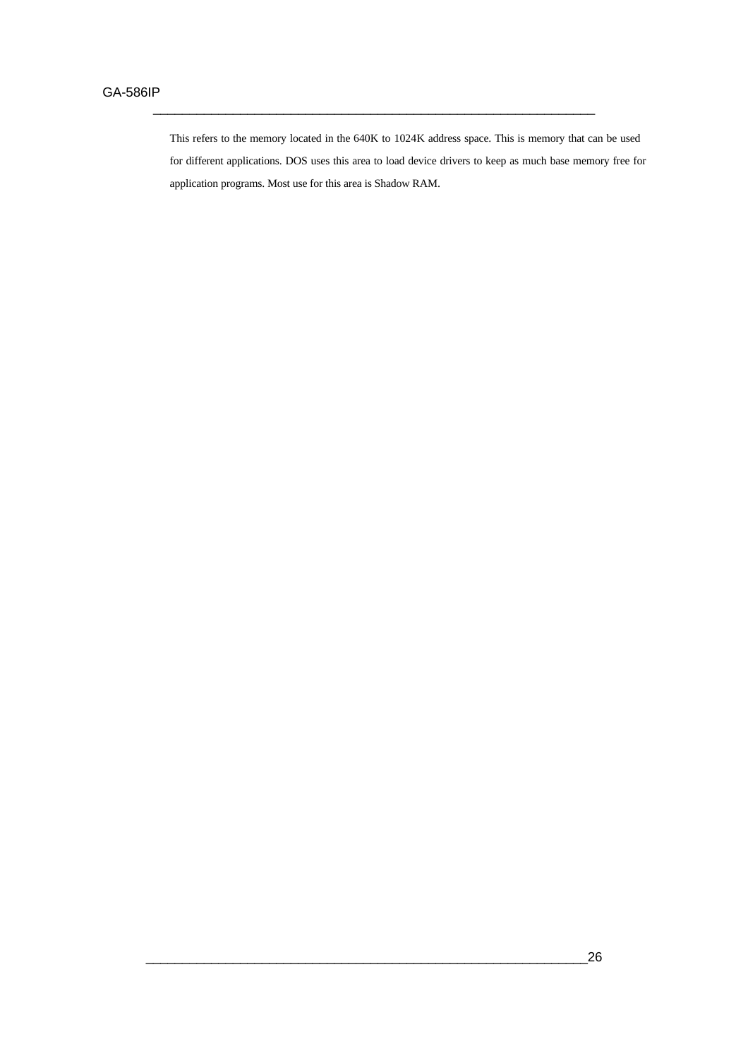This refers to the memory located in the 640K to 1024K address space. This is memory that can be used for different applications. DOS uses this area to load device drivers to keep as much base memory free for application programs. Most use for this area is Shadow RAM.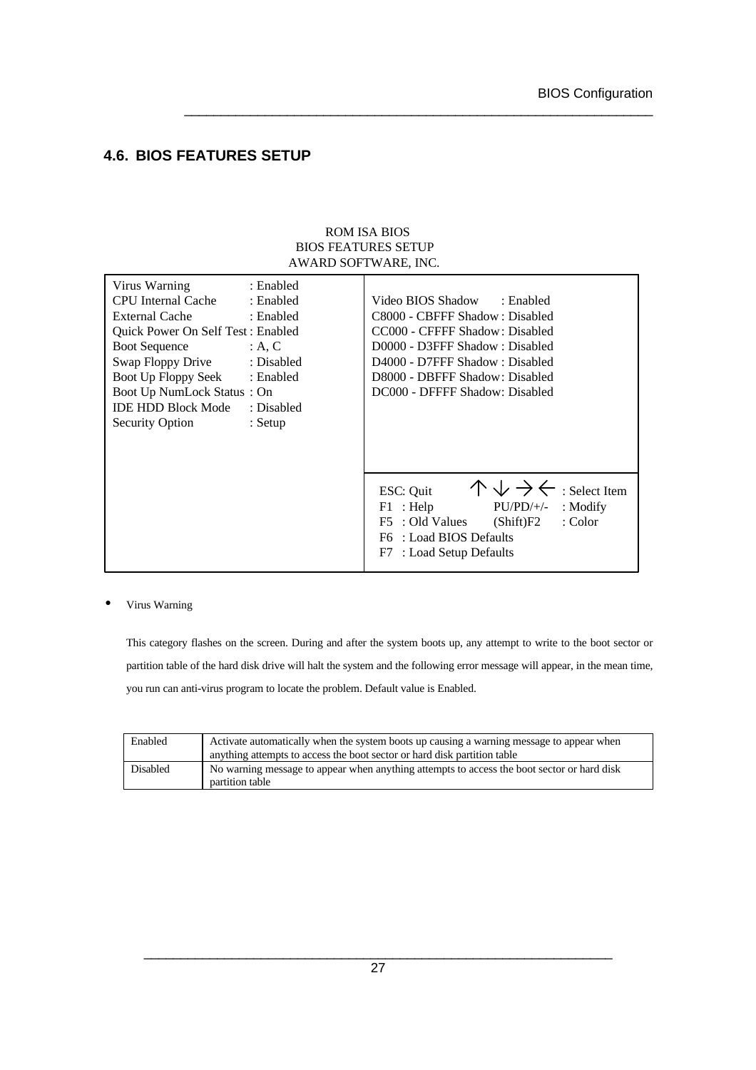## 4.6. BIOS FEATURES SETUP

```
                         ROM ISA BIOS
                     BIOS FEATURES SETUP
                    AWARD SOFTWARE, INC.

Virus Warning              : Enabled
CPU Internal Cache         : Enabled     Video BIOS Shadow       : Enabled
External Cache             : Enabled     C8000 - CBFFF Shadow : Disabled
Quick Power On Self Test : Enabled       CC000 - CFFFF Shadow : Disabled
Boot Sequence              : A, C        D0000 - D3FFF Shadow : Disabled
Swap Floppy Drive          : Disabled    D4000 - D7FFF Shadow : Disabled
Boot Up Floppy Seek        : Enabled     D8000 - DBFFF Shadow : Disabled
Boot Up NumLock Status : On              DC000 - DFFFF Shadow : Disabled
IDE HDD Block Mode         : Disabled
Security Option            : Setup

                                         ESC: Quit       ↑ ↓ → ← : Select Item
                                         F1  : Help        PU/PD/+/-  : Modify
                                         F5  : Old Values  (Shift)F2  : Color
                                         F6  : Load BIOS Defaults
                                         F7  : Load Setup Defaults
```

- Virus Warning

This category flashes on the screen. During and after the system boots up, any attempt to write to the boot sector or partition table of the hard disk drive will halt the system and the following error message will appear, in the mean time, you run can anti-virus program to locate the problem. Default value is Enabled.

| | |
|---|---|
| Enabled | Activate automatically when the system boots up causing a warning message to appear when anything attempts to access the boot sector or hard disk partition table |
| Disabled | No warning message to appear when anything attempts to access the boot sector or hard disk partition table |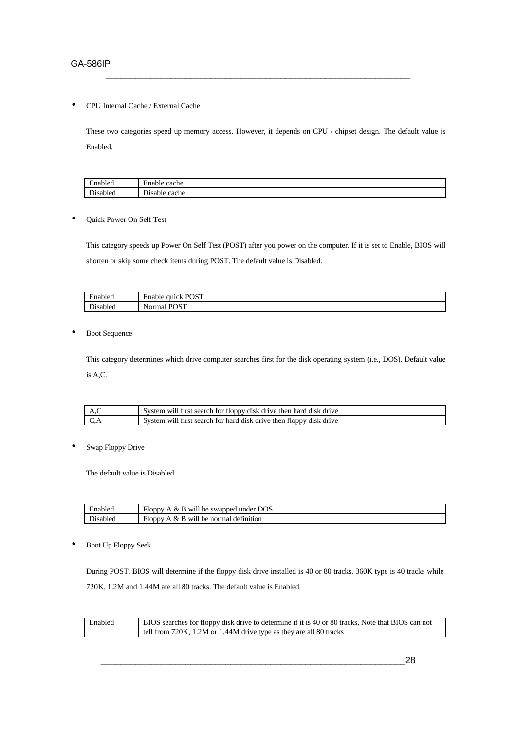- CPU Internal Cache / External Cache

  These two categories speed up memory access. However, it depends on CPU / chipset design. The default value is Enabled.

| | |
|---|---|
| Enabled | Enable cache |
| Disabled | Disable cache |

- Quick Power On Self Test

  This category speeds up Power On Self Test (POST) after you power on the computer. If it is set to Enable, BIOS will shorten or skip some check items during POST. The default value is Disabled.

| | |
|---|---|
| Enabled | Enable quick POST |
| Disabled | Normal POST |

- Boot Sequence

  This category determines which drive computer searches first for the disk operating system (i.e., DOS). Default value is A,C.

| | |
|---|---|
| A,C | System will first search for floppy disk drive then hard disk drive |
| C,A | System will first search for hard disk drive then floppy disk drive |

- Swap Floppy Drive

  The default value is Disabled.

| | |
|---|---|
| Enabled | Floppy A & B will be swapped under DOS |
| Disabled | Floppy A & B will be normal definition |

- Boot Up Floppy Seek

  During POST, BIOS will determine if the floppy disk drive installed is 40 or 80 tracks. 360K type is 40 tracks while 720K, 1.2M and 1.44M are all 80 tracks. The default value is Enabled.

| | |
|---|---|
| Enabled | BIOS searches for floppy disk drive to determine if it is 40 or 80 tracks, Note that BIOS can not tell from 720K, 1.2M or 1.44M drive type as they are all 80 tracks |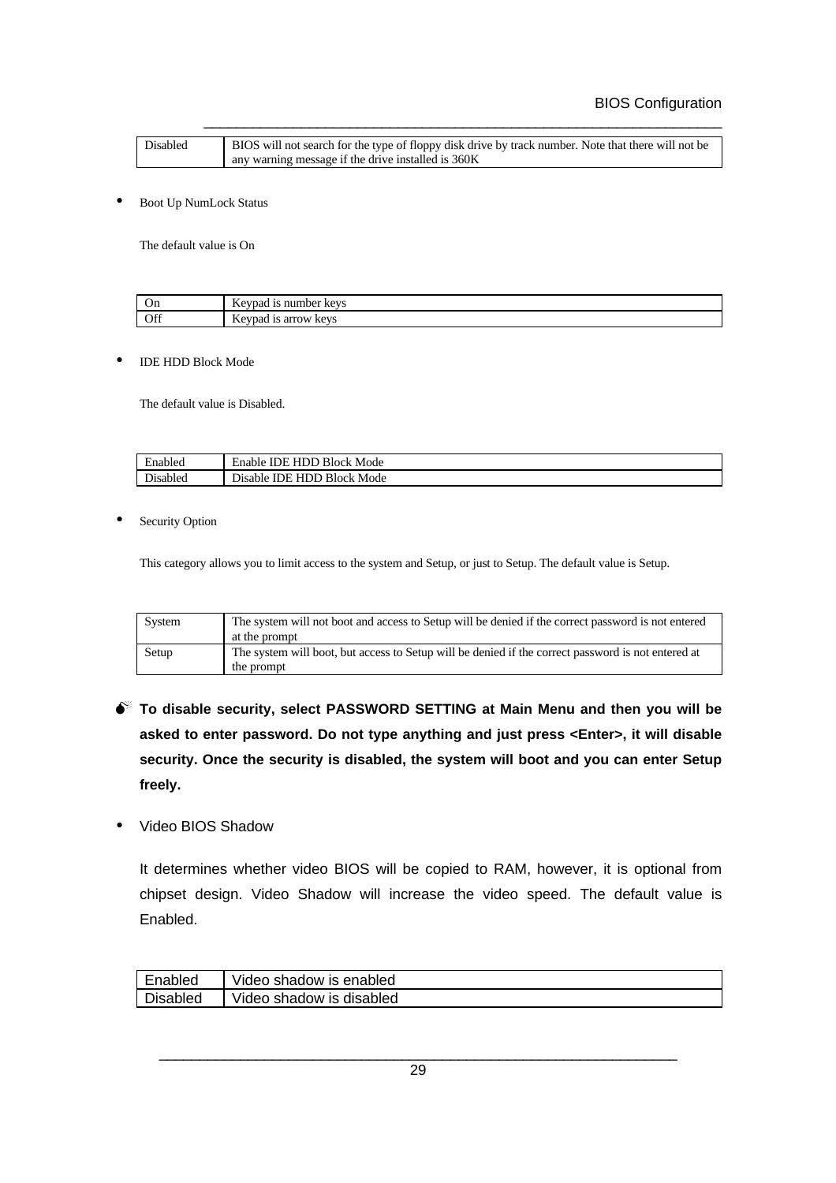| Disabled | BIOS will not search for the type of floppy disk drive by track number. Note that there will not be any warning message if the drive installed is 360K |
|---|---|

- Boot Up NumLock Status

The default value is On

| On | Keypad is number keys |
|---|---|
| Off | Keypad is arrow keys |

- IDE HDD Block Mode

The default value is Disabled.

| Enabled | Enable IDE HDD Block Mode |
|---|---|
| Disabled | Disable IDE HDD Block Mode |

- Security Option

This category allows you to limit access to the system and Setup, or just to Setup. The default value is Setup.

| System | The system will not boot and access to Setup will be denied if the correct password is not entered at the prompt |
|---|---|
| Setup | The system will boot, but access to Setup will be denied if the correct password is not entered at the prompt |

**To disable security, select PASSWORD SETTING at Main Menu and then you will be asked to enter password. Do not type anything and just press <Enter>, it will disable security. Once the security is disabled, the system will boot and you can enter Setup freely.**

- Video BIOS Shadow

It determines whether video BIOS will be copied to RAM, however, it is optional from chipset design. Video Shadow will increase the video speed. The default value is Enabled.

| Enabled | Video shadow is enabled |
|---|---|
| Disabled | Video shadow is disabled |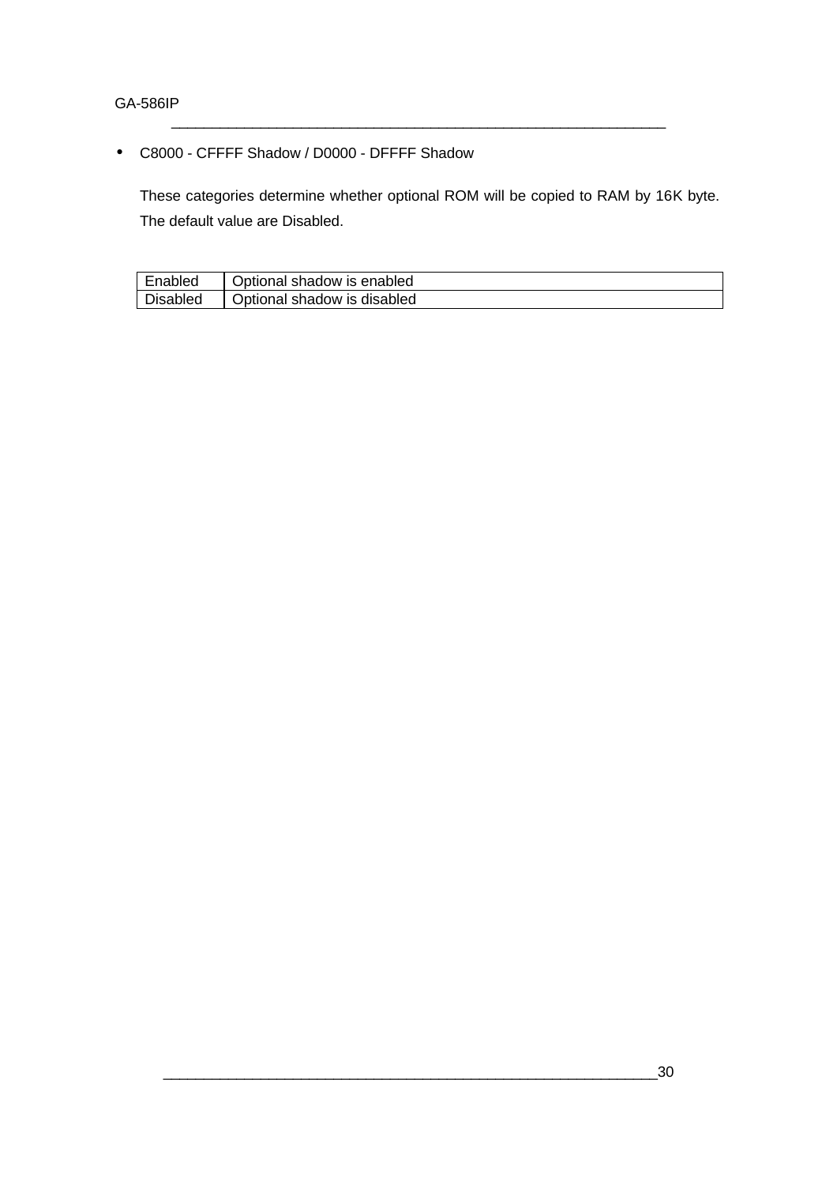- C8000 - CFFFF Shadow / D0000 - DFFFF Shadow

  These categories determine whether optional ROM will be copied to RAM by 16K byte. The default value are Disabled.

| | |
|---|---|
| Enabled | Optional shadow is enabled |
| Disabled | Optional shadow is disabled |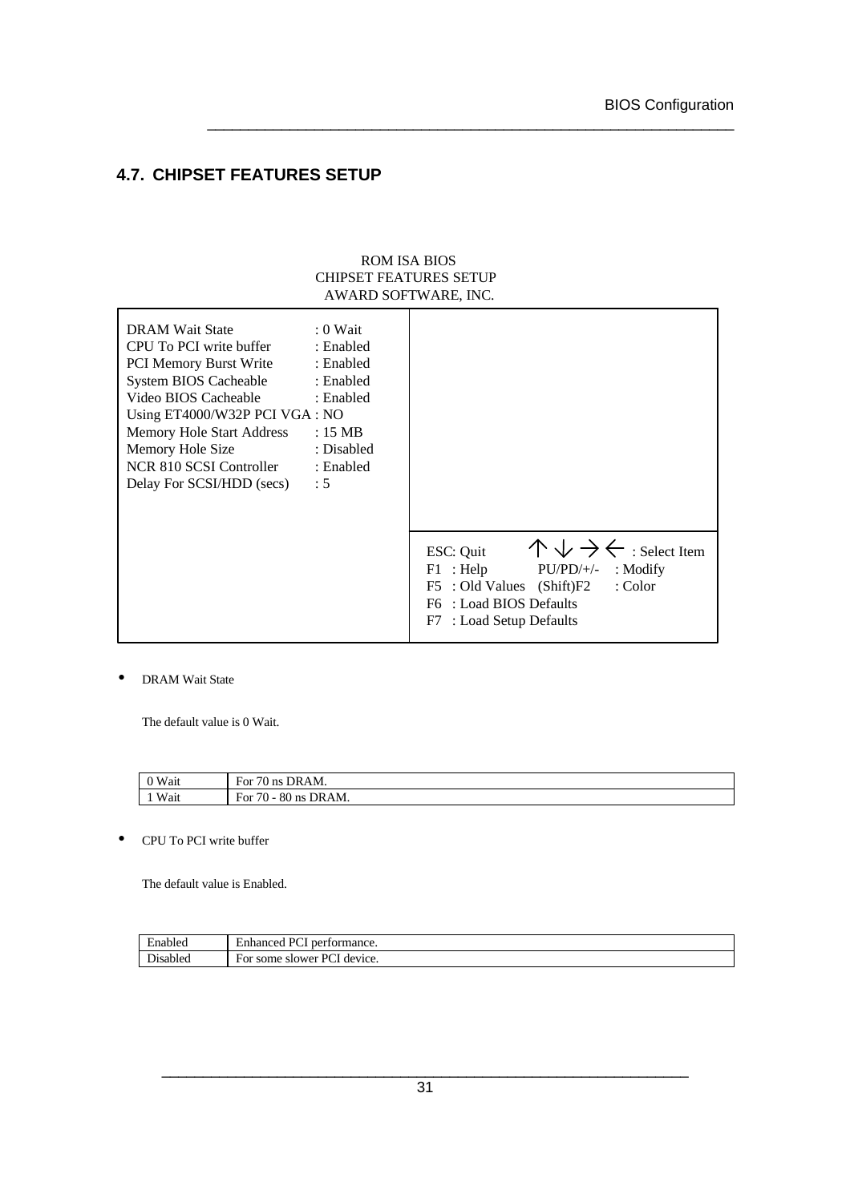## 4.7. CHIPSET FEATURES SETUP

```
                         ROM ISA BIOS
                    CHIPSET FEATURES SETUP
                     AWARD SOFTWARE, INC.

DRAM Wait State                : 0 Wait
CPU To PCI write buffer        : Enabled
PCI Memory Burst Write         : Enabled
System BIOS Cacheable          : Enabled
Video BIOS Cacheable           : Enabled
Using ET4000/W32P PCI VGA : NO
Memory Hole Start Address      : 15 MB
Memory Hole Size               : Disabled
NCR 810 SCSI Controller        : Enabled
Delay For SCSI/HDD (secs)      : 5

                               ESC: Quit        ↑ ↓ → ← : Select Item
                               F1  : Help        PU/PD/+/-  : Modify
                               F5  : Old Values  (Shift)F2  : Color
                               F6  : Load BIOS Defaults
                               F7  : Load Setup Defaults
```

- DRAM Wait State

  The default value is 0 Wait.

| | |
|---|---|
| 0 Wait | For 70 ns DRAM. |
| 1 Wait | For 70 - 80 ns DRAM. |

- CPU To PCI write buffer

  The default value is Enabled.

| | |
|---|---|
| Enabled | Enhanced PCI performance. |
| Disabled | For some slower PCI device. |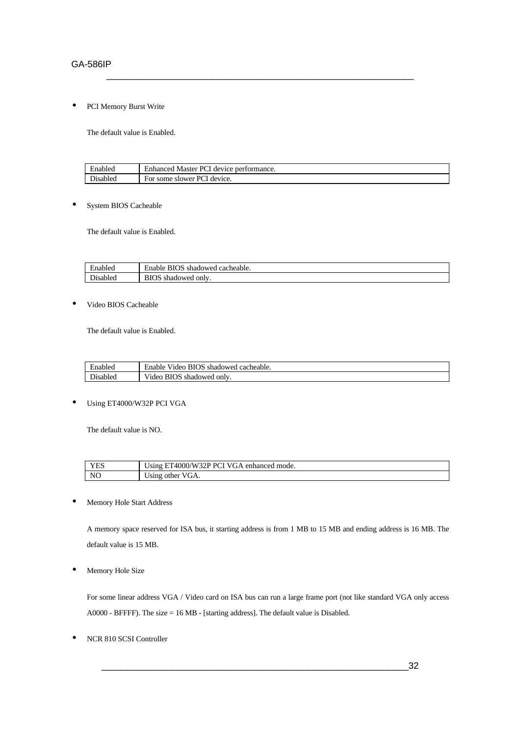- PCI Memory Burst Write

  The default value is Enabled.

| | |
|---|---|
| Enabled | Enhanced Master PCI device performance. |
| Disabled | For some slower PCI device. |

- System BIOS Cacheable

  The default value is Enabled.

| | |
|---|---|
| Enabled | Enable BIOS shadowed cacheable. |
| Disabled | BIOS shadowed only. |

- Video BIOS Cacheable

  The default value is Enabled.

| | |
|---|---|
| Enabled | Enable Video BIOS shadowed cacheable. |
| Disabled | Video BIOS shadowed only. |

- Using ET4000/W32P PCI VGA

  The default value is NO.

| | |
|---|---|
| YES | Using ET4000/W32P PCI VGA enhanced mode. |
| NO | Using other VGA. |

- Memory Hole Start Address

  A memory space reserved for ISA bus, it starting address is from 1 MB to 15 MB and ending address is 16 MB. The default value is 15 MB.

- Memory Hole Size

  For some linear address VGA / Video card on ISA bus can run a large frame port (not like standard VGA only access A0000 - BFFFF). The size = 16 MB - [starting address]. The default value is Disabled.

- NCR 810 SCSI Controller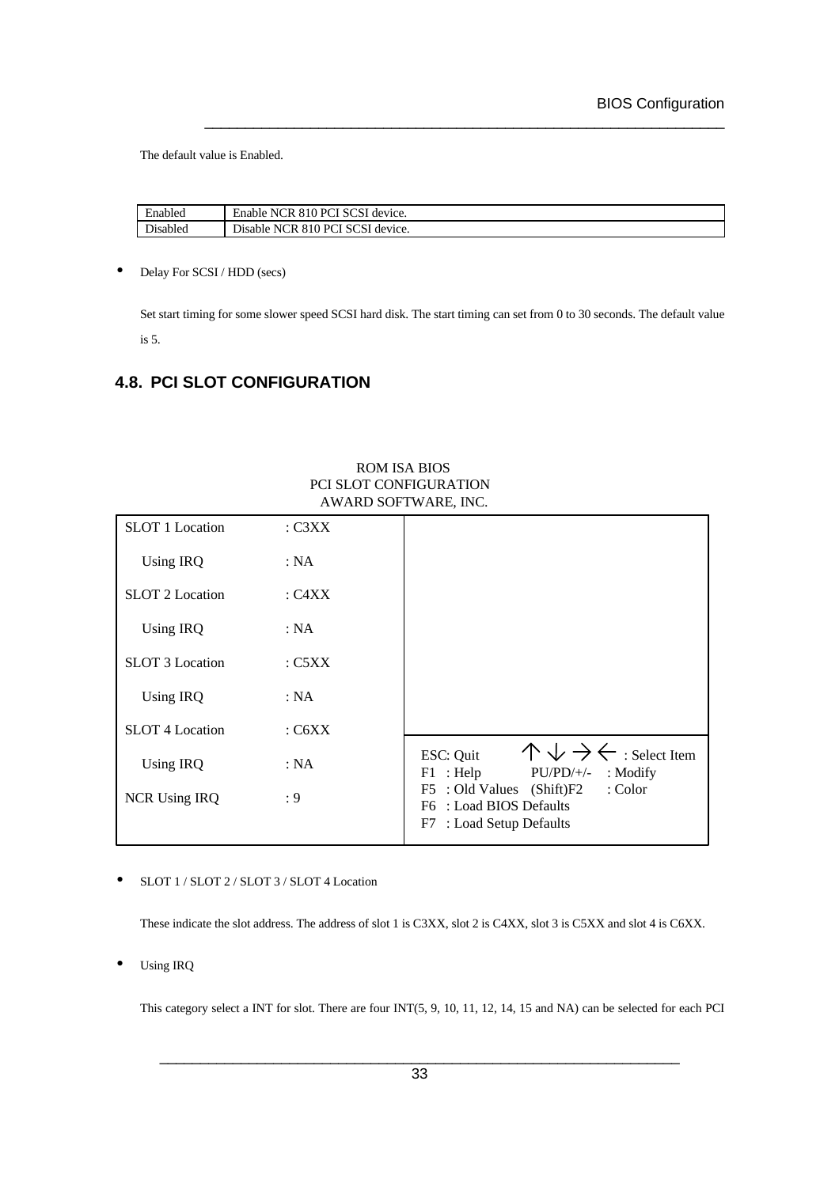The default value is Enabled.

| | |
|---|---|
| Enabled | Enable NCR 810 PCI SCSI device. |
| Disabled | Disable NCR 810 PCI SCSI device. |

- Delay For SCSI / HDD (secs)

  Set start timing for some slower speed SCSI hard disk. The start timing can set from 0 to 30 seconds. The default value is 5.

## 4.8. PCI SLOT CONFIGURATION

```
                         ROM ISA BIOS
                    PCI SLOT CONFIGURATION
                    AWARD SOFTWARE, INC.

SLOT 1 Location      : C3XX
  Using IRQ          : NA
SLOT 2 Location      : C4XX
  Using IRQ          : NA
SLOT 3 Location      : C5XX
  Using IRQ          : NA
SLOT 4 Location      : C6XX
  Using IRQ          : NA        ESC: Quit      ↑ ↓ → ← : Select Item
                                 F1  : Help       PU/PD/+/-  : Modify
NCR Using IRQ        : 9         F5  : Old Values (Shift)F2  : Color
                                 F6  : Load BIOS Defaults
                                 F7  : Load Setup Defaults
```

- SLOT 1 / SLOT 2 / SLOT 3 / SLOT 4 Location

  These indicate the slot address. The address of slot 1 is C3XX, slot 2 is C4XX, slot 3 is C5XX and slot 4 is C6XX.

- Using IRQ

  This category select a INT for slot. There are four INT(5, 9, 10, 11, 12, 14, 15 and NA) can be selected for each PCI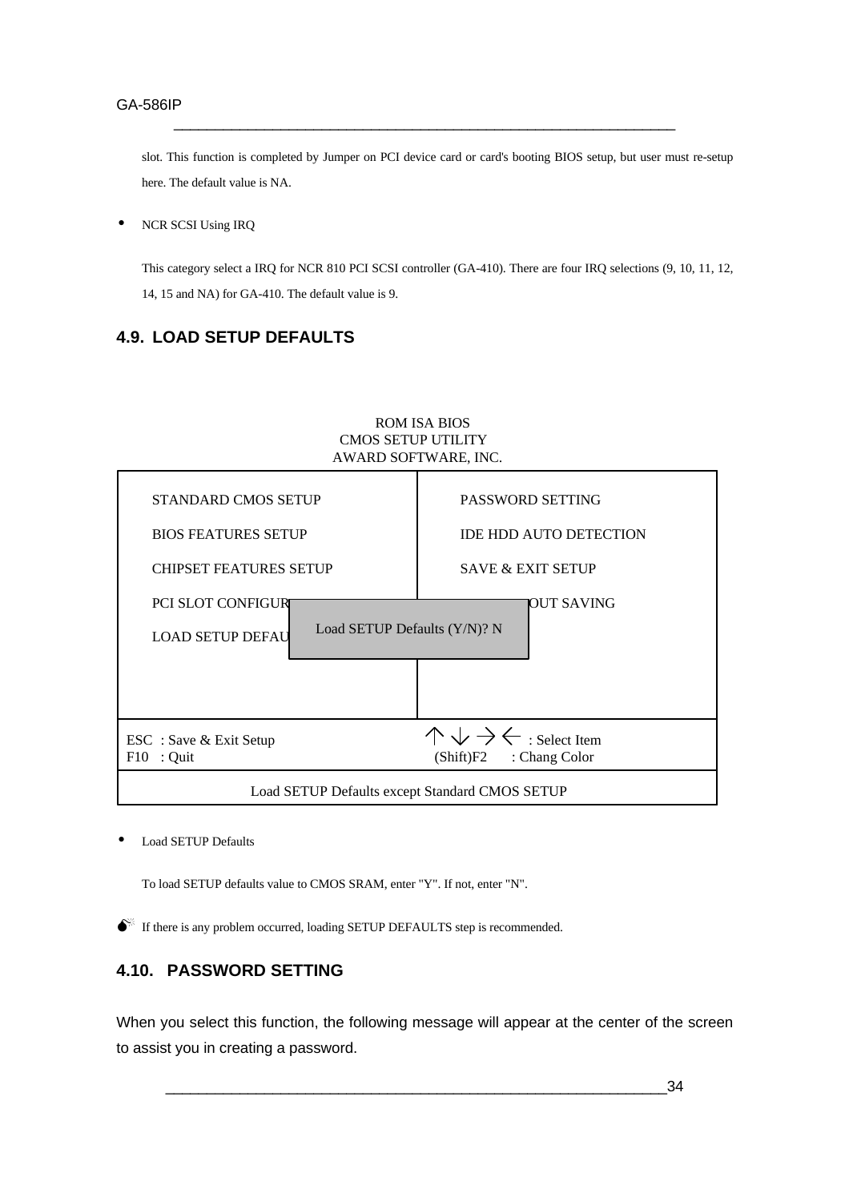slot. This function is completed by Jumper on PCI device card or card's booting BIOS setup, but user must re-setup here. The default value is NA.

- NCR SCSI Using IRQ

  This category select a IRQ for NCR 810 PCI SCSI controller (GA-410). There are four IRQ selections (9, 10, 11, 12, 14, 15 and NA) for GA-410. The default value is 9.

## 4.9. LOAD SETUP DEFAULTS

```
                         ROM ISA BIOS
                      CMOS SETUP UTILITY
                    AWARD SOFTWARE, INC.
+--------------------------------------+--------------------------------------+
|  STANDARD CMOS SETUP                 |  PASSWORD SETTING                    |
|                                      |                                      |
|  BIOS FEATURES SETUP                 |  IDE HDD AUTO DETECTION              |
|                                      |                                      |
|  CHIPSET FEATURES SETUP              |  SAVE & EXIT SETUP                   |
|                                      |                                      |
|  PCI SLOT CONFIGUR+---------------------------------+OUT SAVING             |
|                   |  Load SETUP Defaults (Y/N)? N   |                        |
|  LOAD SETUP DEFAU |                                 |                        |
|                   +---------------------------------+                        |
|                                      |                                      |
+--------------------------------------+--------------------------------------+
| ESC  : Save & Exit Setup                  ↑ ↓ → ←  : Select Item              |
| F10  : Quit                              (Shift)F2   : Chang Color            |
+-----------------------------------------------------------------------------+
|              Load SETUP Defaults except Standard CMOS SETUP                 |
+-----------------------------------------------------------------------------+
```

- Load SETUP Defaults

  To load SETUP defaults value to CMOS SRAM, enter "Y". If not, enter "N".

If there is any problem occurred, loading SETUP DEFAULTS step is recommended.

## 4.10. PASSWORD SETTING

When you select this function, the following message will appear at the center of the screen to assist you in creating a password.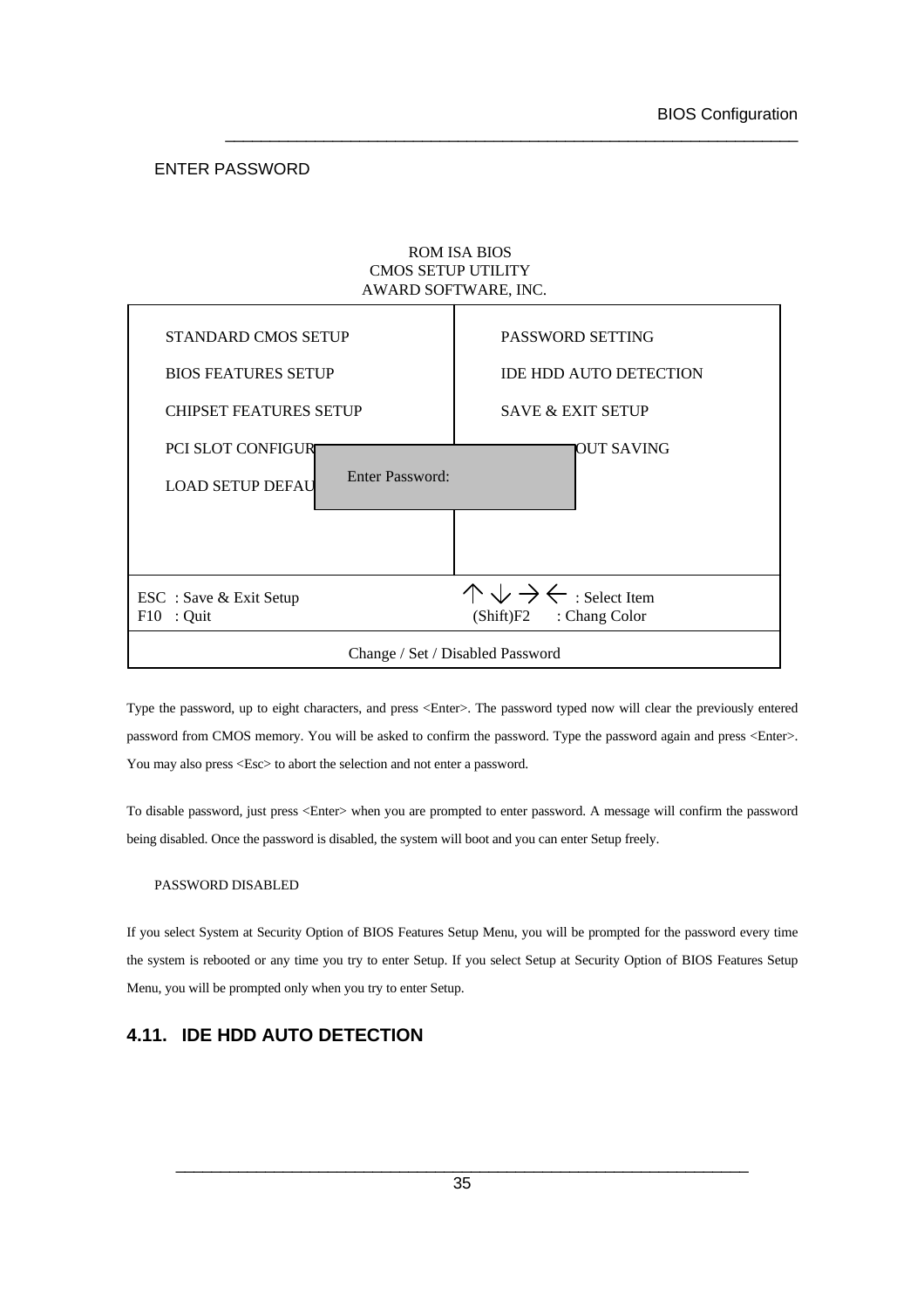ENTER PASSWORD

```
                          ROM ISA BIOS
                       CMOS SETUP UTILITY
                      AWARD SOFTWARE, INC.

  STANDARD CMOS SETUP                 PASSWORD SETTING

  BIOS FEATURES SETUP                 IDE HDD AUTO DETECTION

  CHIPSET FEATURES SETUP              SAVE & EXIT SETUP

  PCI SLOT CONFIGUR                            OUT SAVING
                      Enter Password:
  LOAD SETUP DEFAU

 ESC  : Save & Exit Setup             ↑ ↓ → ←  : Select Item
 F10  : Quit                          (Shift)F2    : Chang Color

                 Change / Set / Disabled Password
```

Type the password, up to eight characters, and press <Enter>. The password typed now will clear the previously entered password from CMOS memory. You will be asked to confirm the password. Type the password again and press <Enter>. You may also press <Esc> to abort the selection and not enter a password.

To disable password, just press <Enter> when you are prompted to enter password. A message will confirm the password being disabled. Once the password is disabled, the system will boot and you can enter Setup freely.

PASSWORD DISABLED

If you select System at Security Option of BIOS Features Setup Menu, you will be prompted for the password every time the system is rebooted or any time you try to enter Setup. If you select Setup at Security Option of BIOS Features Setup Menu, you will be prompted only when you try to enter Setup.

## 4.11. IDE HDD AUTO DETECTION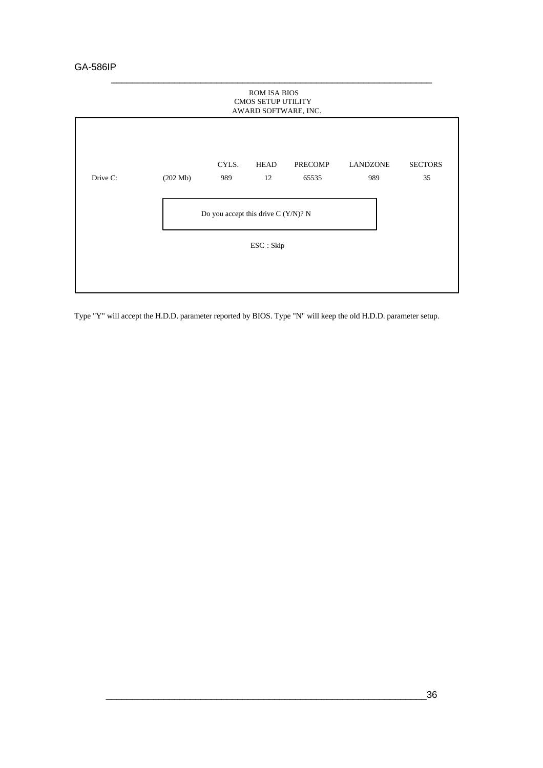ROM ISA BIOS
CMOS SETUP UTILITY
AWARD SOFTWARE, INC.

| | | CYLS. | HEAD | PRECOMP | LANDZONE | SECTORS |
|---|---|---|---|---|---|---|
| Drive C: | (202 Mb) | 989 | 12 | 65535 | 989 | 35 |

Do you accept this drive C (Y/N)? N

ESC : Skip

Type "Y" will accept the H.D.D. parameter reported by BIOS. Type "N" will keep the old H.D.D. parameter setup.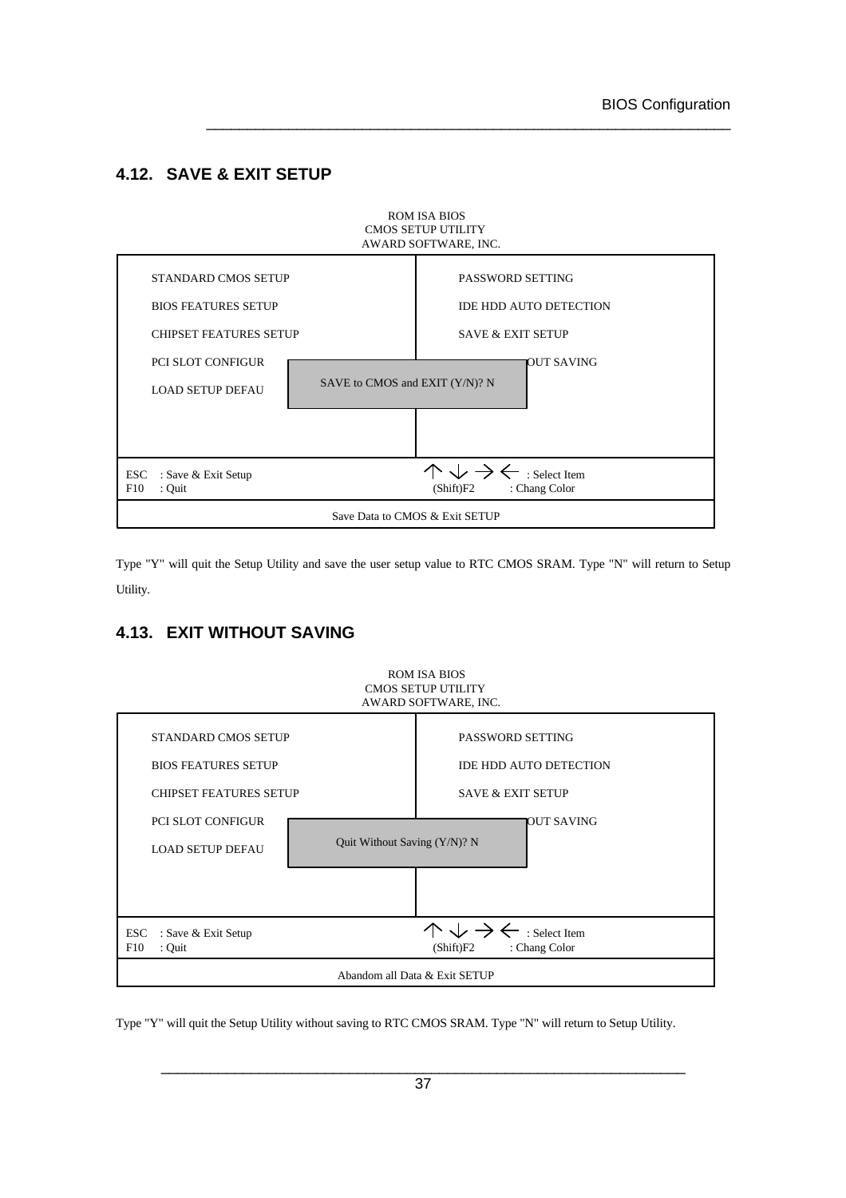## 4.12. SAVE & EXIT SETUP

ROM ISA BIOS
CMOS SETUP UTILITY
AWARD SOFTWARE, INC.

| | |
|---|---|
| STANDARD CMOS SETUP | PASSWORD SETTING |
| BIOS FEATURES SETUP | IDE HDD AUTO DETECTION |
| CHIPSET FEATURES SETUP | SAVE & EXIT SETUP |
| PCI SLOT CONFIGUR | OUT SAVING |
| LOAD SETUP DEFAU | |
| SAVE to CMOS and EXIT (Y/N)? N | |
| ESC : Save & Exit Setup<br>F10 : Quit | ↑ ↓ → ← : Select Item<br>(Shift)F2 : Chang Color |
| Save Data to CMOS & Exit SETUP | |

Type "Y" will quit the Setup Utility and save the user setup value to RTC CMOS SRAM. Type "N" will return to Setup Utility.

## 4.13. EXIT WITHOUT SAVING

ROM ISA BIOS
CMOS SETUP UTILITY
AWARD SOFTWARE, INC.

| | |
|---|---|
| STANDARD CMOS SETUP | PASSWORD SETTING |
| BIOS FEATURES SETUP | IDE HDD AUTO DETECTION |
| CHIPSET FEATURES SETUP | SAVE & EXIT SETUP |
| PCI SLOT CONFIGUR | OUT SAVING |
| LOAD SETUP DEFAU | |
| Quit Without Saving (Y/N)? N | |
| ESC : Save & Exit Setup<br>F10 : Quit | ↑ ↓ → ← : Select Item<br>(Shift)F2 : Chang Color |
| Abandom all Data & Exit SETUP | |

Type "Y" will quit the Setup Utility without saving to RTC CMOS SRAM. Type "N" will return to Setup Utility.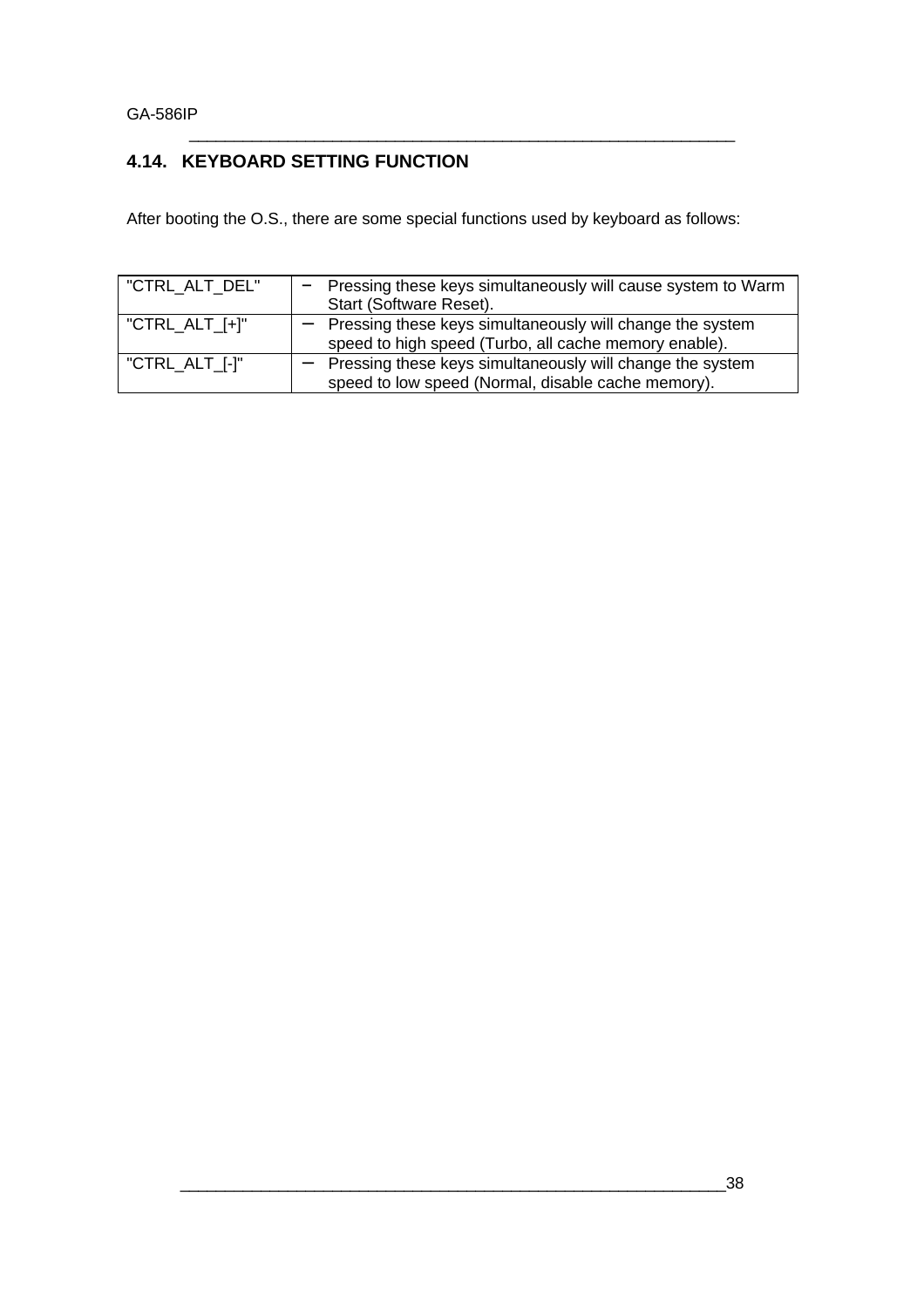## 4.14. KEYBOARD SETTING FUNCTION

After booting the O.S., there are some special functions used by keyboard as follows:

| | |
|---|---|
| "CTRL_ALT_DEL" | − Pressing these keys simultaneously will cause system to Warm Start (Software Reset). |
| "CTRL_ALT_[+]" | − Pressing these keys simultaneously will change the system speed to high speed (Turbo, all cache memory enable). |
| "CTRL_ALT_[-]" | − Pressing these keys simultaneously will change the system speed to low speed (Normal, disable cache memory). |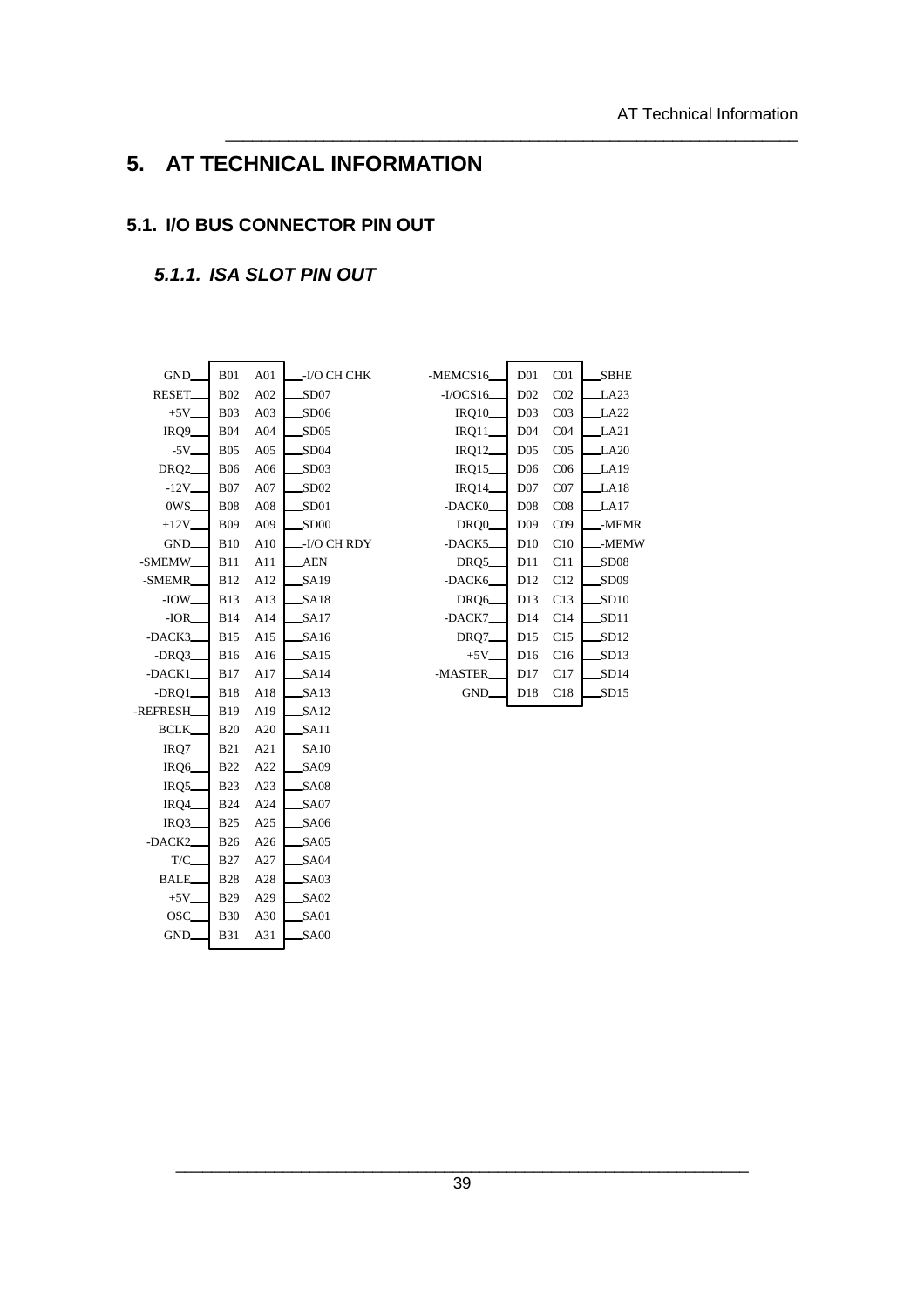# 5. AT TECHNICAL INFORMATION

## 5.1. I/O BUS CONNECTOR PIN OUT

### *5.1.1. ISA SLOT PIN OUT*

| Signal | Pin | Pin | Signal |
|---|---|---|---|
| GND | B01 | A01 | -I/O CH CHK |
| RESET | B02 | A02 | SD07 |
| +5V | B03 | A03 | SD06 |
| IRQ9 | B04 | A04 | SD05 |
| -5V | B05 | A05 | SD04 |
| DRQ2 | B06 | A06 | SD03 |
| -12V | B07 | A07 | SD02 |
| 0WS | B08 | A08 | SD01 |
| +12V | B09 | A09 | SD00 |
| GND | B10 | A10 | -I/O CH RDY |
| -SMEMW | B11 | A11 | AEN |
| -SMEMR | B12 | A12 | SA19 |
| -IOW | B13 | A13 | SA18 |
| -IOR | B14 | A14 | SA17 |
| -DACK3 | B15 | A15 | SA16 |
| -DRQ3 | B16 | A16 | SA15 |
| -DACK1 | B17 | A17 | SA14 |
| -DRQ1 | B18 | A18 | SA13 |
| -REFRESH | B19 | A19 | SA12 |
| BCLK | B20 | A20 | SA11 |
| IRQ7 | B21 | A21 | SA10 |
| IRQ6 | B22 | A22 | SA09 |
| IRQ5 | B23 | A23 | SA08 |
| IRQ4 | B24 | A24 | SA07 |
| IRQ3 | B25 | A25 | SA06 |
| -DACK2 | B26 | A26 | SA05 |
| T/C | B27 | A27 | SA04 |
| BALE | B28 | A28 | SA03 |
| +5V | B29 | A29 | SA02 |
| OSC | B30 | A30 | SA01 |
| GND | B31 | A31 | SA00 |

| Signal | Pin | Pin | Signal |
|---|---|---|---|
| -MEMCS16 | D01 | C01 | SBHE |
| -I/OCS16 | D02 | C02 | LA23 |
| IRQ10 | D03 | C03 | LA22 |
| IRQ11 | D04 | C04 | LA21 |
| IRQ12 | D05 | C05 | LA20 |
| IRQ15 | D06 | C06 | LA19 |
| IRQ14 | D07 | C07 | LA18 |
| -DACK0 | D08 | C08 | LA17 |
| DRQ0 | D09 | C09 | -MEMR |
| -DACK5 | D10 | C10 | -MEMW |
| DRQ5 | D11 | C11 | SD08 |
| -DACK6 | D12 | C12 | SD09 |
| DRQ6 | D13 | C13 | SD10 |
| -DACK7 | D14 | C14 | SD11 |
| DRQ7 | D15 | C15 | SD12 |
| +5V | D16 | C16 | SD13 |
| -MASTER | D17 | C17 | SD14 |
| GND | D18 | C18 | SD15 |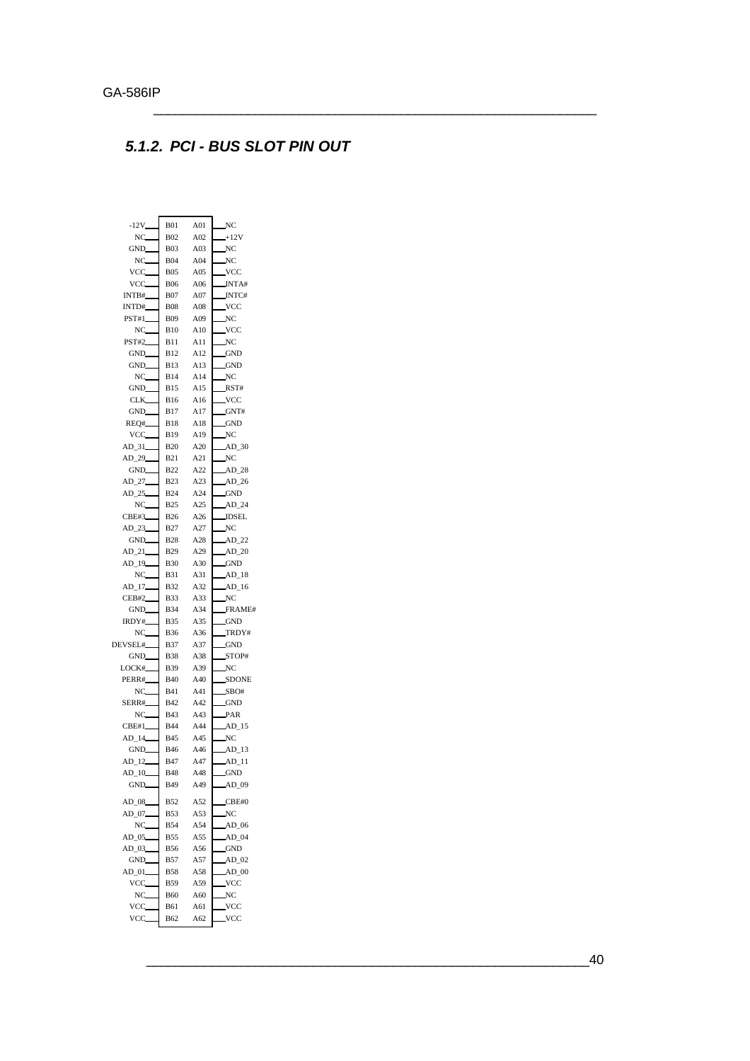### 5.1.2. PCI - BUS SLOT PIN OUT

| Signal | Pin | Pin | Signal |
|---|---|---|---|
| -12V | B01 | A01 | NC |
| NC | B02 | A02 | +12V |
| GND | B03 | A03 | NC |
| NC | B04 | A04 | NC |
| VCC | B05 | A05 | VCC |
| VCC | B06 | A06 | INTA# |
| INTB# | B07 | A07 | INTC# |
| INTD# | B08 | A08 | VCC |
| PST#1 | B09 | A09 | NC |
| NC | B10 | A10 | VCC |
| PST#2 | B11 | A11 | NC |
| GND | B12 | A12 | GND |
| GND | B13 | A13 | GND |
| NC | B14 | A14 | NC |
| GND | B15 | A15 | RST# |
| CLK | B16 | A16 | VCC |
| GND | B17 | A17 | GNT# |
| REQ# | B18 | A18 | GND |
| VCC | B19 | A19 | NC |
| AD_31 | B20 | A20 | AD_30 |
| AD_29 | B21 | A21 | NC |
| GND | B22 | A22 | AD_28 |
| AD_27 | B23 | A23 | AD_26 |
| AD_25 | B24 | A24 | GND |
| NC | B25 | A25 | AD_24 |
| CBE#3 | B26 | A26 | IDSEL |
| AD_23 | B27 | A27 | NC |
| GND | B28 | A28 | AD_22 |
| AD_21 | B29 | A29 | AD_20 |
| AD_19 | B30 | A30 | GND |
| NC | B31 | A31 | AD_18 |
| AD_17 | B32 | A32 | AD_16 |
| CEB#2 | B33 | A33 | NC |
| GND | B34 | A34 | FRAME# |
| IRDY# | B35 | A35 | GND |
| NC | B36 | A36 | TRDY# |
| DEVSEL# | B37 | A37 | GND |
| GND | B38 | A38 | STOP# |
| LOCK# | B39 | A39 | NC |
| PERR# | B40 | A40 | SDONE |
| NC | B41 | A41 | SBO# |
| SERR# | B42 | A42 | GND |
| NC | B43 | A43 | PAR |
| CBE#1 | B44 | A44 | AD_15 |
| AD_14 | B45 | A45 | NC |
| GND | B46 | A46 | AD_13 |
| AD_12 | B47 | A47 | AD_11 |
| AD_10 | B48 | A48 | GND |
| GND | B49 | A49 | AD_09 |
| AD_08 | B52 | A52 | CBE#0 |
| AD_07 | B53 | A53 | NC |
| NC | B54 | A54 | AD_06 |
| AD_05 | B55 | A55 | AD_04 |
| AD_03 | B56 | A56 | GND |
| GND | B57 | A57 | AD_02 |
| AD_01 | B58 | A58 | AD_00 |
| VCC | B59 | A59 | VCC |
| NC | B60 | A60 | NC |
| VCC | B61 | A61 | VCC |
| VCC | B62 | A62 | VCC |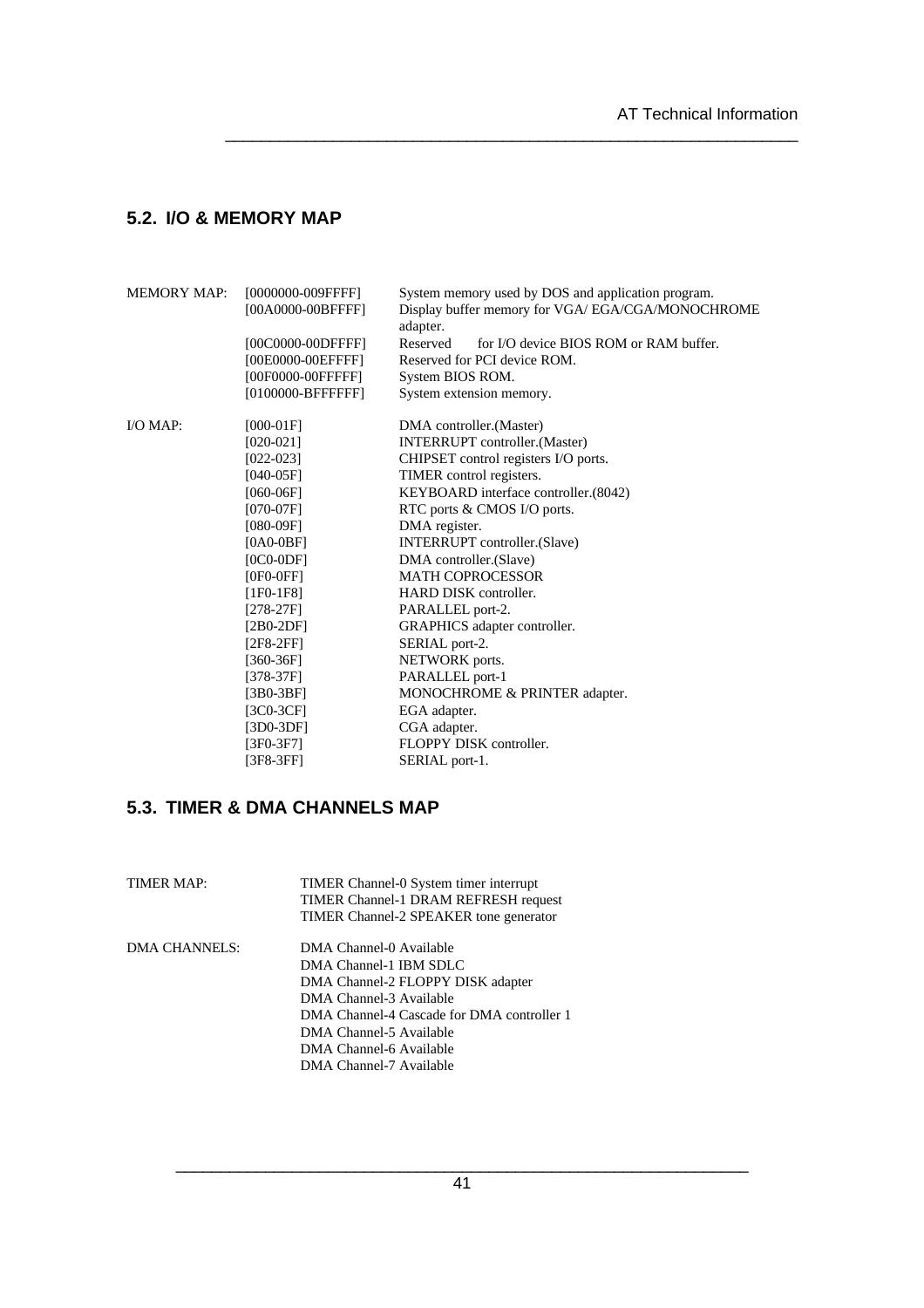## 5.2. I/O & MEMORY MAP

| | | |
|---|---|---|
| MEMORY MAP: | [0000000-009FFFF] | System memory used by DOS and application program. |
| | [00A0000-00BFFFF] | Display buffer memory for VGA/ EGA/CGA/MONOCHROME adapter. |
| | [00C0000-00DFFFF] | Reserved for I/O device BIOS ROM or RAM buffer. |
| | [00E0000-00EFFFF] | Reserved for PCI device ROM. |
| | [00F0000-00FFFFF] | System BIOS ROM. |
| | [0100000-BFFFFFF] | System extension memory. |
| I/O MAP: | [000-01F] | DMA controller.(Master) |
| | [020-021] | INTERRUPT controller.(Master) |
| | [022-023] | CHIPSET control registers I/O ports. |
| | [040-05F] | TIMER control registers. |
| | [060-06F] | KEYBOARD interface controller.(8042) |
| | [070-07F] | RTC ports & CMOS I/O ports. |
| | [080-09F] | DMA register. |
| | [0A0-0BF] | INTERRUPT controller.(Slave) |
| | [0C0-0DF] | DMA controller.(Slave) |
| | [0F0-0FF] | MATH COPROCESSOR |
| | [1F0-1F8] | HARD DISK controller. |
| | [278-27F] | PARALLEL port-2. |
| | [2B0-2DF] | GRAPHICS adapter controller. |
| | [2F8-2FF] | SERIAL port-2. |
| | [360-36F] | NETWORK ports. |
| | [378-37F] | PARALLEL port-1 |
| | [3B0-3BF] | MONOCHROME & PRINTER adapter. |
| | [3C0-3CF] | EGA adapter. |
| | [3D0-3DF] | CGA adapter. |
| | [3F0-3F7] | FLOPPY DISK controller. |
| | [3F8-3FF] | SERIAL port-1. |

## 5.3. TIMER & DMA CHANNELS MAP

| | |
|---|---|
| TIMER MAP: | TIMER Channel-0 System timer interrupt |
| | TIMER Channel-1 DRAM REFRESH request |
| | TIMER Channel-2 SPEAKER tone generator |
| DMA CHANNELS: | DMA Channel-0 Available |
| | DMA Channel-1 IBM SDLC |
| | DMA Channel-2 FLOPPY DISK adapter |
| | DMA Channel-3 Available |
| | DMA Channel-4 Cascade for DMA controller 1 |
| | DMA Channel-5 Available |
| | DMA Channel-6 Available |
| | DMA Channel-7 Available |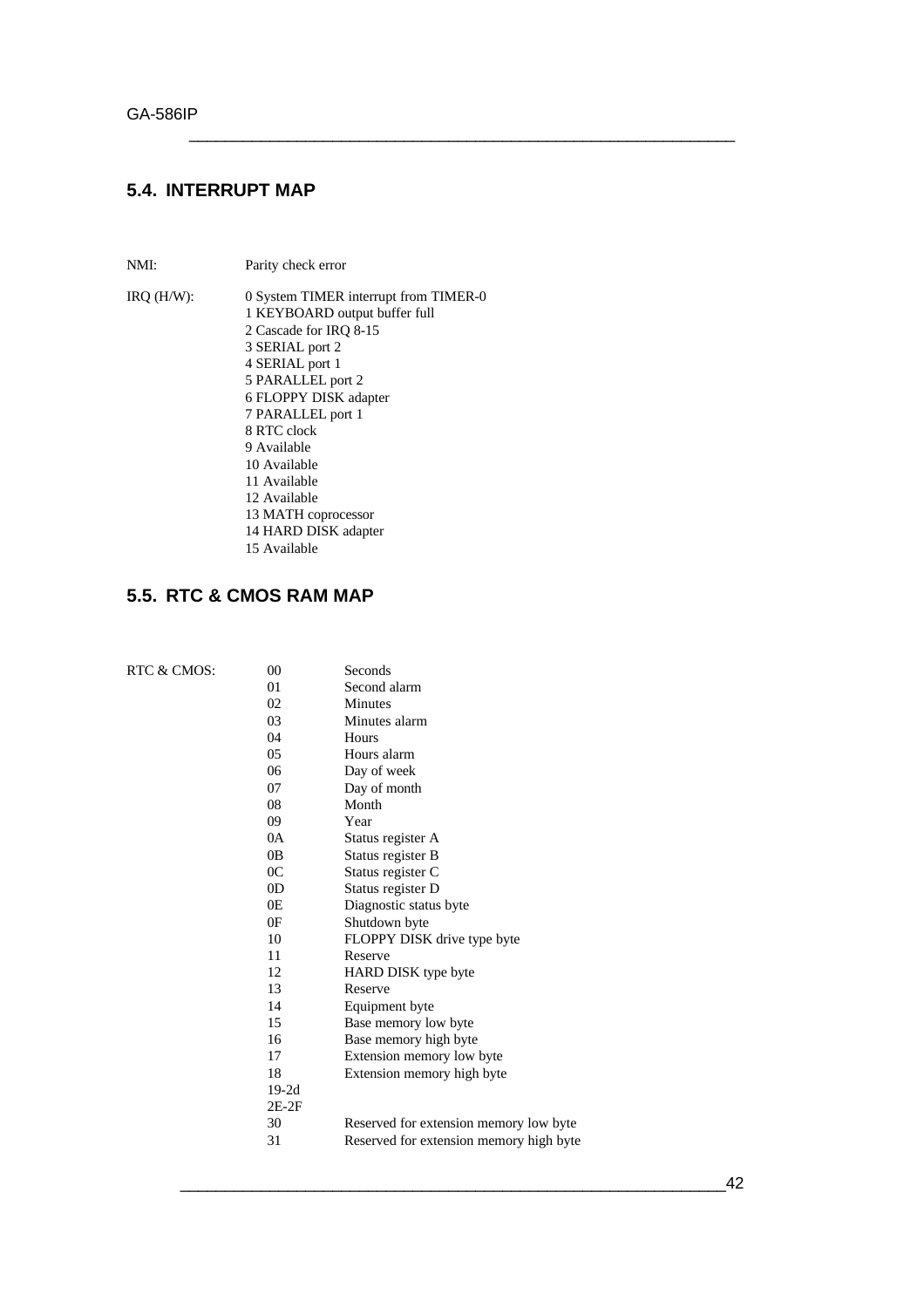## 5.4. INTERRUPT MAP

| | |
|---|---|
| NMI: | Parity check error |
| IRQ (H/W): | 0 System TIMER interrupt from TIMER-0 |
| | 1 KEYBOARD output buffer full |
| | 2 Cascade for IRQ 8-15 |
| | 3 SERIAL port 2 |
| | 4 SERIAL port 1 |
| | 5 PARALLEL port 2 |
| | 6 FLOPPY DISK adapter |
| | 7 PARALLEL port 1 |
| | 8 RTC clock |
| | 9 Available |
| | 10 Available |
| | 11 Available |
| | 12 Available |
| | 13 MATH coprocessor |
| | 14 HARD DISK adapter |
| | 15 Available |

## 5.5. RTC & CMOS RAM MAP

| | | |
|---|---|---|
| RTC & CMOS: | 00 | Seconds |
| | 01 | Second alarm |
| | 02 | Minutes |
| | 03 | Minutes alarm |
| | 04 | Hours |
| | 05 | Hours alarm |
| | 06 | Day of week |
| | 07 | Day of month |
| | 08 | Month |
| | 09 | Year |
| | 0A | Status register A |
| | 0B | Status register B |
| | 0C | Status register C |
| | 0D | Status register D |
| | 0E | Diagnostic status byte |
| | 0F | Shutdown byte |
| | 10 | FLOPPY DISK drive type byte |
| | 11 | Reserve |
| | 12 | HARD DISK type byte |
| | 13 | Reserve |
| | 14 | Equipment byte |
| | 15 | Base memory low byte |
| | 16 | Base memory high byte |
| | 17 | Extension memory low byte |
| | 18 | Extension memory high byte |
| | 19-2d | |
| | 2E-2F | |
| | 30 | Reserved for extension memory low byte |
| | 31 | Reserved for extension memory high byte |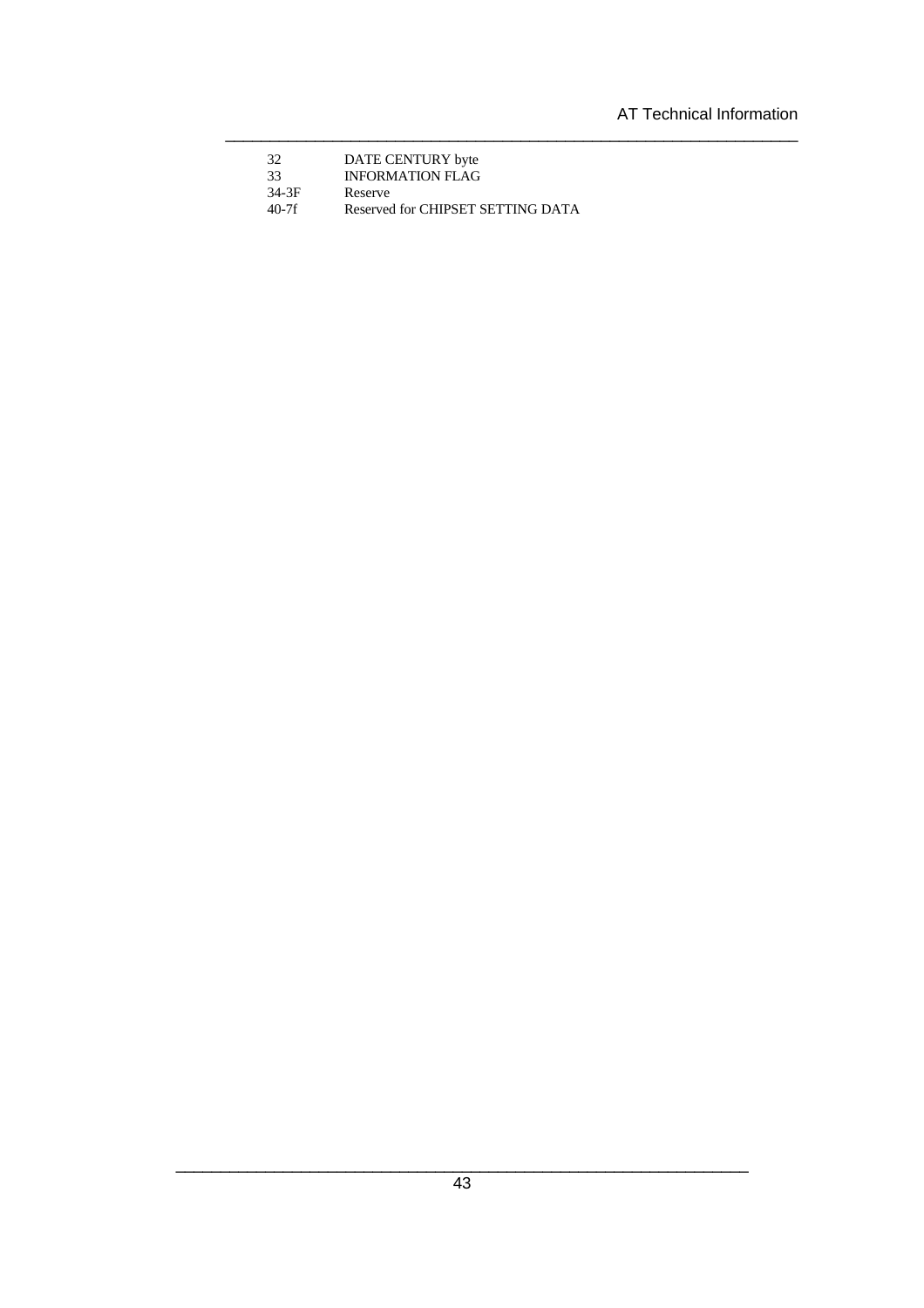| | |
|---|---|
| 32 | DATE CENTURY byte |
| 33 | INFORMATION FLAG |
| 34-3F | Reserve |
| 40-7f | Reserved for CHIPSET SETTING DATA |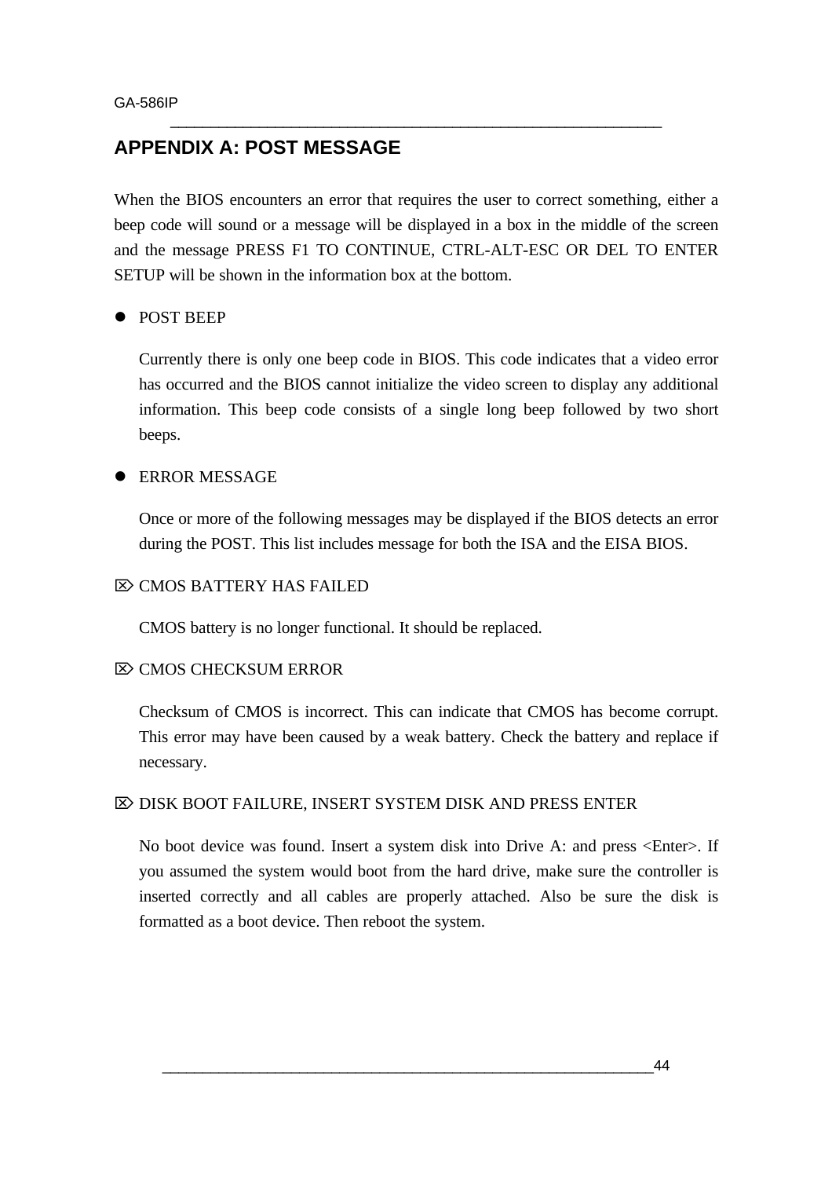# APPENDIX A: POST MESSAGE

When the BIOS encounters an error that requires the user to correct something, either a beep code will sound or a message will be displayed in a box in the middle of the screen and the message PRESS F1 TO CONTINUE, CTRL-ALT-ESC OR DEL TO ENTER SETUP will be shown in the information box at the bottom.

- POST BEEP

  Currently there is only one beep code in BIOS. This code indicates that a video error has occurred and the BIOS cannot initialize the video screen to display any additional information. This beep code consists of a single long beep followed by two short beeps.

- ERROR MESSAGE

  Once or more of the following messages may be displayed if the BIOS detects an error during the POST. This list includes message for both the ISA and the EISA BIOS.

⌦ CMOS BATTERY HAS FAILED

CMOS battery is no longer functional. It should be replaced.

⌦ CMOS CHECKSUM ERROR

Checksum of CMOS is incorrect. This can indicate that CMOS has become corrupt. This error may have been caused by a weak battery. Check the battery and replace if necessary.

⌦ DISK BOOT FAILURE, INSERT SYSTEM DISK AND PRESS ENTER

No boot device was found. Insert a system disk into Drive A: and press <Enter>. If you assumed the system would boot from the hard drive, make sure the controller is inserted correctly and all cables are properly attached. Also be sure the disk is formatted as a boot device. Then reboot the system.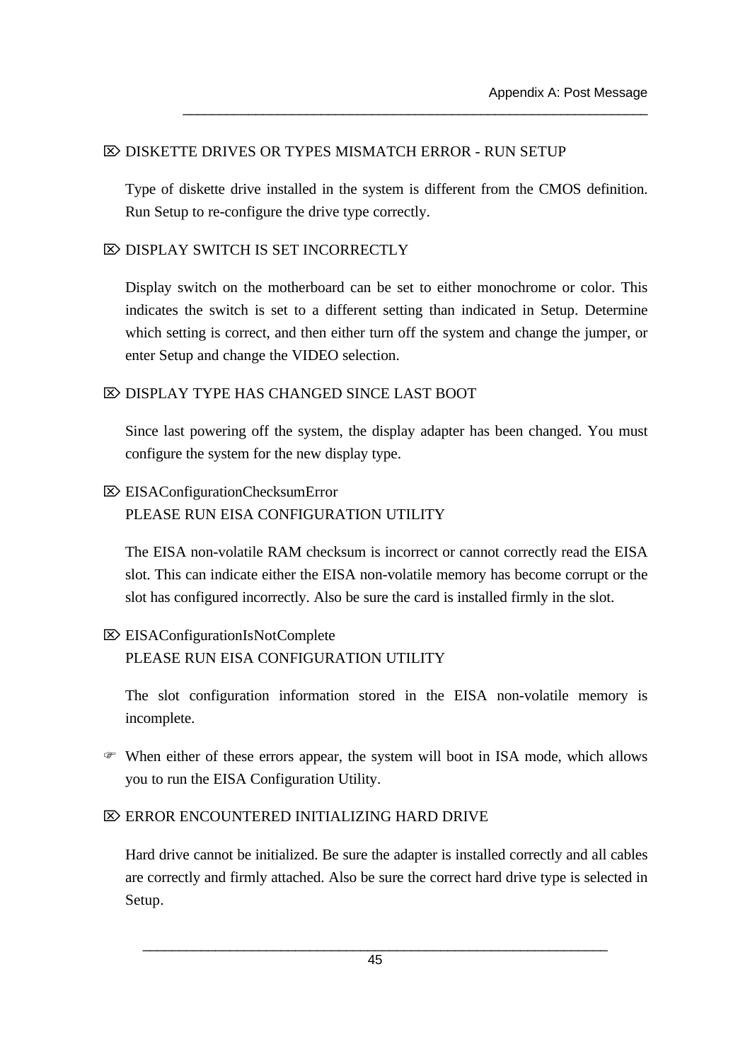⌦ DISKETTE DRIVES OR TYPES MISMATCH ERROR - RUN SETUP

Type of diskette drive installed in the system is different from the CMOS definition. Run Setup to re-configure the drive type correctly.

⌦ DISPLAY SWITCH IS SET INCORRECTLY

Display switch on the motherboard can be set to either monochrome or color. This indicates the switch is set to a different setting than indicated in Setup. Determine which setting is correct, and then either turn off the system and change the jumper, or enter Setup and change the VIDEO selection.

⌦ DISPLAY TYPE HAS CHANGED SINCE LAST BOOT

Since last powering off the system, the display adapter has been changed. You must configure the system for the new display type.

⌦ EISAConfigurationChecksumError
PLEASE RUN EISA CONFIGURATION UTILITY

The EISA non-volatile RAM checksum is incorrect or cannot correctly read the EISA slot. This can indicate either the EISA non-volatile memory has become corrupt or the slot has configured incorrectly. Also be sure the card is installed firmly in the slot.

⌦ EISAConfigurationIsNotComplete
PLEASE RUN EISA CONFIGURATION UTILITY

The slot configuration information stored in the EISA non-volatile memory is incomplete.

☞ When either of these errors appear, the system will boot in ISA mode, which allows you to run the EISA Configuration Utility.

⌦ ERROR ENCOUNTERED INITIALIZING HARD DRIVE

Hard drive cannot be initialized. Be sure the adapter is installed correctly and all cables are correctly and firmly attached. Also be sure the correct hard drive type is selected in Setup.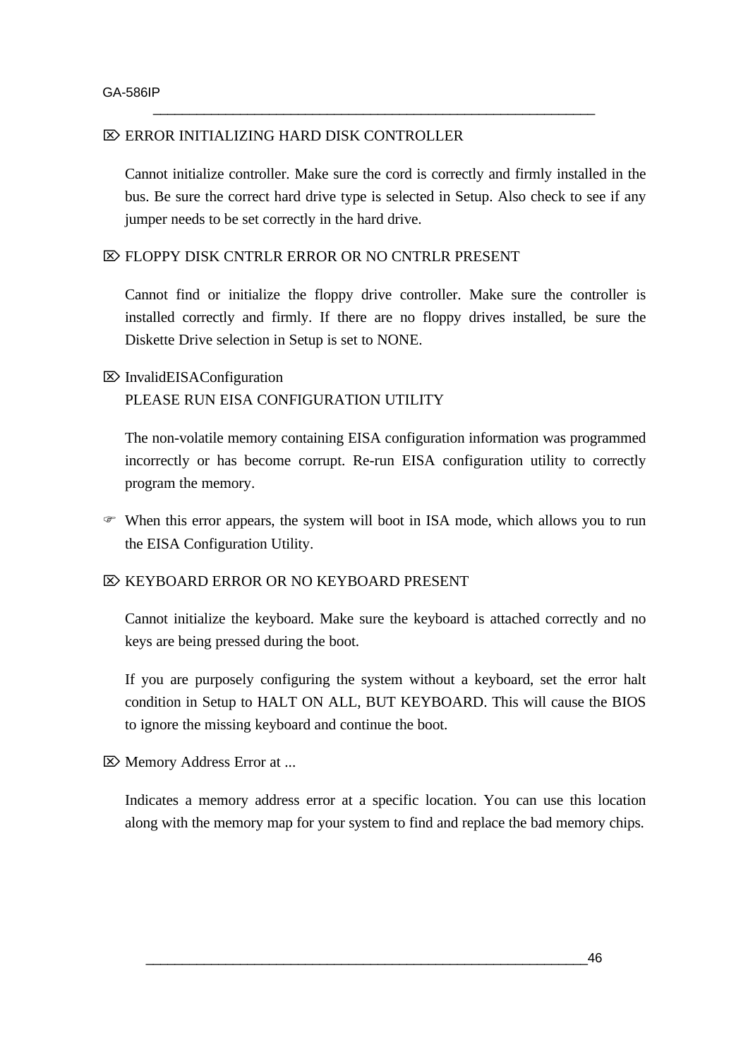⌦ ERROR INITIALIZING HARD DISK CONTROLLER

Cannot initialize controller. Make sure the cord is correctly and firmly installed in the bus. Be sure the correct hard drive type is selected in Setup. Also check to see if any jumper needs to be set correctly in the hard drive.

⌦ FLOPPY DISK CNTRLR ERROR OR NO CNTRLR PRESENT

Cannot find or initialize the floppy drive controller. Make sure the controller is installed correctly and firmly. If there are no floppy drives installed, be sure the Diskette Drive selection in Setup is set to NONE.

⌦ InvalidEISAConfiguration
PLEASE RUN EISA CONFIGURATION UTILITY

The non-volatile memory containing EISA configuration information was programmed incorrectly or has become corrupt. Re-run EISA configuration utility to correctly program the memory.

☞ When this error appears, the system will boot in ISA mode, which allows you to run the EISA Configuration Utility.

⌦ KEYBOARD ERROR OR NO KEYBOARD PRESENT

Cannot initialize the keyboard. Make sure the keyboard is attached correctly and no keys are being pressed during the boot.

If you are purposely configuring the system without a keyboard, set the error halt condition in Setup to HALT ON ALL, BUT KEYBOARD. This will cause the BIOS to ignore the missing keyboard and continue the boot.

⌦ Memory Address Error at ...

Indicates a memory address error at a specific location. You can use this location along with the memory map for your system to find and replace the bad memory chips.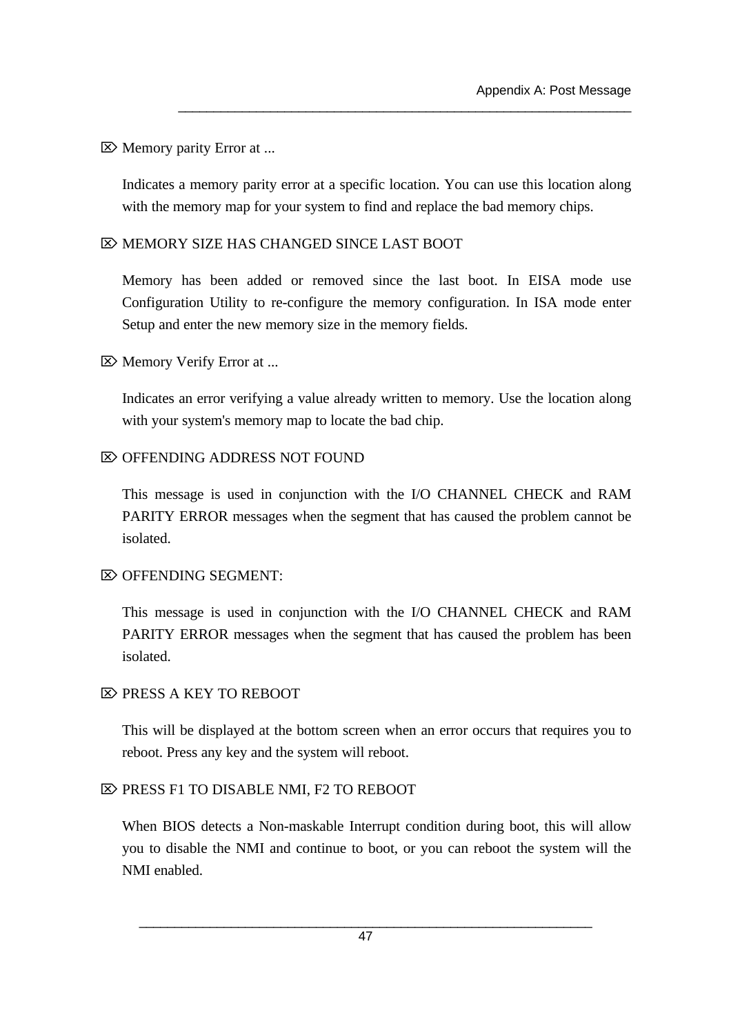⌦ Memory parity Error at ...

Indicates a memory parity error at a specific location. You can use this location along with the memory map for your system to find and replace the bad memory chips.

⌦ MEMORY SIZE HAS CHANGED SINCE LAST BOOT

Memory has been added or removed since the last boot. In EISA mode use Configuration Utility to re-configure the memory configuration. In ISA mode enter Setup and enter the new memory size in the memory fields.

⌦ Memory Verify Error at ...

Indicates an error verifying a value already written to memory. Use the location along with your system's memory map to locate the bad chip.

⌦ OFFENDING ADDRESS NOT FOUND

This message is used in conjunction with the I/O CHANNEL CHECK and RAM PARITY ERROR messages when the segment that has caused the problem cannot be isolated.

⌦ OFFENDING SEGMENT:

This message is used in conjunction with the I/O CHANNEL CHECK and RAM PARITY ERROR messages when the segment that has caused the problem has been isolated.

⌦ PRESS A KEY TO REBOOT

This will be displayed at the bottom screen when an error occurs that requires you to reboot. Press any key and the system will reboot.

⌦ PRESS F1 TO DISABLE NMI, F2 TO REBOOT

When BIOS detects a Non-maskable Interrupt condition during boot, this will allow you to disable the NMI and continue to boot, or you can reboot the system will the NMI enabled.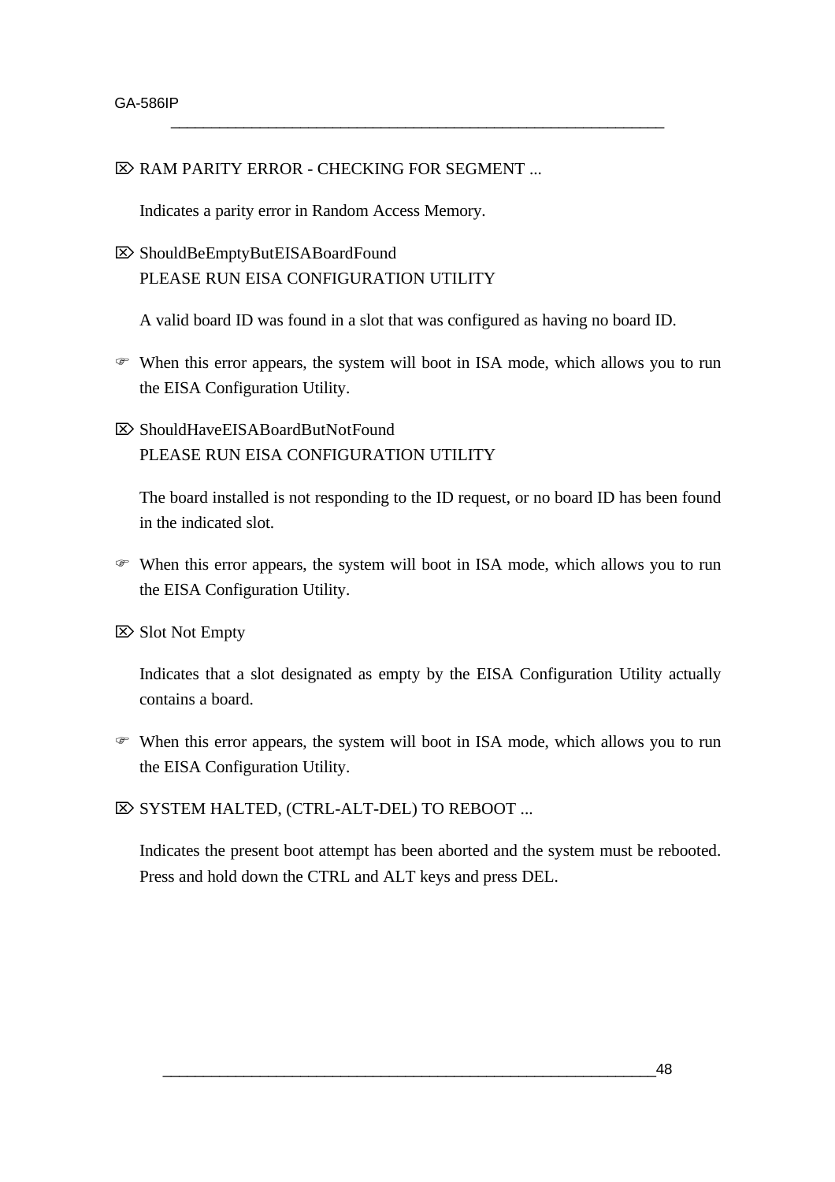⌦ RAM PARITY ERROR - CHECKING FOR SEGMENT ...

Indicates a parity error in Random Access Memory.

⌦ ShouldBeEmptyButEISABoardFound
PLEASE RUN EISA CONFIGURATION UTILITY

A valid board ID was found in a slot that was configured as having no board ID.

☞ When this error appears, the system will boot in ISA mode, which allows you to run the EISA Configuration Utility.

⌦ ShouldHaveEISABoardButNotFound
PLEASE RUN EISA CONFIGURATION UTILITY

The board installed is not responding to the ID request, or no board ID has been found in the indicated slot.

☞ When this error appears, the system will boot in ISA mode, which allows you to run the EISA Configuration Utility.

⌦ Slot Not Empty

Indicates that a slot designated as empty by the EISA Configuration Utility actually contains a board.

☞ When this error appears, the system will boot in ISA mode, which allows you to run the EISA Configuration Utility.

⌦ SYSTEM HALTED, (CTRL-ALT-DEL) TO REBOOT ...

Indicates the present boot attempt has been aborted and the system must be rebooted. Press and hold down the CTRL and ALT keys and press DEL.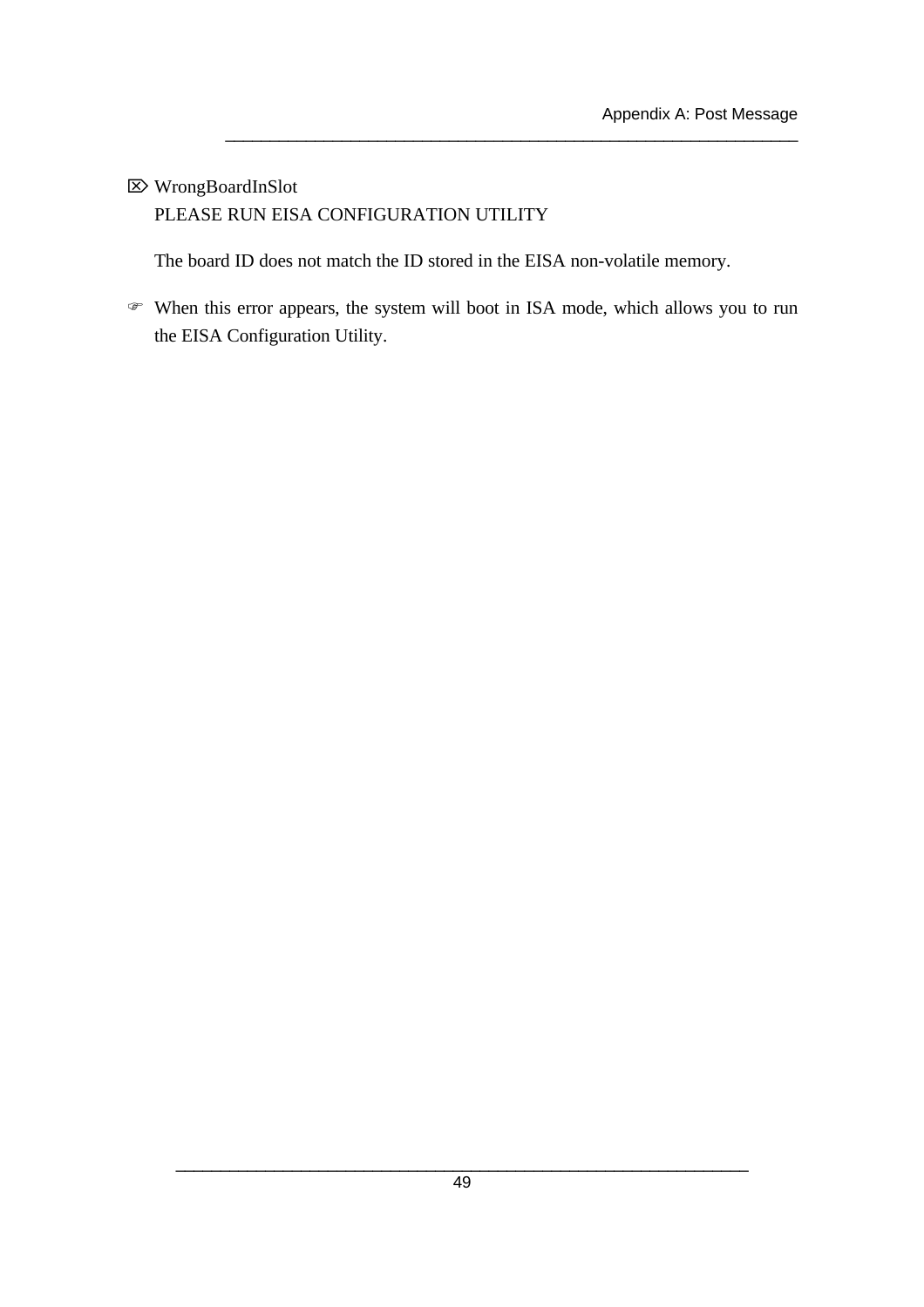⌦ WrongBoardInSlot
PLEASE RUN EISA CONFIGURATION UTILITY

The board ID does not match the ID stored in the EISA non-volatile memory.

☞ When this error appears, the system will boot in ISA mode, which allows you to run the EISA Configuration Utility.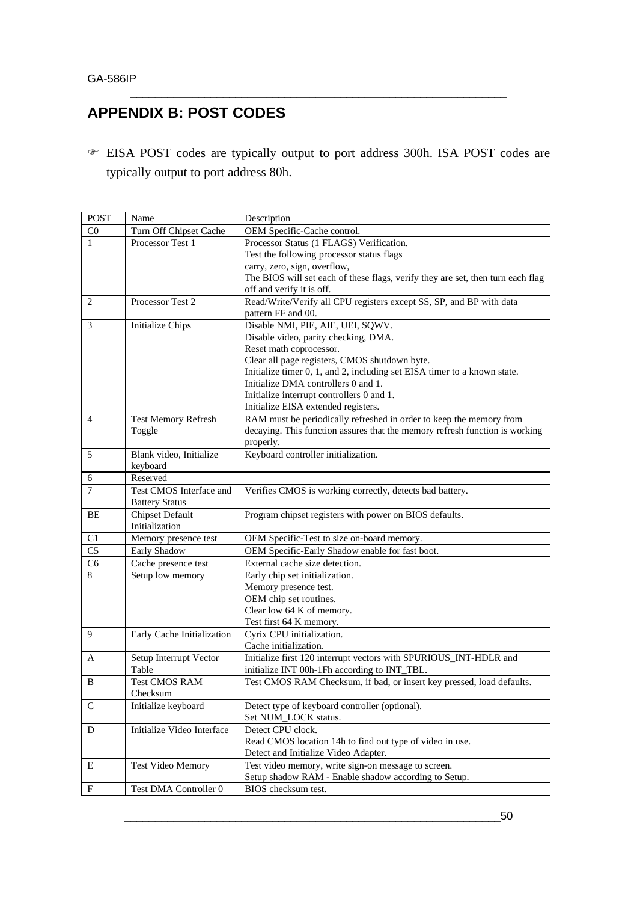# APPENDIX B: POST CODES

☞ EISA POST codes are typically output to port address 300h. ISA POST codes are typically output to port address 80h.

| POST | Name | Description |
|---|---|---|
| C0 | Turn Off Chipset Cache | OEM Specific-Cache control. |
| 1 | Processor Test 1 | Processor Status (1 FLAGS) Verification.<br>Test the following processor status flags<br>carry, zero, sign, overflow,<br>The BIOS will set each of these flags, verify they are set, then turn each flag off and verify it is off. |
| 2 | Processor Test 2 | Read/Write/Verify all CPU registers except SS, SP, and BP with data pattern FF and 00. |
| 3 | Initialize Chips | Disable NMI, PIE, AIE, UEI, SQWV.<br>Disable video, parity checking, DMA.<br>Reset math coprocessor.<br>Clear all page registers, CMOS shutdown byte.<br>Initialize timer 0, 1, and 2, including set EISA timer to a known state.<br>Initialize DMA controllers 0 and 1.<br>Initialize interrupt controllers 0 and 1.<br>Initialize EISA extended registers. |
| 4 | Test Memory Refresh Toggle | RAM must be periodically refreshed in order to keep the memory from decaying. This function assures that the memory refresh function is working properly. |
| 5 | Blank video, Initialize keyboard | Keyboard controller initialization. |
| 6 | Reserved | |
| 7 | Test CMOS Interface and Battery Status | Verifies CMOS is working correctly, detects bad battery. |
| BE | Chipset Default Initialization | Program chipset registers with power on BIOS defaults. |
| C1 | Memory presence test | OEM Specific-Test to size on-board memory. |
| C5 | Early Shadow | OEM Specific-Early Shadow enable for fast boot. |
| C6 | Cache presence test | External cache size detection. |
| 8 | Setup low memory | Early chip set initialization.<br>Memory presence test.<br>OEM chip set routines.<br>Clear low 64 K of memory.<br>Test first 64 K memory. |
| 9 | Early Cache Initialization | Cyrix CPU initialization.<br>Cache initialization. |
| A | Setup Interrupt Vector Table | Initialize first 120 interrupt vectors with SPURIOUS_INT-HDLR and initialize INT 00h-1Fh according to INT_TBL. |
| B | Test CMOS RAM Checksum | Test CMOS RAM Checksum, if bad, or insert key pressed, load defaults. |
| C | Initialize keyboard | Detect type of keyboard controller (optional).<br>Set NUM_LOCK status. |
| D | Initialize Video Interface | Detect CPU clock.<br>Read CMOS location 14h to find out type of video in use.<br>Detect and Initialize Video Adapter. |
| E | Test Video Memory | Test video memory, write sign-on message to screen.<br>Setup shadow RAM - Enable shadow according to Setup. |
| F | Test DMA Controller 0 | BIOS checksum test. |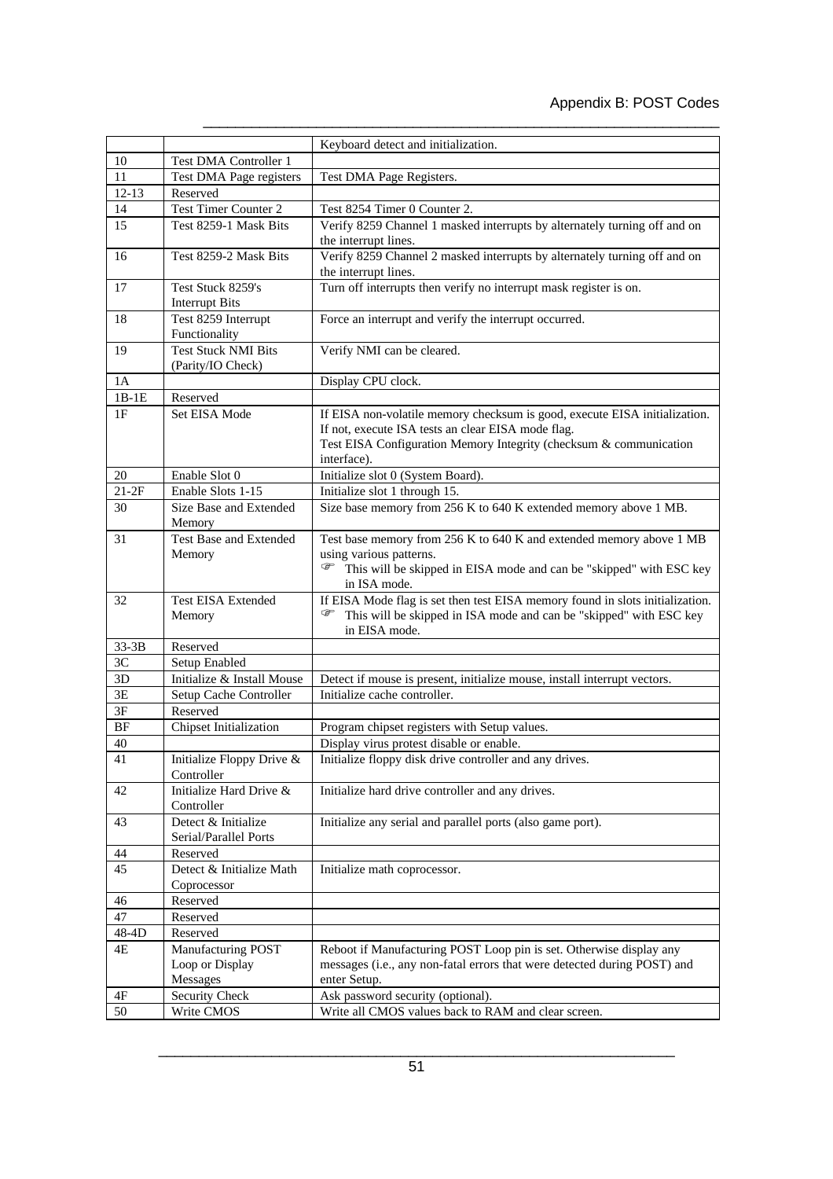| | | |
|---|---|---|
| | | Keyboard detect and initialization. |
| 10 | Test DMA Controller 1 | |
| 11 | Test DMA Page registers | Test DMA Page Registers. |
| 12-13 | Reserved | |
| 14 | Test Timer Counter 2 | Test 8254 Timer 0 Counter 2. |
| 15 | Test 8259-1 Mask Bits | Verify 8259 Channel 1 masked interrupts by alternately turning off and on the interrupt lines. |
| 16 | Test 8259-2 Mask Bits | Verify 8259 Channel 2 masked interrupts by alternately turning off and on the interrupt lines. |
| 17 | Test Stuck 8259's Interrupt Bits | Turn off interrupts then verify no interrupt mask register is on. |
| 18 | Test 8259 Interrupt Functionality | Force an interrupt and verify the interrupt occurred. |
| 19 | Test Stuck NMI Bits (Parity/IO Check) | Verify NMI can be cleared. |
| 1A | | Display CPU clock. |
| 1B-1E | Reserved | |
| 1F | Set EISA Mode | If EISA non-volatile memory checksum is good, execute EISA initialization. If not, execute ISA tests an clear EISA mode flag. Test EISA Configuration Memory Integrity (checksum & communication interface). |
| 20 | Enable Slot 0 | Initialize slot 0 (System Board). |
| 21-2F | Enable Slots 1-15 | Initialize slot 1 through 15. |
| 30 | Size Base and Extended Memory | Size base memory from 256 K to 640 K extended memory above 1 MB. |
| 31 | Test Base and Extended Memory | Test base memory from 256 K to 640 K and extended memory above 1 MB using various patterns. ☞ This will be skipped in EISA mode and can be "skipped" with ESC key in ISA mode. |
| 32 | Test EISA Extended Memory | If EISA Mode flag is set then test EISA memory found in slots initialization. ☞ This will be skipped in ISA mode and can be "skipped" with ESC key in EISA mode. |
| 33-3B | Reserved | |
| 3C | Setup Enabled | |
| 3D | Initialize & Install Mouse | Detect if mouse is present, initialize mouse, install interrupt vectors. |
| 3E | Setup Cache Controller | Initialize cache controller. |
| 3F | Reserved | |
| BF | Chipset Initialization | Program chipset registers with Setup values. |
| 40 | | Display virus protest disable or enable. |
| 41 | Initialize Floppy Drive & Controller | Initialize floppy disk drive controller and any drives. |
| 42 | Initialize Hard Drive & Controller | Initialize hard drive controller and any drives. |
| 43 | Detect & Initialize Serial/Parallel Ports | Initialize any serial and parallel ports (also game port). |
| 44 | Reserved | |
| 45 | Detect & Initialize Math Coprocessor | Initialize math coprocessor. |
| 46 | Reserved | |
| 47 | Reserved | |
| 48-4D | Reserved | |
| 4E | Manufacturing POST Loop or Display Messages | Reboot if Manufacturing POST Loop pin is set. Otherwise display any messages (i.e., any non-fatal errors that were detected during POST) and enter Setup. |
| 4F | Security Check | Ask password security (optional). |
| 50 | Write CMOS | Write all CMOS values back to RAM and clear screen. |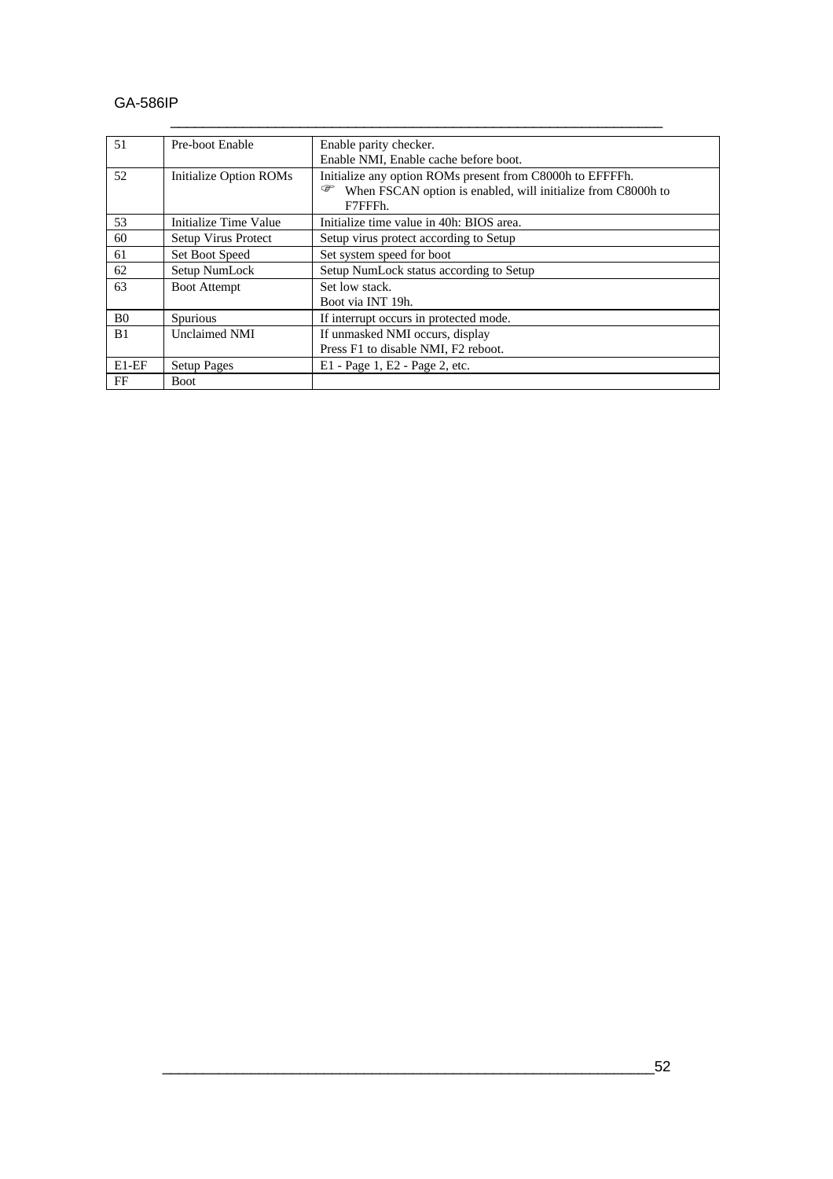| | | |
|---|---|---|
| 51 | Pre-boot Enable | Enable parity checker.<br>Enable NMI, Enable cache before boot. |
| 52 | Initialize Option ROMs | Initialize any option ROMs present from C8000h to EFFFFh.<br>☞ When FSCAN option is enabled, will initialize from C8000h to F7FFFh. |
| 53 | Initialize Time Value | Initialize time value in 40h: BIOS area. |
| 60 | Setup Virus Protect | Setup virus protect according to Setup |
| 61 | Set Boot Speed | Set system speed for boot |
| 62 | Setup NumLock | Setup NumLock status according to Setup |
| 63 | Boot Attempt | Set low stack.<br>Boot via INT 19h. |
| B0 | Spurious | If interrupt occurs in protected mode. |
| B1 | Unclaimed NMI | If unmasked NMI occurs, display<br>Press F1 to disable NMI, F2 reboot. |
| E1-EF | Setup Pages | E1 - Page 1, E2 - Page 2, etc. |
| FF | Boot | |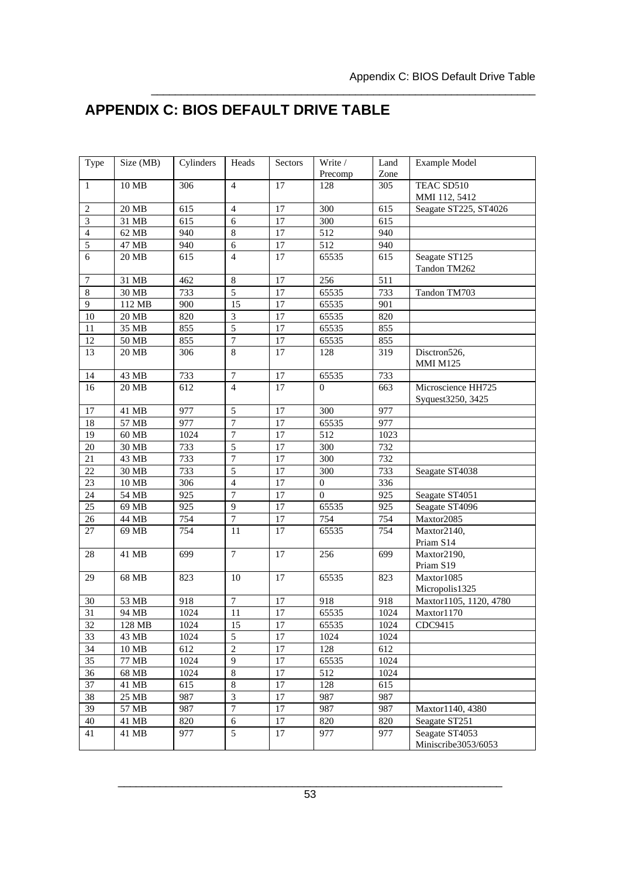# APPENDIX C: BIOS DEFAULT DRIVE TABLE

| Type | Size (MB) | Cylinders | Heads | Sectors | Write / Precomp | Land Zone | Example Model |
|---|---|---|---|---|---|---|---|
| 1 | 10 MB | 306 | 4 | 17 | 128 | 305 | TEAC SD510 MMI 112, 5412 |
| 2 | 20 MB | 615 | 4 | 17 | 300 | 615 | Seagate ST225, ST4026 |
| 3 | 31 MB | 615 | 6 | 17 | 300 | 615 | |
| 4 | 62 MB | 940 | 8 | 17 | 512 | 940 | |
| 5 | 47 MB | 940 | 6 | 17 | 512 | 940 | |
| 6 | 20 MB | 615 | 4 | 17 | 65535 | 615 | Seagate ST125 Tandon TM262 |
| 7 | 31 MB | 462 | 8 | 17 | 256 | 511 | |
| 8 | 30 MB | 733 | 5 | 17 | 65535 | 733 | Tandon TM703 |
| 9 | 112 MB | 900 | 15 | 17 | 65535 | 901 | |
| 10 | 20 MB | 820 | 3 | 17 | 65535 | 820 | |
| 11 | 35 MB | 855 | 5 | 17 | 65535 | 855 | |
| 12 | 50 MB | 855 | 7 | 17 | 65535 | 855 | |
| 13 | 20 MB | 306 | 8 | 17 | 128 | 319 | Disctron526, MMI M125 |
| 14 | 43 MB | 733 | 7 | 17 | 65535 | 733 | |
| 16 | 20 MB | 612 | 4 | 17 | 0 | 663 | Microscience HH725 Syquest3250, 3425 |
| 17 | 41 MB | 977 | 5 | 17 | 300 | 977 | |
| 18 | 57 MB | 977 | 7 | 17 | 65535 | 977 | |
| 19 | 60 MB | 1024 | 7 | 17 | 512 | 1023 | |
| 20 | 30 MB | 733 | 5 | 17 | 300 | 732 | |
| 21 | 43 MB | 733 | 7 | 17 | 300 | 732 | |
| 22 | 30 MB | 733 | 5 | 17 | 300 | 733 | Seagate ST4038 |
| 23 | 10 MB | 306 | 4 | 17 | 0 | 336 | |
| 24 | 54 MB | 925 | 7 | 17 | 0 | 925 | Seagate ST4051 |
| 25 | 69 MB | 925 | 9 | 17 | 65535 | 925 | Seagate ST4096 |
| 26 | 44 MB | 754 | 7 | 17 | 754 | 754 | Maxtor2085 |
| 27 | 69 MB | 754 | 11 | 17 | 65535 | 754 | Maxtor2140, Priam S14 |
| 28 | 41 MB | 699 | 7 | 17 | 256 | 699 | Maxtor2190, Priam S19 |
| 29 | 68 MB | 823 | 10 | 17 | 65535 | 823 | Maxtor1085 Micropolis1325 |
| 30 | 53 MB | 918 | 7 | 17 | 918 | 918 | Maxtor1105, 1120, 4780 |
| 31 | 94 MB | 1024 | 11 | 17 | 65535 | 1024 | Maxtor1170 |
| 32 | 128 MB | 1024 | 15 | 17 | 65535 | 1024 | CDC9415 |
| 33 | 43 MB | 1024 | 5 | 17 | 1024 | 1024 | |
| 34 | 10 MB | 612 | 2 | 17 | 128 | 612 | |
| 35 | 77 MB | 1024 | 9 | 17 | 65535 | 1024 | |
| 36 | 68 MB | 1024 | 8 | 17 | 512 | 1024 | |
| 37 | 41 MB | 615 | 8 | 17 | 128 | 615 | |
| 38 | 25 MB | 987 | 3 | 17 | 987 | 987 | |
| 39 | 57 MB | 987 | 7 | 17 | 987 | 987 | Maxtor1140, 4380 |
| 40 | 41 MB | 820 | 6 | 17 | 820 | 820 | Seagate ST251 |
| 41 | 41 MB | 977 | 5 | 17 | 977 | 977 | Seagate ST4053 Miniscribe3053/6053 |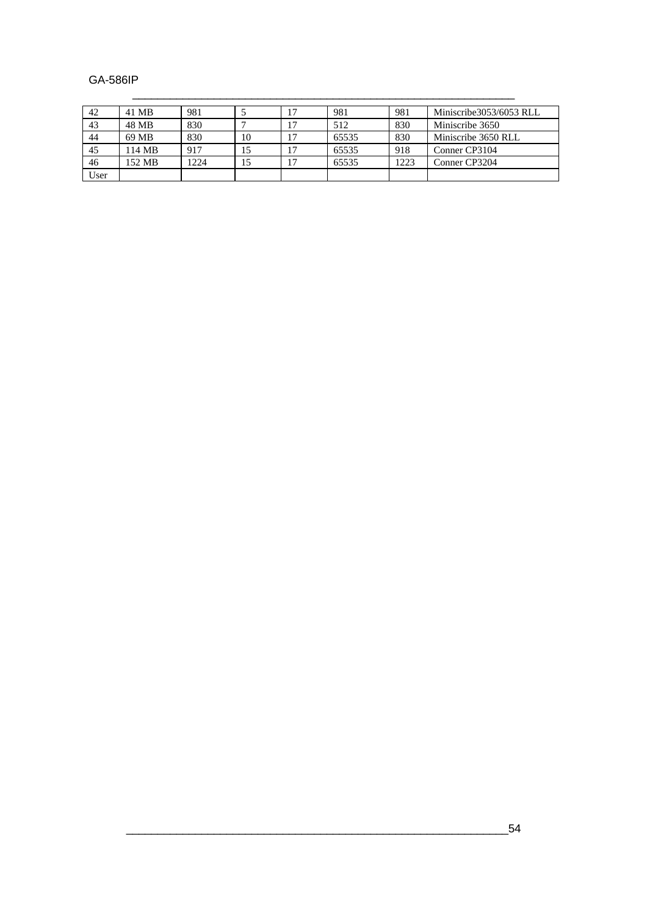| | | | | | | | |
|---|---|---|---|---|---|---|---|
| 42 | 41 MB | 981 | 5 | 17 | 981 | 981 | Miniscribe3053/6053 RLL |
| 43 | 48 MB | 830 | 7 | 17 | 512 | 830 | Miniscribe 3650 |
| 44 | 69 MB | 830 | 10 | 17 | 65535 | 830 | Miniscribe 3650 RLL |
| 45 | 114 MB | 917 | 15 | 17 | 65535 | 918 | Conner CP3104 |
| 46 | 152 MB | 1224 | 15 | 17 | 65535 | 1223 | Conner CP3204 |
| User | | | | | | | |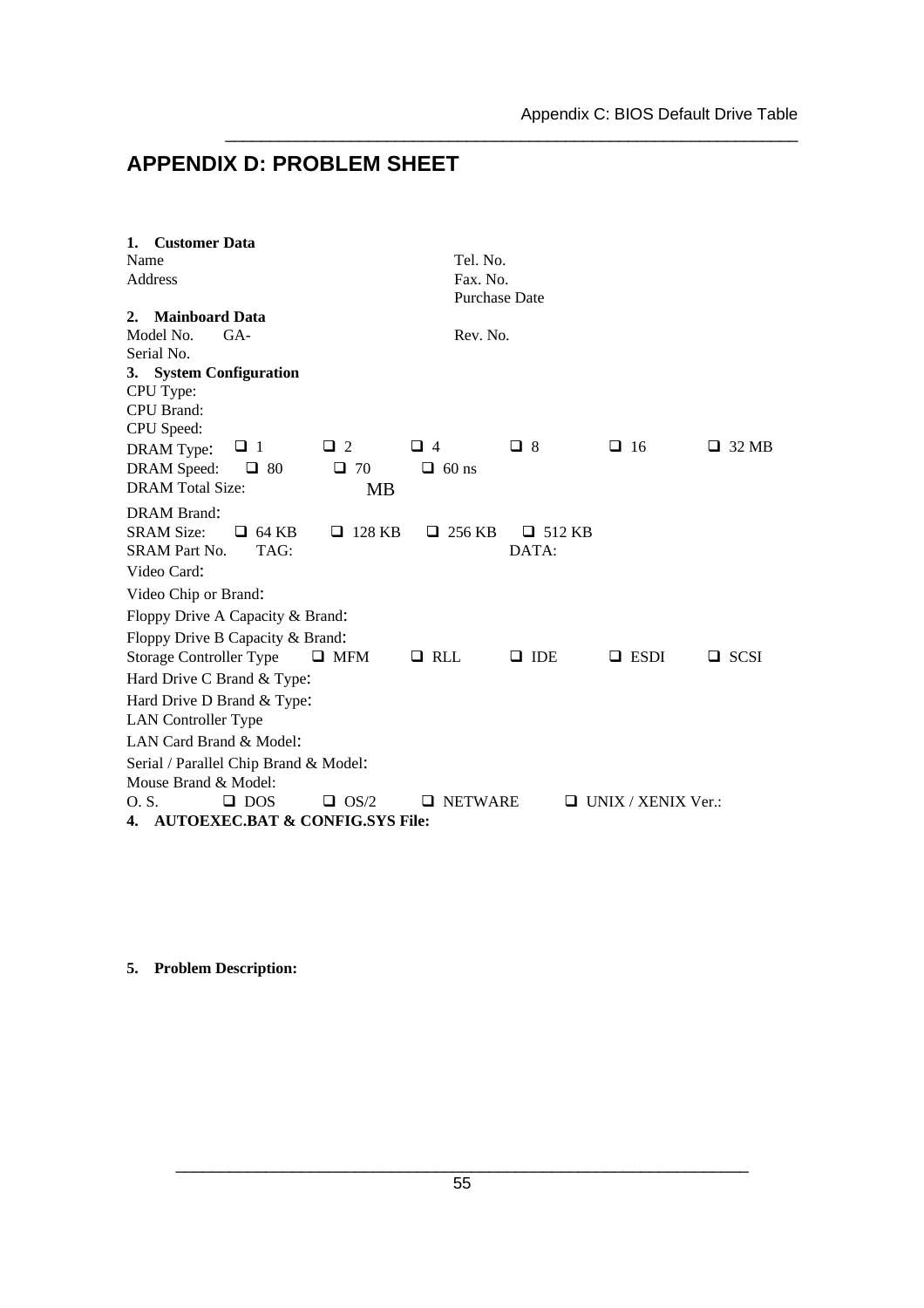# APPENDIX D: PROBLEM SHEET

**1. Customer Data**

Name

Address

Tel. No.

Fax. No.

Purchase Date

**2. Mainboard Data**

Model No. GA-

Rev. No.

Serial No.

**3. System Configuration**

CPU Type:

CPU Brand:

CPU Speed:

DRAM Type: ❑ 1 ❑ 2 ❑ 4 ❑ 8 ❑ 16 ❑ 32 MB

DRAM Speed: ❑ 80 ❑ 70 ❑ 60 ns

DRAM Total Size: MB

DRAM Brand:

SRAM Size: ❑ 64 KB ❑ 128 KB ❑ 256 KB ❑ 512 KB

SRAM Part No. TAG: DATA:

Video Card:

Video Chip or Brand:

Floppy Drive A Capacity & Brand:

Floppy Drive B Capacity & Brand:

Storage Controller Type ❑ MFM ❑ RLL ❑ IDE ❑ ESDI ❑ SCSI

Hard Drive C Brand & Type:

Hard Drive D Brand & Type:

LAN Controller Type

LAN Card Brand & Model:

Serial / Parallel Chip Brand & Model:

Mouse Brand & Model:

O. S. ❑ DOS ❑ OS/2 ❑ NETWARE ❑ UNIX / XENIX Ver.:

**4. AUTOEXEC.BAT & CONFIG.SYS File:**

**5. Problem Description:**